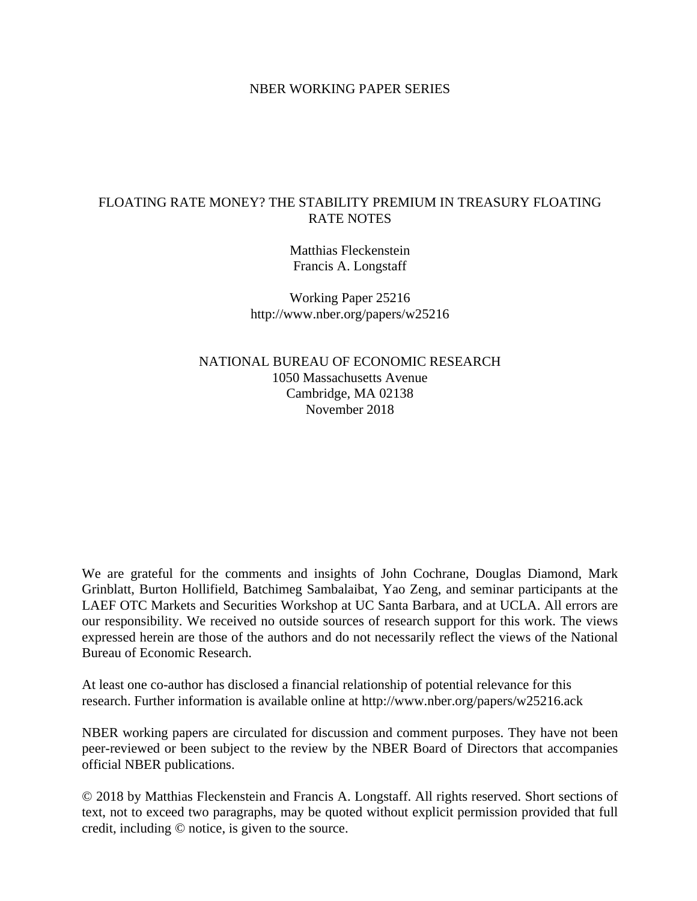NBER WORKING PAPER SERIES

# FLOATING RATE MONEY? THE STABILITY PREMIUM IN TREASURY FLOATING RATE NOTES

Matthias Fleckenstein
Francis A. Longstaff

Working Paper 25216
http://www.nber.org/papers/w25216

NATIONAL BUREAU OF ECONOMIC RESEARCH
1050 Massachusetts Avenue
Cambridge, MA 02138
November 2018

We are grateful for the comments and insights of John Cochrane, Douglas Diamond, Mark Grinblatt, Burton Hollifield, Batchimeg Sambalaibat, Yao Zeng, and seminar participants at the LAEF OTC Markets and Securities Workshop at UC Santa Barbara, and at UCLA. All errors are our responsibility. We received no outside sources of research support for this work. The views expressed herein are those of the authors and do not necessarily reflect the views of the National Bureau of Economic Research.

At least one co-author has disclosed a financial relationship of potential relevance for this research. Further information is available online at http://www.nber.org/papers/w25216.ack

NBER working papers are circulated for discussion and comment purposes. They have not been peer-reviewed or been subject to the review by the NBER Board of Directors that accompanies official NBER publications.

© 2018 by Matthias Fleckenstein and Francis A. Longstaff. All rights reserved. Short sections of text, not to exceed two paragraphs, may be quoted without explicit permission provided that full credit, including © notice, is given to the source.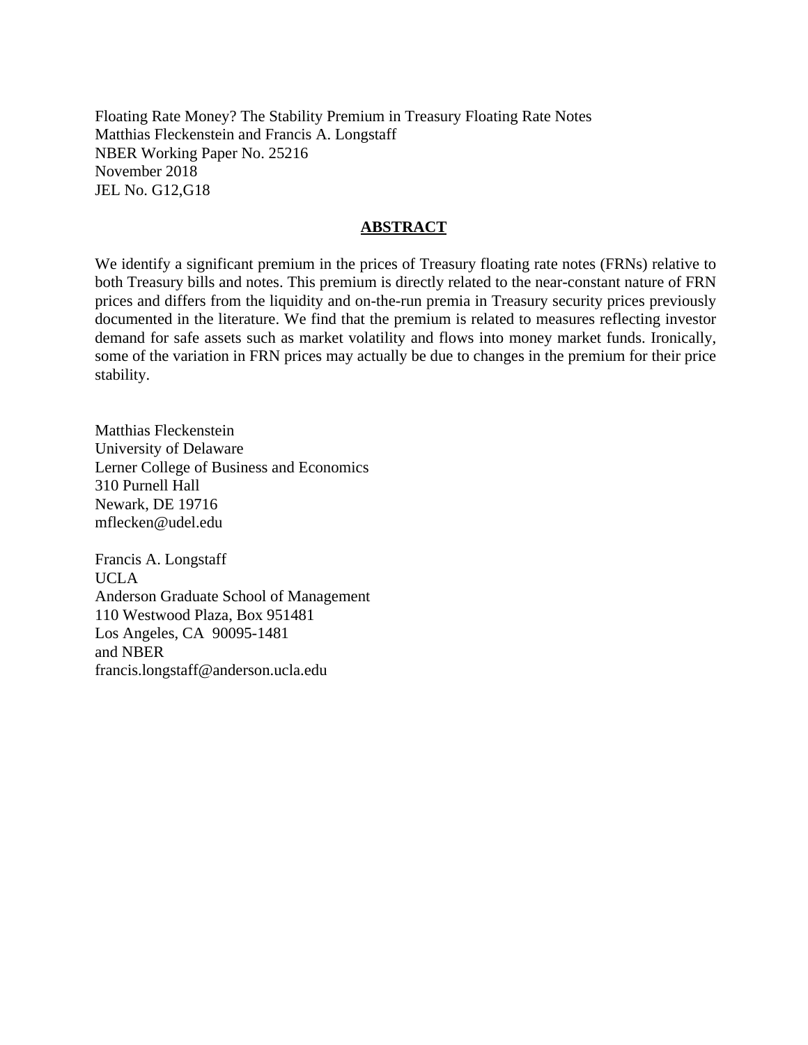Floating Rate Money? The Stability Premium in Treasury Floating Rate Notes
Matthias Fleckenstein and Francis A. Longstaff
NBER Working Paper No. 25216
November 2018
JEL No. G12,G18

## ABSTRACT

We identify a significant premium in the prices of Treasury floating rate notes (FRNs) relative to both Treasury bills and notes. This premium is directly related to the near-constant nature of FRN prices and differs from the liquidity and on-the-run premia in Treasury security prices previously documented in the literature. We find that the premium is related to measures reflecting investor demand for safe assets such as market volatility and flows into money market funds. Ironically, some of the variation in FRN prices may actually be due to changes in the premium for their price stability.

Matthias Fleckenstein
University of Delaware
Lerner College of Business and Economics
310 Purnell Hall
Newark, DE 19716
mflecken@udel.edu

Francis A. Longstaff
UCLA
Anderson Graduate School of Management
110 Westwood Plaza, Box 951481
Los Angeles, CA 90095-1481
and NBER
francis.longstaff@anderson.ucla.edu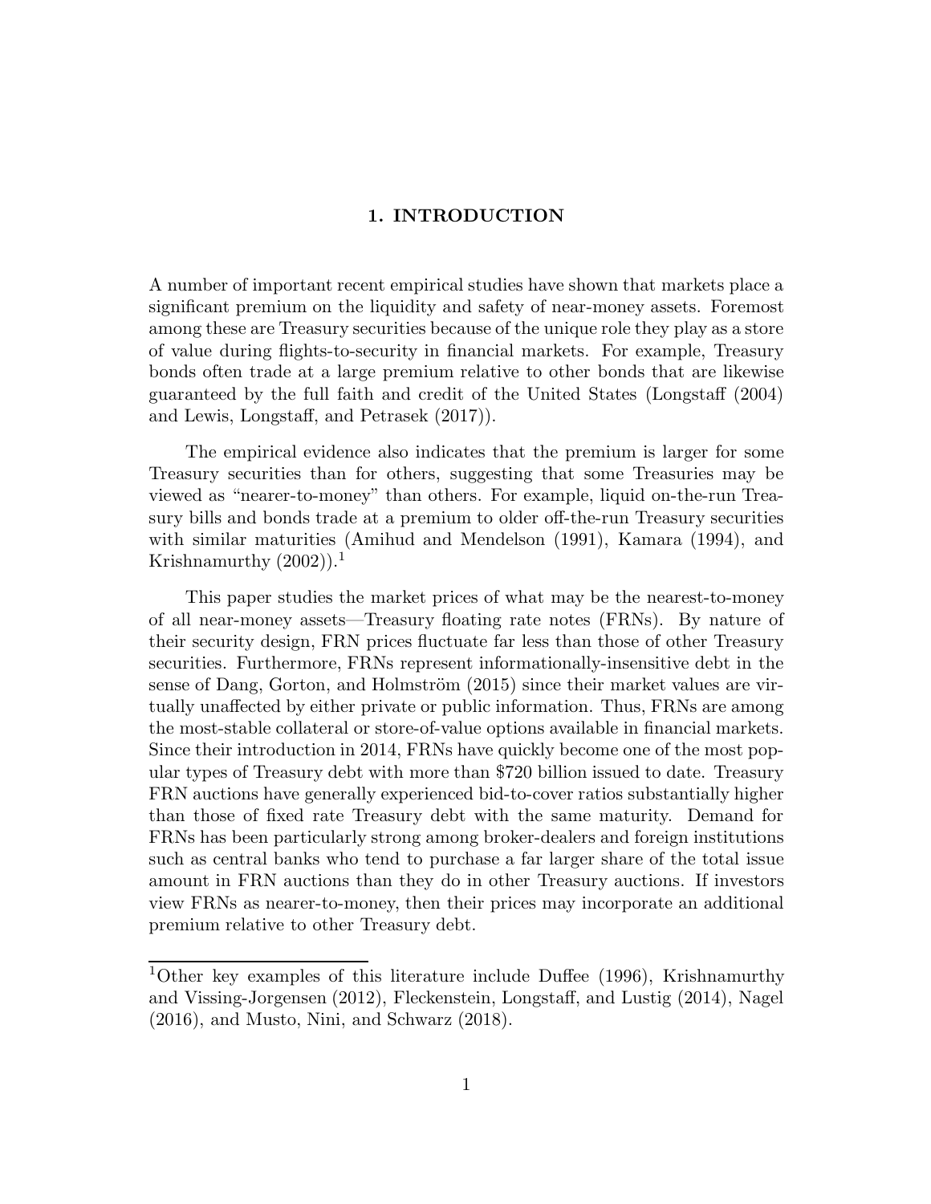# 1. INTRODUCTION

A number of important recent empirical studies have shown that markets place a significant premium on the liquidity and safety of near-money assets. Foremost among these are Treasury securities because of the unique role they play as a store of value during flights-to-security in financial markets. For example, Treasury bonds often trade at a large premium relative to other bonds that are likewise guaranteed by the full faith and credit of the United States (Longstaff (2004) and Lewis, Longstaff, and Petrasek (2017)).

The empirical evidence also indicates that the premium is larger for some Treasury securities than for others, suggesting that some Treasuries may be viewed as "nearer-to-money" than others. For example, liquid on-the-run Treasury bills and bonds trade at a premium to older off-the-run Treasury securities with similar maturities (Amihud and Mendelson (1991), Kamara (1994), and Krishnamurthy (2002)).[1]

This paper studies the market prices of what may be the nearest-to-money of all near-money assets—Treasury floating rate notes (FRNs). By nature of their security design, FRN prices fluctuate far less than those of other Treasury securities. Furthermore, FRNs represent informationally-insensitive debt in the sense of Dang, Gorton, and Holmström (2015) since their market values are virtually unaffected by either private or public information. Thus, FRNs are among the most-stable collateral or store-of-value options available in financial markets. Since their introduction in 2014, FRNs have quickly become one of the most popular types of Treasury debt with more than $720 billion issued to date. Treasury FRN auctions have generally experienced bid-to-cover ratios substantially higher than those of fixed rate Treasury debt with the same maturity. Demand for FRNs has been particularly strong among broker-dealers and foreign institutions such as central banks who tend to purchase a far larger share of the total issue amount in FRN auctions than they do in other Treasury auctions. If investors view FRNs as nearer-to-money, then their prices may incorporate an additional premium relative to other Treasury debt.

[1] Other key examples of this literature include Duffee (1996), Krishnamurthy and Vissing-Jorgensen (2012), Fleckenstein, Longstaff, and Lustig (2014), Nagel (2016), and Musto, Nini, and Schwarz (2018).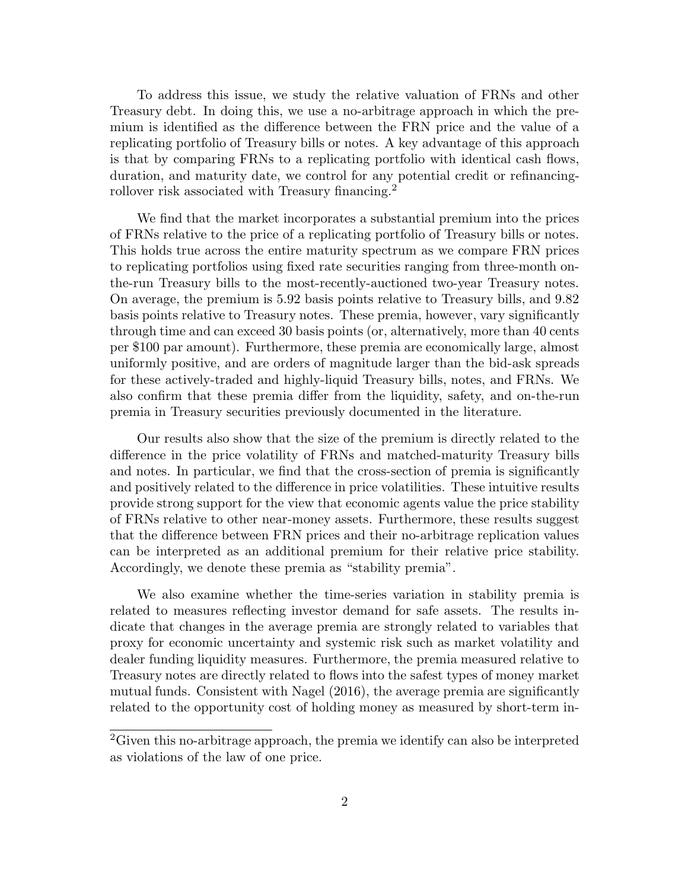To address this issue, we study the relative valuation of FRNs and other Treasury debt. In doing this, we use a no-arbitrage approach in which the premium is identified as the difference between the FRN price and the value of a replicating portfolio of Treasury bills or notes. A key advantage of this approach is that by comparing FRNs to a replicating portfolio with identical cash flows, duration, and maturity date, we control for any potential credit or refinancing-rollover risk associated with Treasury financing.[2]

We find that the market incorporates a substantial premium into the prices of FRNs relative to the price of a replicating portfolio of Treasury bills or notes. This holds true across the entire maturity spectrum as we compare FRN prices to replicating portfolios using fixed rate securities ranging from three-month on-the-run Treasury bills to the most-recently-auctioned two-year Treasury notes. On average, the premium is 5.92 basis points relative to Treasury bills, and 9.82 basis points relative to Treasury notes. These premia, however, vary significantly through time and can exceed 30 basis points (or, alternatively, more than 40 cents per \$100 par amount). Furthermore, these premia are economically large, almost uniformly positive, and are orders of magnitude larger than the bid-ask spreads for these actively-traded and highly-liquid Treasury bills, notes, and FRNs. We also confirm that these premia differ from the liquidity, safety, and on-the-run premia in Treasury securities previously documented in the literature.

Our results also show that the size of the premium is directly related to the difference in the price volatility of FRNs and matched-maturity Treasury bills and notes. In particular, we find that the cross-section of premia is significantly and positively related to the difference in price volatilities. These intuitive results provide strong support for the view that economic agents value the price stability of FRNs relative to other near-money assets. Furthermore, these results suggest that the difference between FRN prices and their no-arbitrage replication values can be interpreted as an additional premium for their relative price stability. Accordingly, we denote these premia as "stability premia".

We also examine whether the time-series variation in stability premia is related to measures reflecting investor demand for safe assets. The results indicate that changes in the average premia are strongly related to variables that proxy for economic uncertainty and systemic risk such as market volatility and dealer funding liquidity measures. Furthermore, the premia measured relative to Treasury notes are directly related to flows into the safest types of money market mutual funds. Consistent with Nagel (2016), the average premia are significantly related to the opportunity cost of holding money as measured by short-term in-

[2]Given this no-arbitrage approach, the premia we identify can also be interpreted as violations of the law of one price.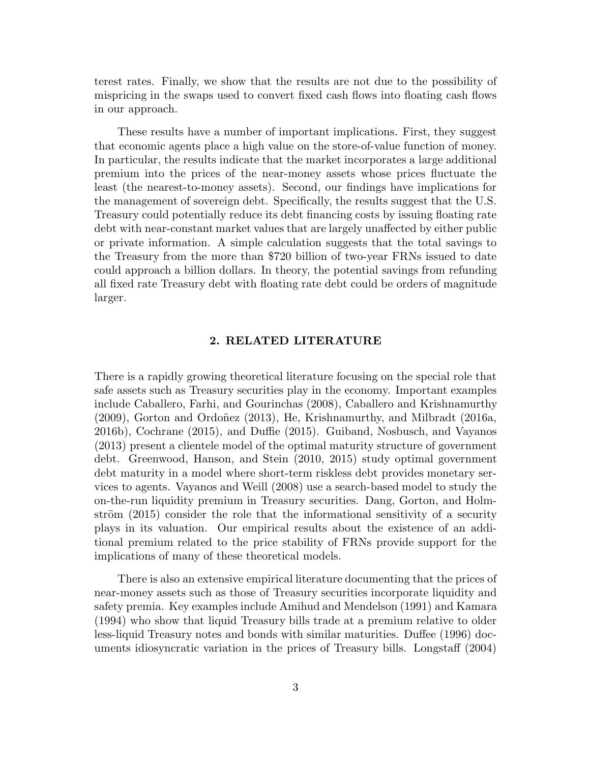terest rates. Finally, we show that the results are not due to the possibility of mispricing in the swaps used to convert fixed cash flows into floating cash flows in our approach.

These results have a number of important implications. First, they suggest that economic agents place a high value on the store-of-value function of money. In particular, the results indicate that the market incorporates a large additional premium into the prices of the near-money assets whose prices fluctuate the least (the nearest-to-money assets). Second, our findings have implications for the management of sovereign debt. Specifically, the results suggest that the U.S. Treasury could potentially reduce its debt financing costs by issuing floating rate debt with near-constant market values that are largely unaffected by either public or private information. A simple calculation suggests that the total savings to the Treasury from the more than $720 billion of two-year FRNs issued to date could approach a billion dollars. In theory, the potential savings from refunding all fixed rate Treasury debt with floating rate debt could be orders of magnitude larger.

## 2. RELATED LITERATURE

There is a rapidly growing theoretical literature focusing on the special role that safe assets such as Treasury securities play in the economy. Important examples include Caballero, Farhi, and Gourinchas (2008), Caballero and Krishnamurthy (2009), Gorton and Ordoñez (2013), He, Krishnamurthy, and Milbradt (2016a, 2016b), Cochrane (2015), and Duffie (2015). Guiband, Nosbusch, and Vayanos (2013) present a clientele model of the optimal maturity structure of government debt. Greenwood, Hanson, and Stein (2010, 2015) study optimal government debt maturity in a model where short-term riskless debt provides monetary services to agents. Vayanos and Weill (2008) use a search-based model to study the on-the-run liquidity premium in Treasury securities. Dang, Gorton, and Holmström (2015) consider the role that the informational sensitivity of a security plays in its valuation. Our empirical results about the existence of an additional premium related to the price stability of FRNs provide support for the implications of many of these theoretical models.

There is also an extensive empirical literature documenting that the prices of near-money assets such as those of Treasury securities incorporate liquidity and safety premia. Key examples include Amihud and Mendelson (1991) and Kamara (1994) who show that liquid Treasury bills trade at a premium relative to older less-liquid Treasury notes and bonds with similar maturities. Duffee (1996) documents idiosyncratic variation in the prices of Treasury bills. Longstaff (2004)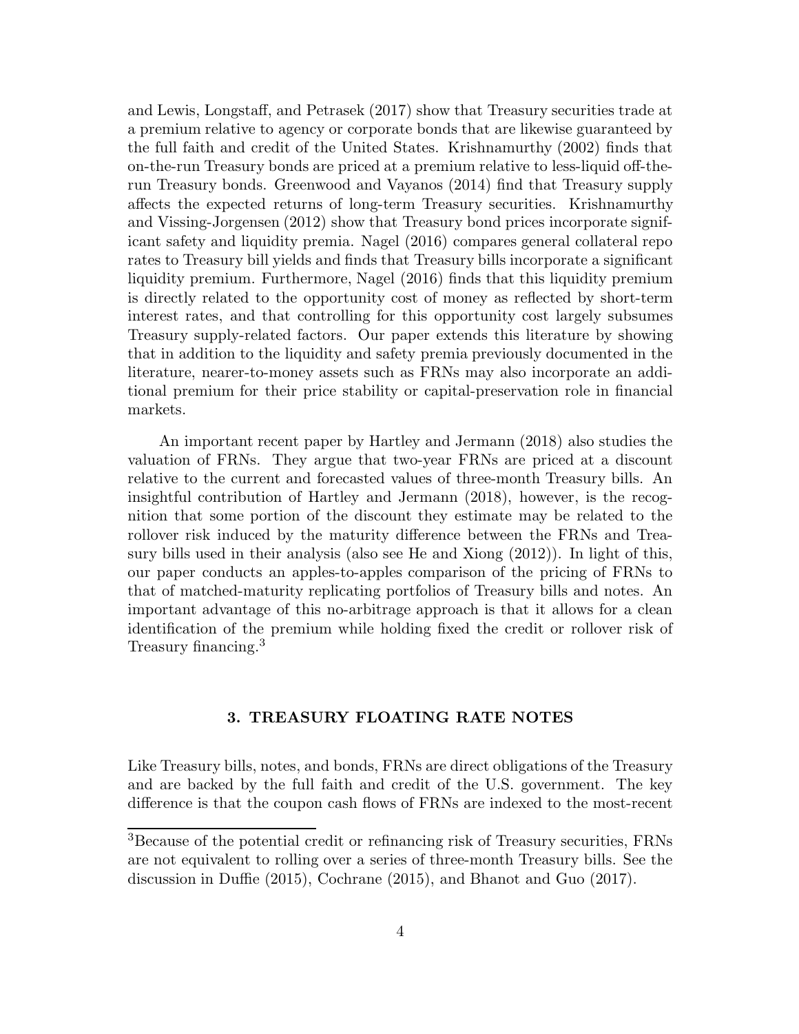and Lewis, Longstaff, and Petrasek (2017) show that Treasury securities trade at a premium relative to agency or corporate bonds that are likewise guaranteed by the full faith and credit of the United States. Krishnamurthy (2002) finds that on-the-run Treasury bonds are priced at a premium relative to less-liquid off-the-run Treasury bonds. Greenwood and Vayanos (2014) find that Treasury supply affects the expected returns of long-term Treasury securities. Krishnamurthy and Vissing-Jorgensen (2012) show that Treasury bond prices incorporate significant safety and liquidity premia. Nagel (2016) compares general collateral repo rates to Treasury bill yields and finds that Treasury bills incorporate a significant liquidity premium. Furthermore, Nagel (2016) finds that this liquidity premium is directly related to the opportunity cost of money as reflected by short-term interest rates, and that controlling for this opportunity cost largely subsumes Treasury supply-related factors. Our paper extends this literature by showing that in addition to the liquidity and safety premia previously documented in the literature, nearer-to-money assets such as FRNs may also incorporate an additional premium for their price stability or capital-preservation role in financial markets.

An important recent paper by Hartley and Jermann (2018) also studies the valuation of FRNs. They argue that two-year FRNs are priced at a discount relative to the current and forecasted values of three-month Treasury bills. An insightful contribution of Hartley and Jermann (2018), however, is the recognition that some portion of the discount they estimate may be related to the rollover risk induced by the maturity difference between the FRNs and Treasury bills used in their analysis (also see He and Xiong (2012)). In light of this, our paper conducts an apples-to-apples comparison of the pricing of FRNs to that of matched-maturity replicating portfolios of Treasury bills and notes. An important advantage of this no-arbitrage approach is that it allows for a clean identification of the premium while holding fixed the credit or rollover risk of Treasury financing.[3]

## 3. TREASURY FLOATING RATE NOTES

Like Treasury bills, notes, and bonds, FRNs are direct obligations of the Treasury and are backed by the full faith and credit of the U.S. government. The key difference is that the coupon cash flows of FRNs are indexed to the most-recent

[3] Because of the potential credit or refinancing risk of Treasury securities, FRNs are not equivalent to rolling over a series of three-month Treasury bills. See the discussion in Duffie (2015), Cochrane (2015), and Bhanot and Guo (2017).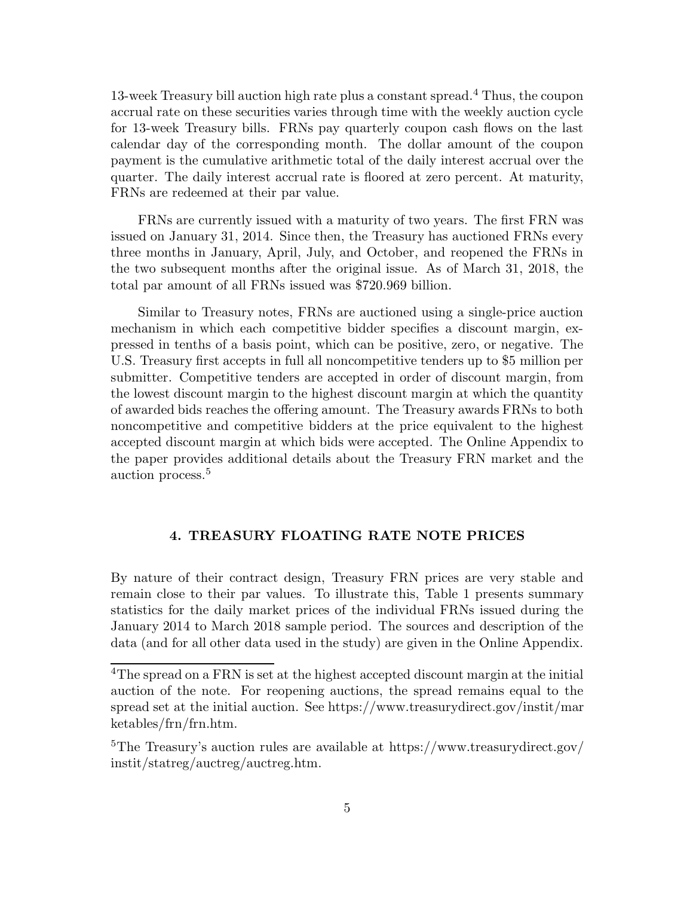13-week Treasury bill auction high rate plus a constant spread.[4] Thus, the coupon accrual rate on these securities varies through time with the weekly auction cycle for 13-week Treasury bills. FRNs pay quarterly coupon cash flows on the last calendar day of the corresponding month. The dollar amount of the coupon payment is the cumulative arithmetic total of the daily interest accrual over the quarter. The daily interest accrual rate is floored at zero percent. At maturity, FRNs are redeemed at their par value.

FRNs are currently issued with a maturity of two years. The first FRN was issued on January 31, 2014. Since then, the Treasury has auctioned FRNs every three months in January, April, July, and October, and reopened the FRNs in the two subsequent months after the original issue. As of March 31, 2018, the total par amount of all FRNs issued was $720.969 billion.

Similar to Treasury notes, FRNs are auctioned using a single-price auction mechanism in which each competitive bidder specifies a discount margin, expressed in tenths of a basis point, which can be positive, zero, or negative. The U.S. Treasury first accepts in full all noncompetitive tenders up to $5 million per submitter. Competitive tenders are accepted in order of discount margin, from the lowest discount margin to the highest discount margin at which the quantity of awarded bids reaches the offering amount. The Treasury awards FRNs to both noncompetitive and competitive bidders at the price equivalent to the highest accepted discount margin at which bids were accepted. The Online Appendix to the paper provides additional details about the Treasury FRN market and the auction process.[5]

## 4. TREASURY FLOATING RATE NOTE PRICES

By nature of their contract design, Treasury FRN prices are very stable and remain close to their par values. To illustrate this, Table 1 presents summary statistics for the daily market prices of the individual FRNs issued during the January 2014 to March 2018 sample period. The sources and description of the data (and for all other data used in the study) are given in the Online Appendix.

---

[4] The spread on a FRN is set at the highest accepted discount margin at the initial auction of the note. For reopening auctions, the spread remains equal to the spread set at the initial auction. See https://www.treasurydirect.gov/instit/marketables/frn/frn.htm.

[5] The Treasury's auction rules are available at https://www.treasurydirect.gov/instit/statreg/auctreg/auctreg.htm.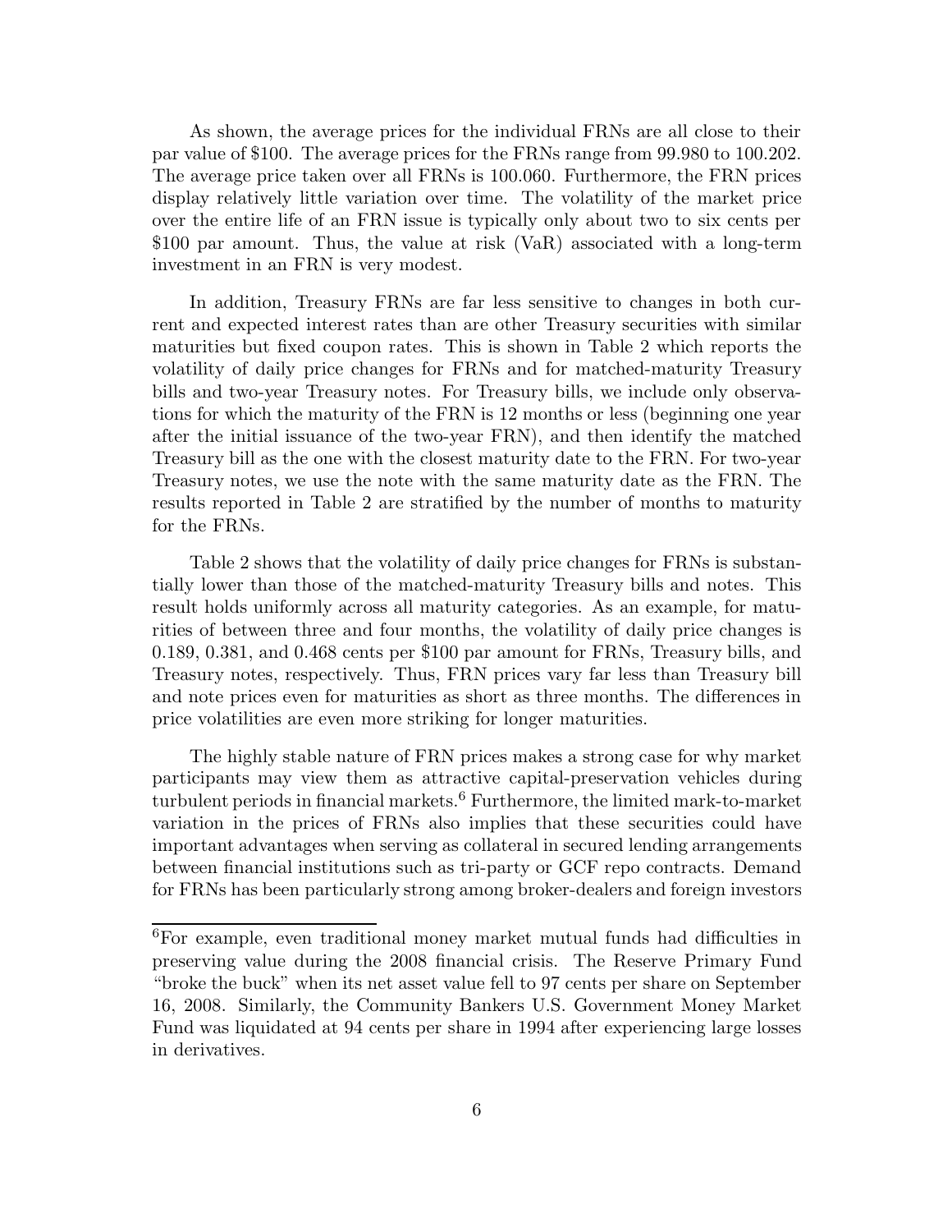As shown, the average prices for the individual FRNs are all close to their par value of \$100. The average prices for the FRNs range from 99.980 to 100.202. The average price taken over all FRNs is 100.060. Furthermore, the FRN prices display relatively little variation over time. The volatility of the market price over the entire life of an FRN issue is typically only about two to six cents per \$100 par amount. Thus, the value at risk (VaR) associated with a long-term investment in an FRN is very modest.

In addition, Treasury FRNs are far less sensitive to changes in both current and expected interest rates than are other Treasury securities with similar maturities but fixed coupon rates. This is shown in Table 2 which reports the volatility of daily price changes for FRNs and for matched-maturity Treasury bills and two-year Treasury notes. For Treasury bills, we include only observations for which the maturity of the FRN is 12 months or less (beginning one year after the initial issuance of the two-year FRN), and then identify the matched Treasury bill as the one with the closest maturity date to the FRN. For two-year Treasury notes, we use the note with the same maturity date as the FRN. The results reported in Table 2 are stratified by the number of months to maturity for the FRNs.

Table 2 shows that the volatility of daily price changes for FRNs is substantially lower than those of the matched-maturity Treasury bills and notes. This result holds uniformly across all maturity categories. As an example, for maturities of between three and four months, the volatility of daily price changes is 0.189, 0.381, and 0.468 cents per \$100 par amount for FRNs, Treasury bills, and Treasury notes, respectively. Thus, FRN prices vary far less than Treasury bill and note prices even for maturities as short as three months. The differences in price volatilities are even more striking for longer maturities.

The highly stable nature of FRN prices makes a strong case for why market participants may view them as attractive capital-preservation vehicles during turbulent periods in financial markets.[6] Furthermore, the limited mark-to-market variation in the prices of FRNs also implies that these securities could have important advantages when serving as collateral in secured lending arrangements between financial institutions such as tri-party or GCF repo contracts. Demand for FRNs has been particularly strong among broker-dealers and foreign investors

[6]For example, even traditional money market mutual funds had difficulties in preserving value during the 2008 financial crisis. The Reserve Primary Fund "broke the buck" when its net asset value fell to 97 cents per share on September 16, 2008. Similarly, the Community Bankers U.S. Government Money Market Fund was liquidated at 94 cents per share in 1994 after experiencing large losses in derivatives.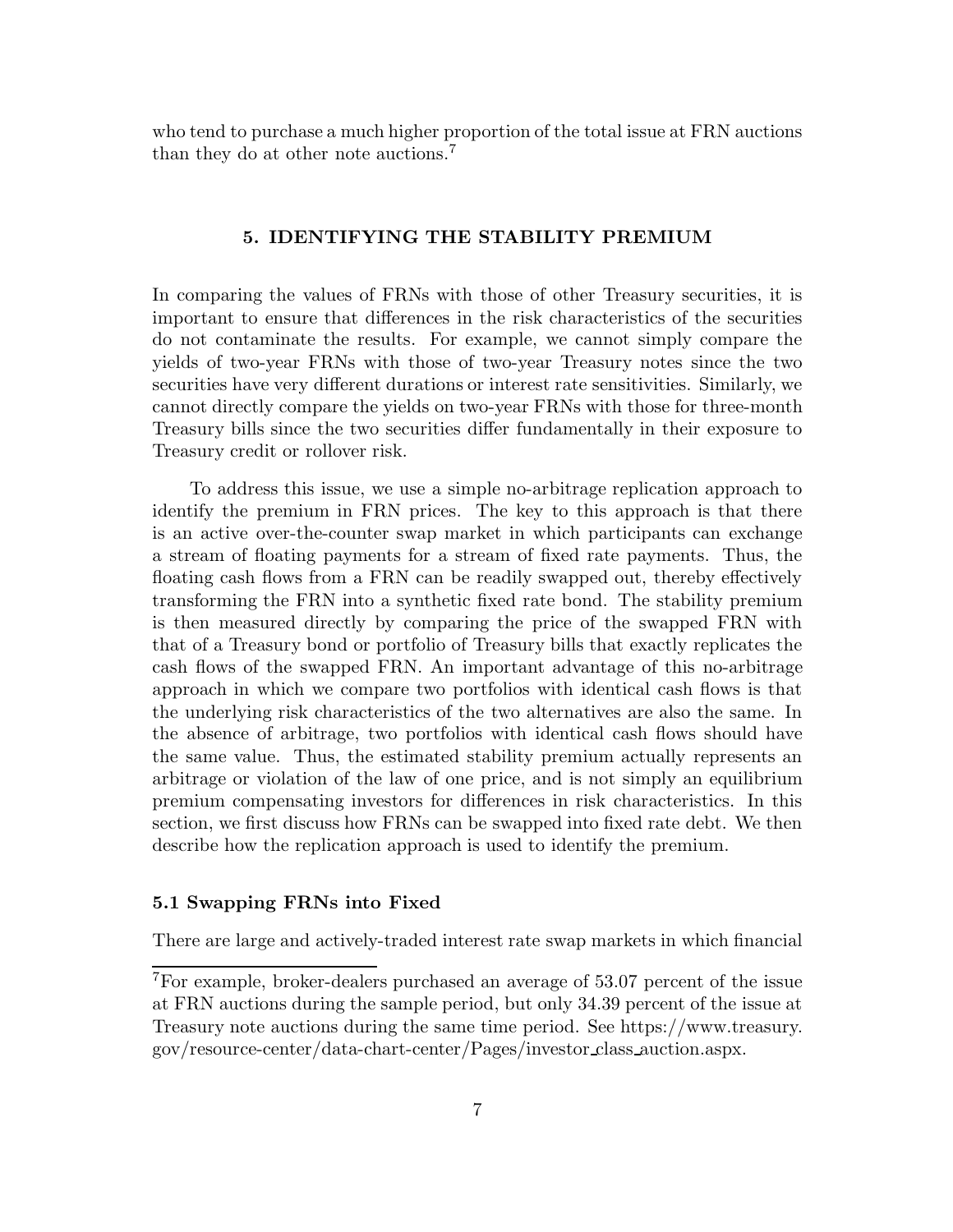who tend to purchase a much higher proportion of the total issue at FRN auctions than they do at other note auctions.[7]

## 5. IDENTIFYING THE STABILITY PREMIUM

In comparing the values of FRNs with those of other Treasury securities, it is important to ensure that differences in the risk characteristics of the securities do not contaminate the results. For example, we cannot simply compare the yields of two-year FRNs with those of two-year Treasury notes since the two securities have very different durations or interest rate sensitivities. Similarly, we cannot directly compare the yields on two-year FRNs with those for three-month Treasury bills since the two securities differ fundamentally in their exposure to Treasury credit or rollover risk.

To address this issue, we use a simple no-arbitrage replication approach to identify the premium in FRN prices. The key to this approach is that there is an active over-the-counter swap market in which participants can exchange a stream of floating payments for a stream of fixed rate payments. Thus, the floating cash flows from a FRN can be readily swapped out, thereby effectively transforming the FRN into a synthetic fixed rate bond. The stability premium is then measured directly by comparing the price of the swapped FRN with that of a Treasury bond or portfolio of Treasury bills that exactly replicates the cash flows of the swapped FRN. An important advantage of this no-arbitrage approach in which we compare two portfolios with identical cash flows is that the underlying risk characteristics of the two alternatives are also the same. In the absence of arbitrage, two portfolios with identical cash flows should have the same value. Thus, the estimated stability premium actually represents an arbitrage or violation of the law of one price, and is not simply an equilibrium premium compensating investors for differences in risk characteristics. In this section, we first discuss how FRNs can be swapped into fixed rate debt. We then describe how the replication approach is used to identify the premium.

### 5.1 Swapping FRNs into Fixed

There are large and actively-traded interest rate swap markets in which financial

[7]For example, broker-dealers purchased an average of 53.07 percent of the issue at FRN auctions during the sample period, but only 34.39 percent of the issue at Treasury note auctions during the same time period. See https://www.treasury.gov/resource-center/data-chart-center/Pages/investor_class_auction.aspx.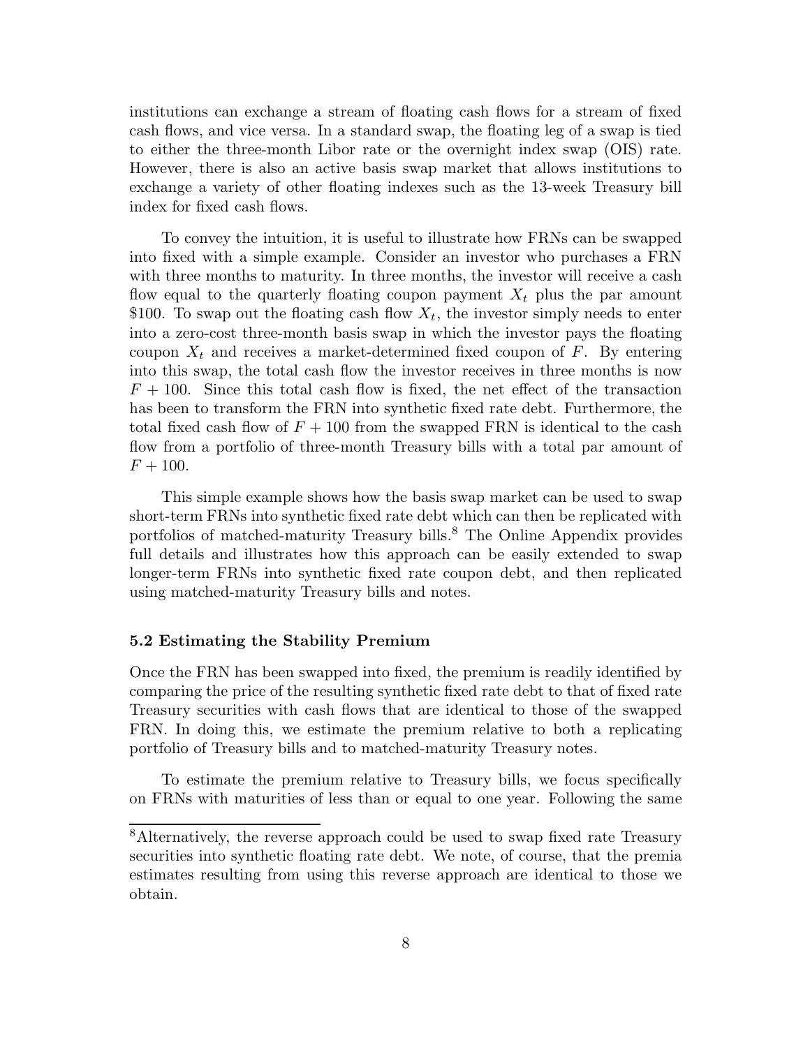institutions can exchange a stream of floating cash flows for a stream of fixed cash flows, and vice versa. In a standard swap, the floating leg of a swap is tied to either the three-month Libor rate or the overnight index swap (OIS) rate. However, there is also an active basis swap market that allows institutions to exchange a variety of other floating indexes such as the 13-week Treasury bill index for fixed cash flows.

To convey the intuition, it is useful to illustrate how FRNs can be swapped into fixed with a simple example. Consider an investor who purchases a FRN with three months to maturity. In three months, the investor will receive a cash flow equal to the quarterly floating coupon payment $X_t$ plus the par amount \$100. To swap out the floating cash flow $X_t$, the investor simply needs to enter into a zero-cost three-month basis swap in which the investor pays the floating coupon $X_t$ and receives a market-determined fixed coupon of $F$. By entering into this swap, the total cash flow the investor receives in three months is now $F + 100$. Since this total cash flow is fixed, the net effect of the transaction has been to transform the FRN into synthetic fixed rate debt. Furthermore, the total fixed cash flow of $F + 100$ from the swapped FRN is identical to the cash flow from a portfolio of three-month Treasury bills with a total par amount of $F + 100$.

This simple example shows how the basis swap market can be used to swap short-term FRNs into synthetic fixed rate debt which can then be replicated with portfolios of matched-maturity Treasury bills.[8] The Online Appendix provides full details and illustrates how this approach can be easily extended to swap longer-term FRNs into synthetic fixed rate coupon debt, and then replicated using matched-maturity Treasury bills and notes.

### 5.2 Estimating the Stability Premium

Once the FRN has been swapped into fixed, the premium is readily identified by comparing the price of the resulting synthetic fixed rate debt to that of fixed rate Treasury securities with cash flows that are identical to those of the swapped FRN. In doing this, we estimate the premium relative to both a replicating portfolio of Treasury bills and to matched-maturity Treasury notes.

To estimate the premium relative to Treasury bills, we focus specifically on FRNs with maturities of less than or equal to one year. Following the same

[8]Alternatively, the reverse approach could be used to swap fixed rate Treasury securities into synthetic floating rate debt. We note, of course, that the premia estimates resulting from using this reverse approach are identical to those we obtain.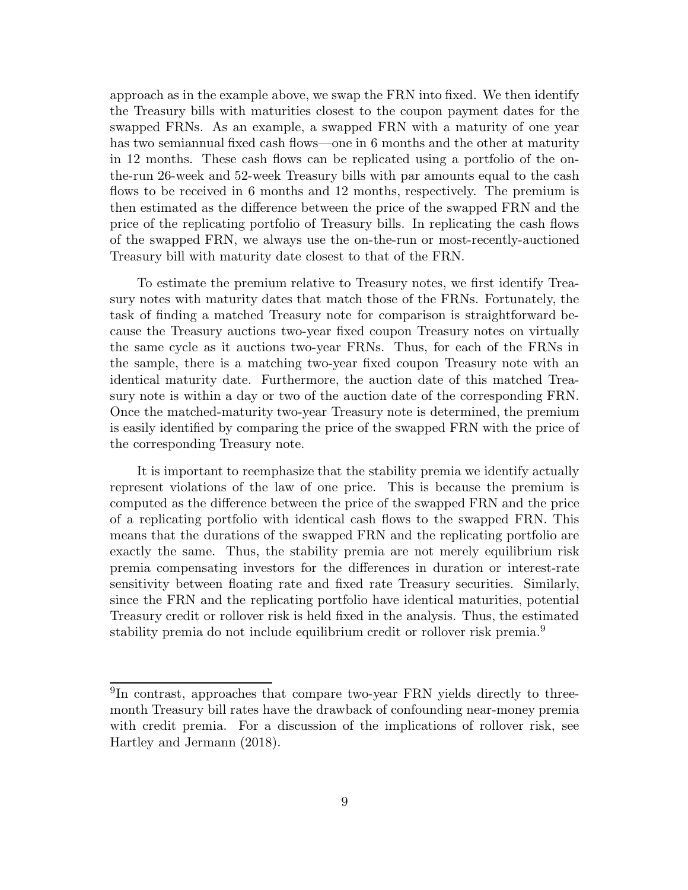approach as in the example above, we swap the FRN into fixed. We then identify the Treasury bills with maturities closest to the coupon payment dates for the swapped FRNs. As an example, a swapped FRN with a maturity of one year has two semiannual fixed cash flows—one in 6 months and the other at maturity in 12 months. These cash flows can be replicated using a portfolio of the on-the-run 26-week and 52-week Treasury bills with par amounts equal to the cash flows to be received in 6 months and 12 months, respectively. The premium is then estimated as the difference between the price of the swapped FRN and the price of the replicating portfolio of Treasury bills. In replicating the cash flows of the swapped FRN, we always use the on-the-run or most-recently-auctioned Treasury bill with maturity date closest to that of the FRN.

To estimate the premium relative to Treasury notes, we first identify Treasury notes with maturity dates that match those of the FRNs. Fortunately, the task of finding a matched Treasury note for comparison is straightforward because the Treasury auctions two-year fixed coupon Treasury notes on virtually the same cycle as it auctions two-year FRNs. Thus, for each of the FRNs in the sample, there is a matching two-year fixed coupon Treasury note with an identical maturity date. Furthermore, the auction date of this matched Treasury note is within a day or two of the auction date of the corresponding FRN. Once the matched-maturity two-year Treasury note is determined, the premium is easily identified by comparing the price of the swapped FRN with the price of the corresponding Treasury note.

It is important to reemphasize that the stability premia we identify actually represent violations of the law of one price. This is because the premium is computed as the difference between the price of the swapped FRN and the price of a replicating portfolio with identical cash flows to the swapped FRN. This means that the durations of the swapped FRN and the replicating portfolio are exactly the same. Thus, the stability premia are not merely equilibrium risk premia compensating investors for the differences in duration or interest-rate sensitivity between floating rate and fixed rate Treasury securities. Similarly, since the FRN and the replicating portfolio have identical maturities, potential Treasury credit or rollover risk is held fixed in the analysis. Thus, the estimated stability premia do not include equilibrium credit or rollover risk premia.[9]

[9] In contrast, approaches that compare two-year FRN yields directly to three-month Treasury bill rates have the drawback of confounding near-money premia with credit premia. For a discussion of the implications of rollover risk, see Hartley and Jermann (2018).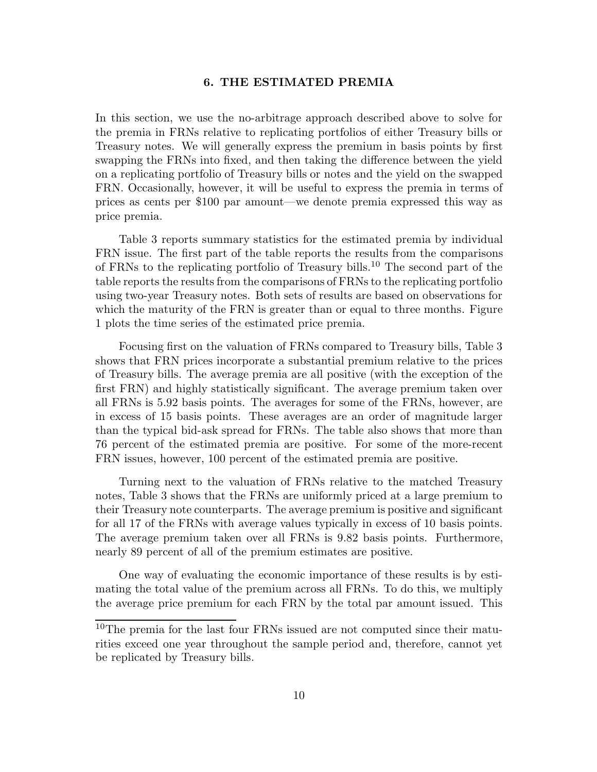## 6. THE ESTIMATED PREMIA

In this section, we use the no-arbitrage approach described above to solve for the premia in FRNs relative to replicating portfolios of either Treasury bills or Treasury notes. We will generally express the premium in basis points by first swapping the FRNs into fixed, and then taking the difference between the yield on a replicating portfolio of Treasury bills or notes and the yield on the swapped FRN. Occasionally, however, it will be useful to express the premia in terms of prices as cents per $100 par amount—we denote premia expressed this way as price premia.

Table 3 reports summary statistics for the estimated premia by individual FRN issue. The first part of the table reports the results from the comparisons of FRNs to the replicating portfolio of Treasury bills.[10] The second part of the table reports the results from the comparisons of FRNs to the replicating portfolio using two-year Treasury notes. Both sets of results are based on observations for which the maturity of the FRN is greater than or equal to three months. Figure 1 plots the time series of the estimated price premia.

Focusing first on the valuation of FRNs compared to Treasury bills, Table 3 shows that FRN prices incorporate a substantial premium relative to the prices of Treasury bills. The average premia are all positive (with the exception of the first FRN) and highly statistically significant. The average premium taken over all FRNs is 5.92 basis points. The averages for some of the FRNs, however, are in excess of 15 basis points. These averages are an order of magnitude larger than the typical bid-ask spread for FRNs. The table also shows that more than 76 percent of the estimated premia are positive. For some of the more-recent FRN issues, however, 100 percent of the estimated premia are positive.

Turning next to the valuation of FRNs relative to the matched Treasury notes, Table 3 shows that the FRNs are uniformly priced at a large premium to their Treasury note counterparts. The average premium is positive and significant for all 17 of the FRNs with average values typically in excess of 10 basis points. The average premium taken over all FRNs is 9.82 basis points. Furthermore, nearly 89 percent of all of the premium estimates are positive.

One way of evaluating the economic importance of these results is by estimating the total value of the premium across all FRNs. To do this, we multiply the average price premium for each FRN by the total par amount issued. This

[10] The premia for the last four FRNs issued are not computed since their maturities exceed one year throughout the sample period and, therefore, cannot yet be replicated by Treasury bills.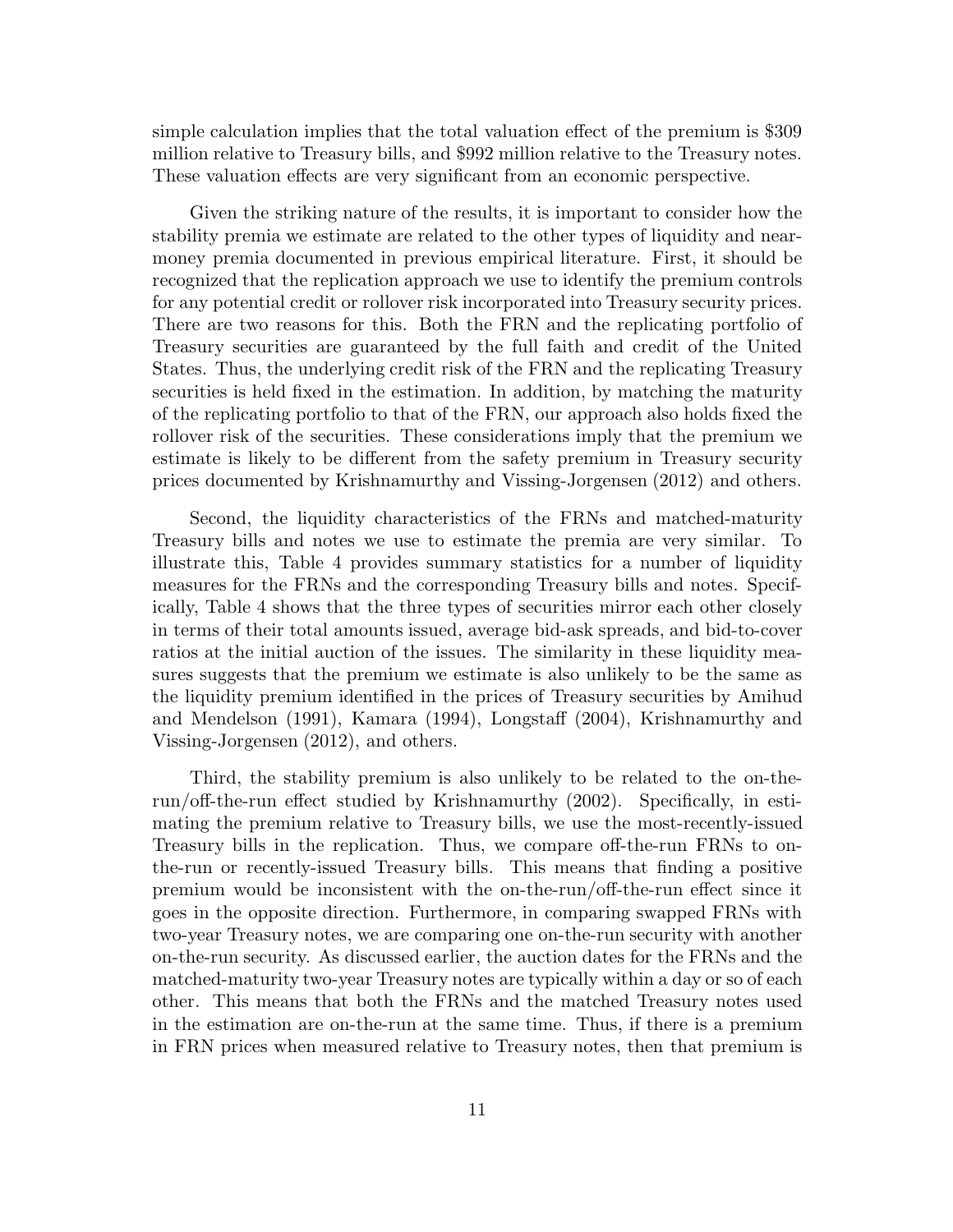simple calculation implies that the total valuation effect of the premium is $309 million relative to Treasury bills, and $992 million relative to the Treasury notes. These valuation effects are very significant from an economic perspective.

Given the striking nature of the results, it is important to consider how the stability premia we estimate are related to the other types of liquidity and near-money premia documented in previous empirical literature. First, it should be recognized that the replication approach we use to identify the premium controls for any potential credit or rollover risk incorporated into Treasury security prices. There are two reasons for this. Both the FRN and the replicating portfolio of Treasury securities are guaranteed by the full faith and credit of the United States. Thus, the underlying credit risk of the FRN and the replicating Treasury securities is held fixed in the estimation. In addition, by matching the maturity of the replicating portfolio to that of the FRN, our approach also holds fixed the rollover risk of the securities. These considerations imply that the premium we estimate is likely to be different from the safety premium in Treasury security prices documented by Krishnamurthy and Vissing-Jorgensen (2012) and others.

Second, the liquidity characteristics of the FRNs and matched-maturity Treasury bills and notes we use to estimate the premia are very similar. To illustrate this, Table 4 provides summary statistics for a number of liquidity measures for the FRNs and the corresponding Treasury bills and notes. Specifically, Table 4 shows that the three types of securities mirror each other closely in terms of their total amounts issued, average bid-ask spreads, and bid-to-cover ratios at the initial auction of the issues. The similarity in these liquidity measures suggests that the premium we estimate is also unlikely to be the same as the liquidity premium identified in the prices of Treasury securities by Amihud and Mendelson (1991), Kamara (1994), Longstaff (2004), Krishnamurthy and Vissing-Jorgensen (2012), and others.

Third, the stability premium is also unlikely to be related to the on-the-run/off-the-run effect studied by Krishnamurthy (2002). Specifically, in estimating the premium relative to Treasury bills, we use the most-recently-issued Treasury bills in the replication. Thus, we compare off-the-run FRNs to on-the-run or recently-issued Treasury bills. This means that finding a positive premium would be inconsistent with the on-the-run/off-the-run effect since it goes in the opposite direction. Furthermore, in comparing swapped FRNs with two-year Treasury notes, we are comparing one on-the-run security with another on-the-run security. As discussed earlier, the auction dates for the FRNs and the matched-maturity two-year Treasury notes are typically within a day or so of each other. This means that both the FRNs and the matched Treasury notes used in the estimation are on-the-run at the same time. Thus, if there is a premium in FRN prices when measured relative to Treasury notes, then that premium is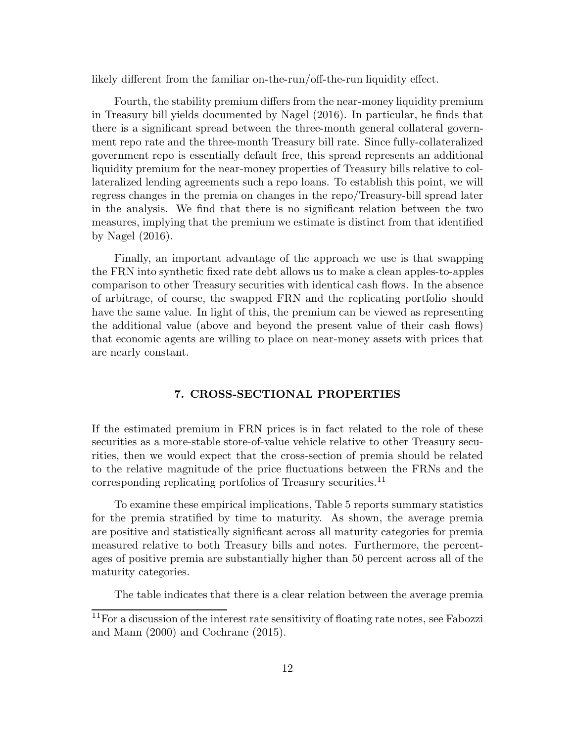likely different from the familiar on-the-run/off-the-run liquidity effect.

Fourth, the stability premium differs from the near-money liquidity premium in Treasury bill yields documented by Nagel (2016). In particular, he finds that there is a significant spread between the three-month general collateral government repo rate and the three-month Treasury bill rate. Since fully-collateralized government repo is essentially default free, this spread represents an additional liquidity premium for the near-money properties of Treasury bills relative to collateralized lending agreements such a repo loans. To establish this point, we will regress changes in the premia on changes in the repo/Treasury-bill spread later in the analysis. We find that there is no significant relation between the two measures, implying that the premium we estimate is distinct from that identified by Nagel (2016).

Finally, an important advantage of the approach we use is that swapping the FRN into synthetic fixed rate debt allows us to make a clean apples-to-apples comparison to other Treasury securities with identical cash flows. In the absence of arbitrage, of course, the swapped FRN and the replicating portfolio should have the same value. In light of this, the premium can be viewed as representing the additional value (above and beyond the present value of their cash flows) that economic agents are willing to place on near-money assets with prices that are nearly constant.

## 7. CROSS-SECTIONAL PROPERTIES

If the estimated premium in FRN prices is in fact related to the role of these securities as a more-stable store-of-value vehicle relative to other Treasury securities, then we would expect that the cross-section of premia should be related to the relative magnitude of the price fluctuations between the FRNs and the corresponding replicating portfolios of Treasury securities.[11]

To examine these empirical implications, Table 5 reports summary statistics for the premia stratified by time to maturity. As shown, the average premia are positive and statistically significant across all maturity categories for premia measured relative to both Treasury bills and notes. Furthermore, the percentages of positive premia are substantially higher than 50 percent across all of the maturity categories.

The table indicates that there is a clear relation between the average premia

[11] For a discussion of the interest rate sensitivity of floating rate notes, see Fabozzi and Mann (2000) and Cochrane (2015).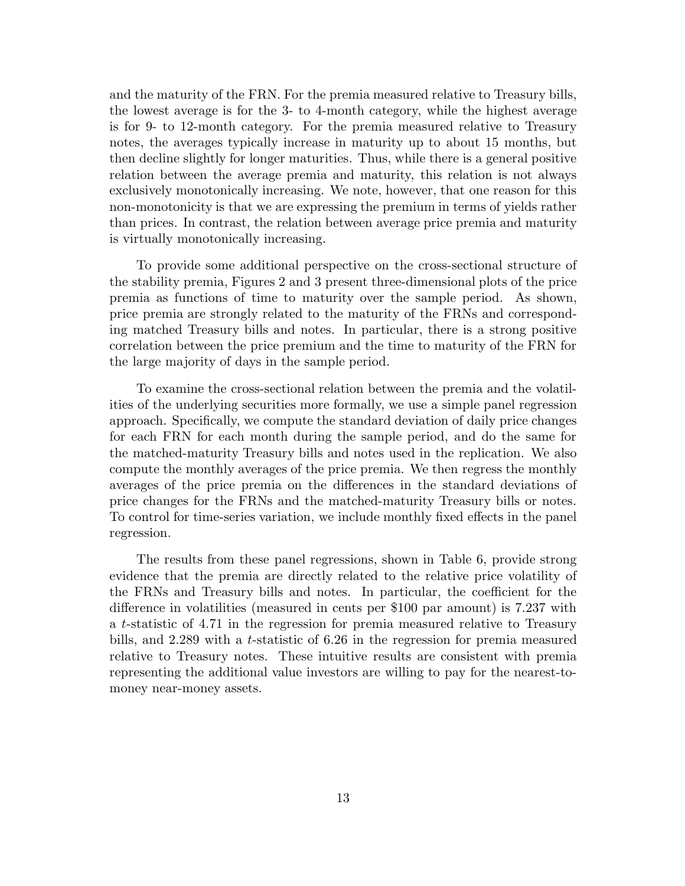and the maturity of the FRN. For the premia measured relative to Treasury bills, the lowest average is for the 3- to 4-month category, while the highest average is for 9- to 12-month category. For the premia measured relative to Treasury notes, the averages typically increase in maturity up to about 15 months, but then decline slightly for longer maturities. Thus, while there is a general positive relation between the average premia and maturity, this relation is not always exclusively monotonically increasing. We note, however, that one reason for this non-monotonicity is that we are expressing the premium in terms of yields rather than prices. In contrast, the relation between average price premia and maturity is virtually monotonically increasing.

To provide some additional perspective on the cross-sectional structure of the stability premia, Figures 2 and 3 present three-dimensional plots of the price premia as functions of time to maturity over the sample period. As shown, price premia are strongly related to the maturity of the FRNs and corresponding matched Treasury bills and notes. In particular, there is a strong positive correlation between the price premium and the time to maturity of the FRN for the large majority of days in the sample period.

To examine the cross-sectional relation between the premia and the volatilities of the underlying securities more formally, we use a simple panel regression approach. Specifically, we compute the standard deviation of daily price changes for each FRN for each month during the sample period, and do the same for the matched-maturity Treasury bills and notes used in the replication. We also compute the monthly averages of the price premia. We then regress the monthly averages of the price premia on the differences in the standard deviations of price changes for the FRNs and the matched-maturity Treasury bills or notes. To control for time-series variation, we include monthly fixed effects in the panel regression.

The results from these panel regressions, shown in Table 6, provide strong evidence that the premia are directly related to the relative price volatility of the FRNs and Treasury bills and notes. In particular, the coefficient for the difference in volatilities (measured in cents per \$100 par amount) is 7.237 with a $t$-statistic of 4.71 in the regression for premia measured relative to Treasury bills, and 2.289 with a $t$-statistic of 6.26 in the regression for premia measured relative to Treasury notes. These intuitive results are consistent with premia representing the additional value investors are willing to pay for the nearest-to-money near-money assets.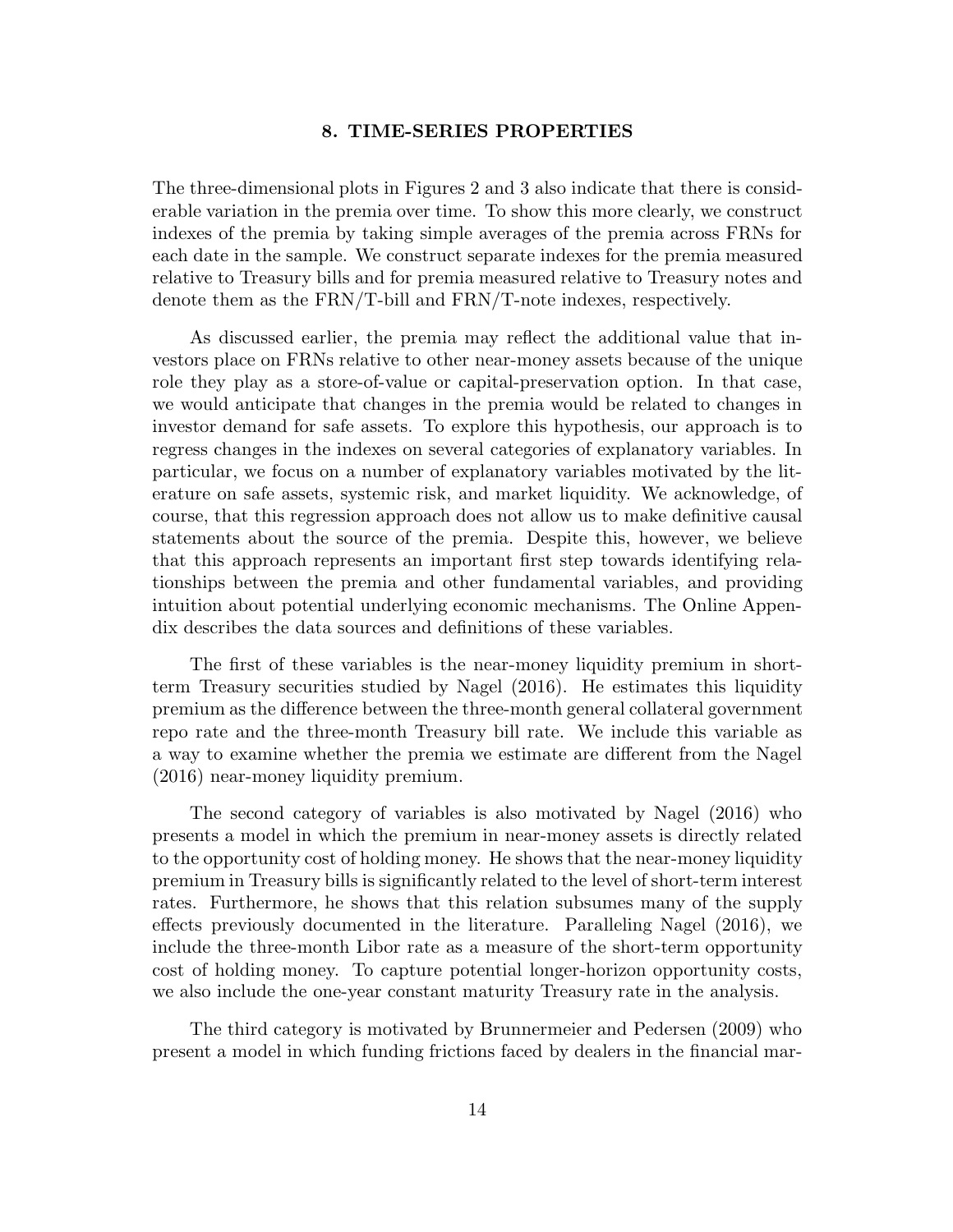## 8. TIME-SERIES PROPERTIES

The three-dimensional plots in Figures 2 and 3 also indicate that there is considerable variation in the premia over time. To show this more clearly, we construct indexes of the premia by taking simple averages of the premia across FRNs for each date in the sample. We construct separate indexes for the premia measured relative to Treasury bills and for premia measured relative to Treasury notes and denote them as the FRN/T-bill and FRN/T-note indexes, respectively.

As discussed earlier, the premia may reflect the additional value that investors place on FRNs relative to other near-money assets because of the unique role they play as a store-of-value or capital-preservation option. In that case, we would anticipate that changes in the premia would be related to changes in investor demand for safe assets. To explore this hypothesis, our approach is to regress changes in the indexes on several categories of explanatory variables. In particular, we focus on a number of explanatory variables motivated by the literature on safe assets, systemic risk, and market liquidity. We acknowledge, of course, that this regression approach does not allow us to make definitive causal statements about the source of the premia. Despite this, however, we believe that this approach represents an important first step towards identifying relationships between the premia and other fundamental variables, and providing intuition about potential underlying economic mechanisms. The Online Appendix describes the data sources and definitions of these variables.

The first of these variables is the near-money liquidity premium in short-term Treasury securities studied by Nagel (2016). He estimates this liquidity premium as the difference between the three-month general collateral government repo rate and the three-month Treasury bill rate. We include this variable as a way to examine whether the premia we estimate are different from the Nagel (2016) near-money liquidity premium.

The second category of variables is also motivated by Nagel (2016) who presents a model in which the premium in near-money assets is directly related to the opportunity cost of holding money. He shows that the near-money liquidity premium in Treasury bills is significantly related to the level of short-term interest rates. Furthermore, he shows that this relation subsumes many of the supply effects previously documented in the literature. Paralleling Nagel (2016), we include the three-month Libor rate as a measure of the short-term opportunity cost of holding money. To capture potential longer-horizon opportunity costs, we also include the one-year constant maturity Treasury rate in the analysis.

The third category is motivated by Brunnermeier and Pedersen (2009) who present a model in which funding frictions faced by dealers in the financial mar-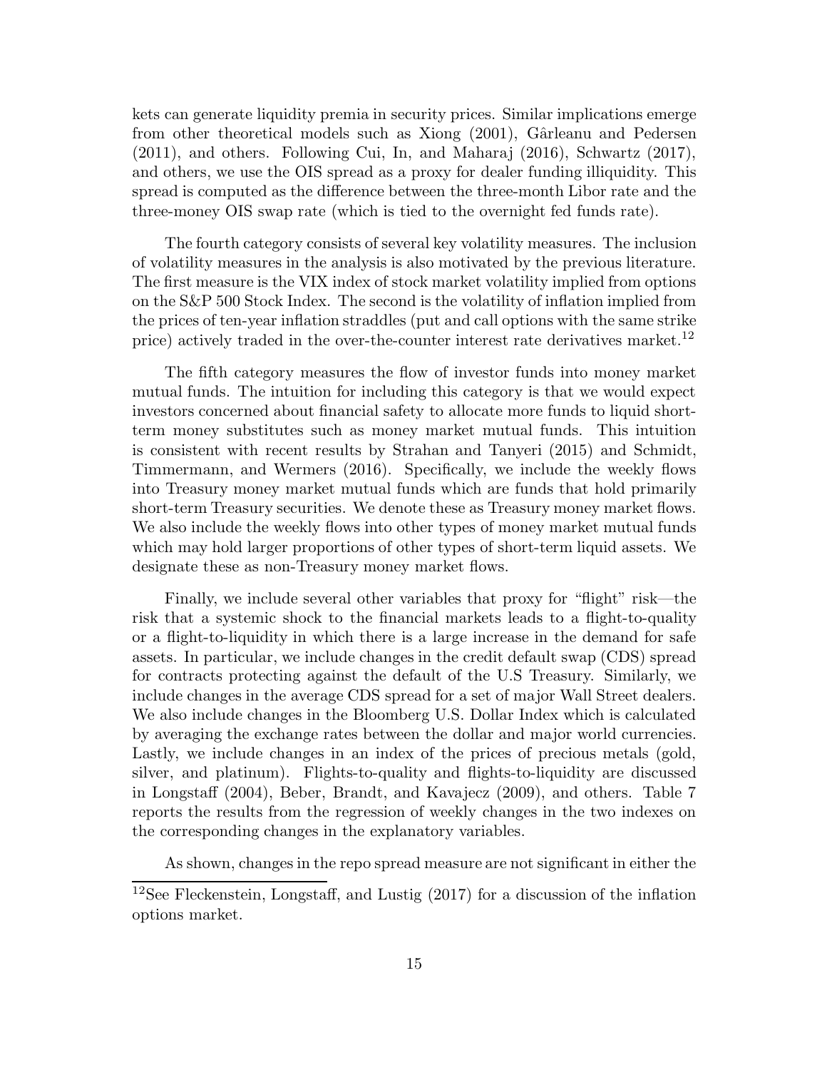kets can generate liquidity premia in security prices. Similar implications emerge from other theoretical models such as Xiong (2001), Gârleanu and Pedersen (2011), and others. Following Cui, In, and Maharaj (2016), Schwartz (2017), and others, we use the OIS spread as a proxy for dealer funding illiquidity. This spread is computed as the difference between the three-month Libor rate and the three-money OIS swap rate (which is tied to the overnight fed funds rate).

The fourth category consists of several key volatility measures. The inclusion of volatility measures in the analysis is also motivated by the previous literature. The first measure is the VIX index of stock market volatility implied from options on the S&P 500 Stock Index. The second is the volatility of inflation implied from the prices of ten-year inflation straddles (put and call options with the same strike price) actively traded in the over-the-counter interest rate derivatives market.[12]

The fifth category measures the flow of investor funds into money market mutual funds. The intuition for including this category is that we would expect investors concerned about financial safety to allocate more funds to liquid short-term money substitutes such as money market mutual funds. This intuition is consistent with recent results by Strahan and Tanyeri (2015) and Schmidt, Timmermann, and Wermers (2016). Specifically, we include the weekly flows into Treasury money market mutual funds which are funds that hold primarily short-term Treasury securities. We denote these as Treasury money market flows. We also include the weekly flows into other types of money market mutual funds which may hold larger proportions of other types of short-term liquid assets. We designate these as non-Treasury money market flows.

Finally, we include several other variables that proxy for "flight" risk—the risk that a systemic shock to the financial markets leads to a flight-to-quality or a flight-to-liquidity in which there is a large increase in the demand for safe assets. In particular, we include changes in the credit default swap (CDS) spread for contracts protecting against the default of the U.S Treasury. Similarly, we include changes in the average CDS spread for a set of major Wall Street dealers. We also include changes in the Bloomberg U.S. Dollar Index which is calculated by averaging the exchange rates between the dollar and major world currencies. Lastly, we include changes in an index of the prices of precious metals (gold, silver, and platinum). Flights-to-quality and flights-to-liquidity are discussed in Longstaff (2004), Beber, Brandt, and Kavajecz (2009), and others. Table 7 reports the results from the regression of weekly changes in the two indexes on the corresponding changes in the explanatory variables.

As shown, changes in the repo spread measure are not significant in either the

[12] See Fleckenstein, Longstaff, and Lustig (2017) for a discussion of the inflation options market.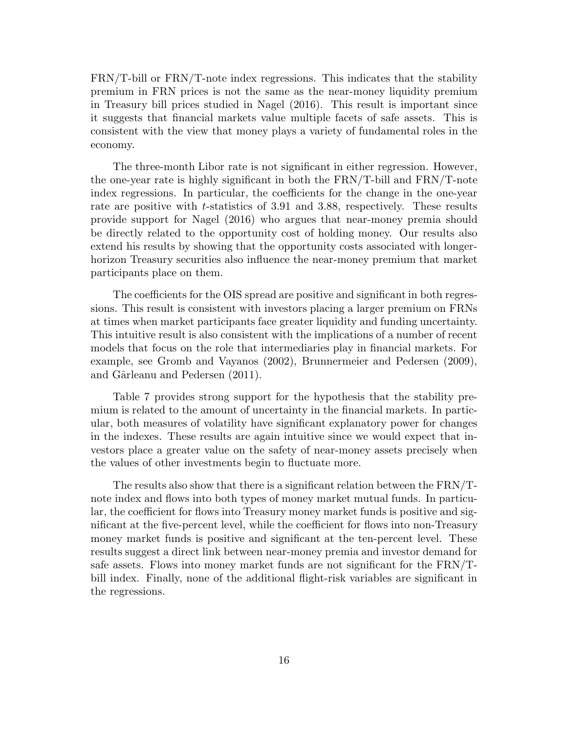FRN/T-bill or FRN/T-note index regressions. This indicates that the stability premium in FRN prices is not the same as the near-money liquidity premium in Treasury bill prices studied in Nagel (2016). This result is important since it suggests that financial markets value multiple facets of safe assets. This is consistent with the view that money plays a variety of fundamental roles in the economy.

The three-month Libor rate is not significant in either regression. However, the one-year rate is highly significant in both the FRN/T-bill and FRN/T-note index regressions. In particular, the coefficients for the change in the one-year rate are positive with $t$-statistics of 3.91 and 3.88, respectively. These results provide support for Nagel (2016) who argues that near-money premia should be directly related to the opportunity cost of holding money. Our results also extend his results by showing that the opportunity costs associated with longer-horizon Treasury securities also influence the near-money premium that market participants place on them.

The coefficients for the OIS spread are positive and significant in both regressions. This result is consistent with investors placing a larger premium on FRNs at times when market participants face greater liquidity and funding uncertainty. This intuitive result is also consistent with the implications of a number of recent models that focus on the role that intermediaries play in financial markets. For example, see Gromb and Vayanos (2002), Brunnermeier and Pedersen (2009), and Gârleanu and Pedersen (2011).

Table 7 provides strong support for the hypothesis that the stability premium is related to the amount of uncertainty in the financial markets. In particular, both measures of volatility have significant explanatory power for changes in the indexes. These results are again intuitive since we would expect that investors place a greater value on the safety of near-money assets precisely when the values of other investments begin to fluctuate more.

The results also show that there is a significant relation between the FRN/T-note index and flows into both types of money market mutual funds. In particular, the coefficient for flows into Treasury money market funds is positive and significant at the five-percent level, while the coefficient for flows into non-Treasury money market funds is positive and significant at the ten-percent level. These results suggest a direct link between near-money premia and investor demand for safe assets. Flows into money market funds are not significant for the FRN/T-bill index. Finally, none of the additional flight-risk variables are significant in the regressions.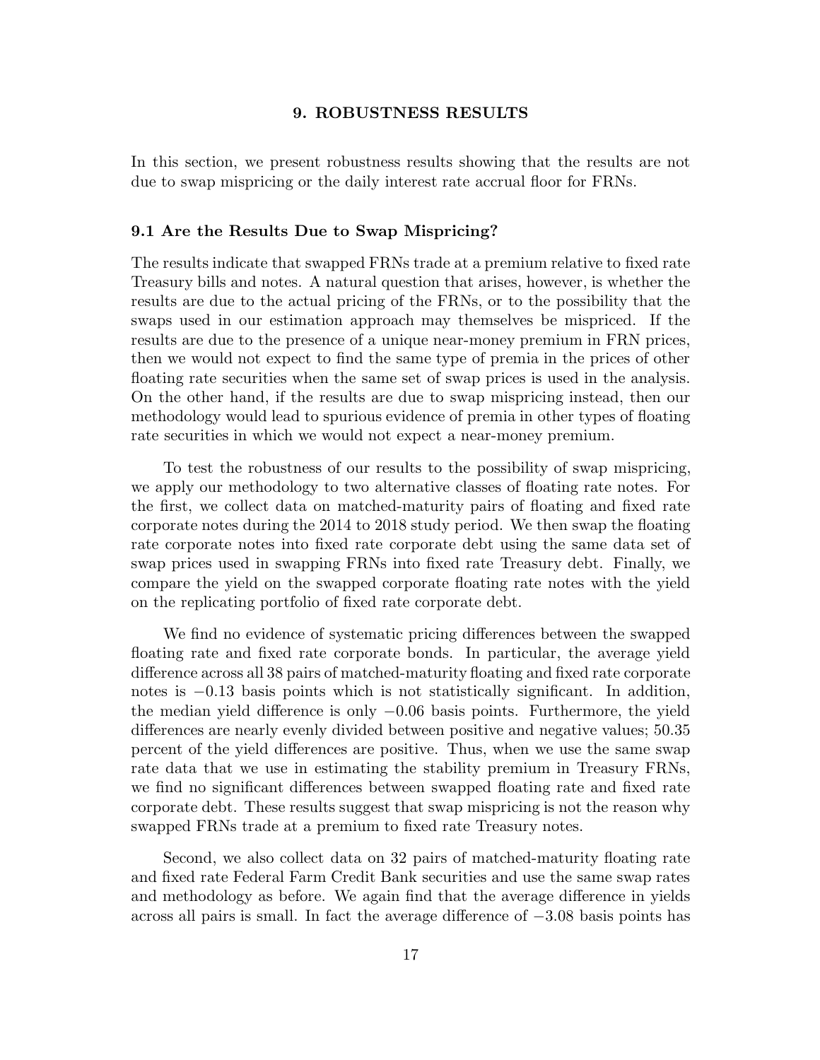## 9. ROBUSTNESS RESULTS

In this section, we present robustness results showing that the results are not due to swap mispricing or the daily interest rate accrual floor for FRNs.

### 9.1 Are the Results Due to Swap Mispricing?

The results indicate that swapped FRNs trade at a premium relative to fixed rate Treasury bills and notes. A natural question that arises, however, is whether the results are due to the actual pricing of the FRNs, or to the possibility that the swaps used in our estimation approach may themselves be mispriced. If the results are due to the presence of a unique near-money premium in FRN prices, then we would not expect to find the same type of premia in the prices of other floating rate securities when the same set of swap prices is used in the analysis. On the other hand, if the results are due to swap mispricing instead, then our methodology would lead to spurious evidence of premia in other types of floating rate securities in which we would not expect a near-money premium.

To test the robustness of our results to the possibility of swap mispricing, we apply our methodology to two alternative classes of floating rate notes. For the first, we collect data on matched-maturity pairs of floating and fixed rate corporate notes during the 2014 to 2018 study period. We then swap the floating rate corporate notes into fixed rate corporate debt using the same data set of swap prices used in swapping FRNs into fixed rate Treasury debt. Finally, we compare the yield on the swapped corporate floating rate notes with the yield on the replicating portfolio of fixed rate corporate debt.

We find no evidence of systematic pricing differences between the swapped floating rate and fixed rate corporate bonds. In particular, the average yield difference across all 38 pairs of matched-maturity floating and fixed rate corporate notes is $-0.13$ basis points which is not statistically significant. In addition, the median yield difference is only $-0.06$ basis points. Furthermore, the yield differences are nearly evenly divided between positive and negative values; 50.35 percent of the yield differences are positive. Thus, when we use the same swap rate data that we use in estimating the stability premium in Treasury FRNs, we find no significant differences between swapped floating rate and fixed rate corporate debt. These results suggest that swap mispricing is not the reason why swapped FRNs trade at a premium to fixed rate Treasury notes.

Second, we also collect data on 32 pairs of matched-maturity floating rate and fixed rate Federal Farm Credit Bank securities and use the same swap rates and methodology as before. We again find that the average difference in yields across all pairs is small. In fact the average difference of $-3.08$ basis points has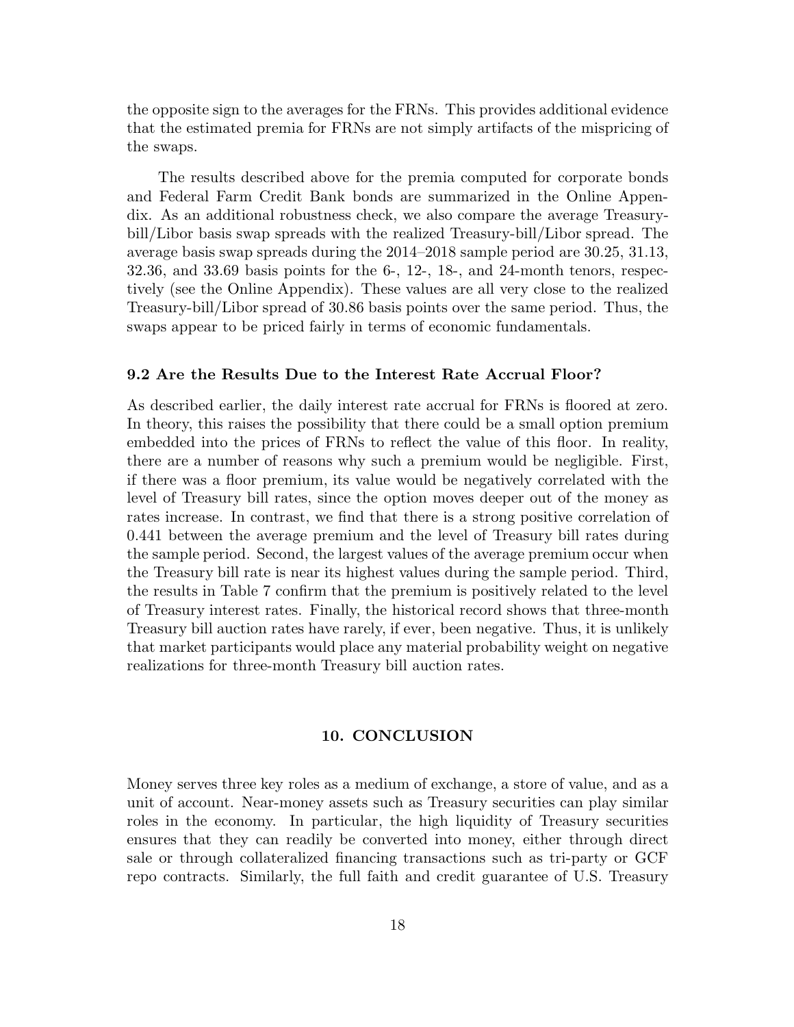the opposite sign to the averages for the FRNs. This provides additional evidence that the estimated premia for FRNs are not simply artifacts of the mispricing of the swaps.

The results described above for the premia computed for corporate bonds and Federal Farm Credit Bank bonds are summarized in the Online Appendix. As an additional robustness check, we also compare the average Treasury-bill/Libor basis swap spreads with the realized Treasury-bill/Libor spread. The average basis swap spreads during the 2014–2018 sample period are 30.25, 31.13, 32.36, and 33.69 basis points for the 6-, 12-, 18-, and 24-month tenors, respectively (see the Online Appendix). These values are all very close to the realized Treasury-bill/Libor spread of 30.86 basis points over the same period. Thus, the swaps appear to be priced fairly in terms of economic fundamentals.

### 9.2 Are the Results Due to the Interest Rate Accrual Floor?

As described earlier, the daily interest rate accrual for FRNs is floored at zero. In theory, this raises the possibility that there could be a small option premium embedded into the prices of FRNs to reflect the value of this floor. In reality, there are a number of reasons why such a premium would be negligible. First, if there was a floor premium, its value would be negatively correlated with the level of Treasury bill rates, since the option moves deeper out of the money as rates increase. In contrast, we find that there is a strong positive correlation of 0.441 between the average premium and the level of Treasury bill rates during the sample period. Second, the largest values of the average premium occur when the Treasury bill rate is near its highest values during the sample period. Third, the results in Table 7 confirm that the premium is positively related to the level of Treasury interest rates. Finally, the historical record shows that three-month Treasury bill auction rates have rarely, if ever, been negative. Thus, it is unlikely that market participants would place any material probability weight on negative realizations for three-month Treasury bill auction rates.

## 10. CONCLUSION

Money serves three key roles as a medium of exchange, a store of value, and as a unit of account. Near-money assets such as Treasury securities can play similar roles in the economy. In particular, the high liquidity of Treasury securities ensures that they can readily be converted into money, either through direct sale or through collateralized financing transactions such as tri-party or GCF repo contracts. Similarly, the full faith and credit guarantee of U.S. Treasury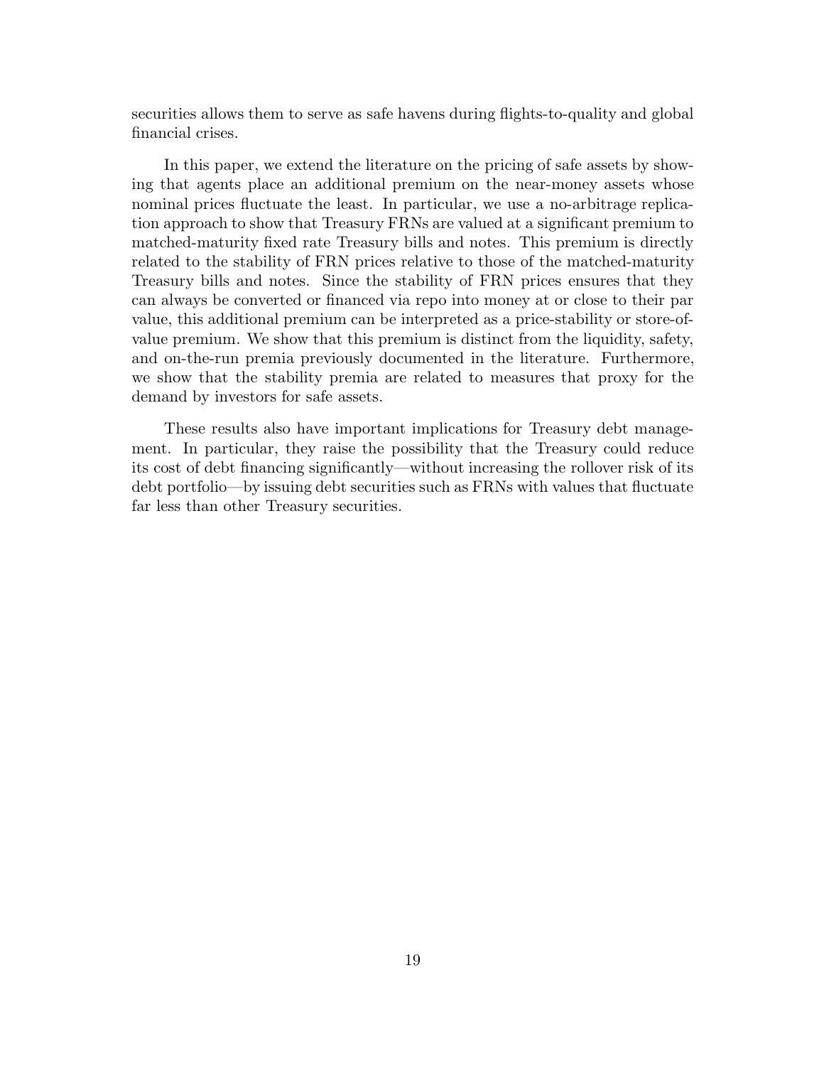securities allows them to serve as safe havens during flights-to-quality and global financial crises.

In this paper, we extend the literature on the pricing of safe assets by showing that agents place an additional premium on the near-money assets whose nominal prices fluctuate the least. In particular, we use a no-arbitrage replication approach to show that Treasury FRNs are valued at a significant premium to matched-maturity fixed rate Treasury bills and notes. This premium is directly related to the stability of FRN prices relative to those of the matched-maturity Treasury bills and notes. Since the stability of FRN prices ensures that they can always be converted or financed via repo into money at or close to their par value, this additional premium can be interpreted as a price-stability or store-of-value premium. We show that this premium is distinct from the liquidity, safety, and on-the-run premia previously documented in the literature. Furthermore, we show that the stability premia are related to measures that proxy for the demand by investors for safe assets.

These results also have important implications for Treasury debt management. In particular, they raise the possibility that the Treasury could reduce its cost of debt financing significantly—without increasing the rollover risk of its debt portfolio—by issuing debt securities such as FRNs with values that fluctuate far less than other Treasury securities.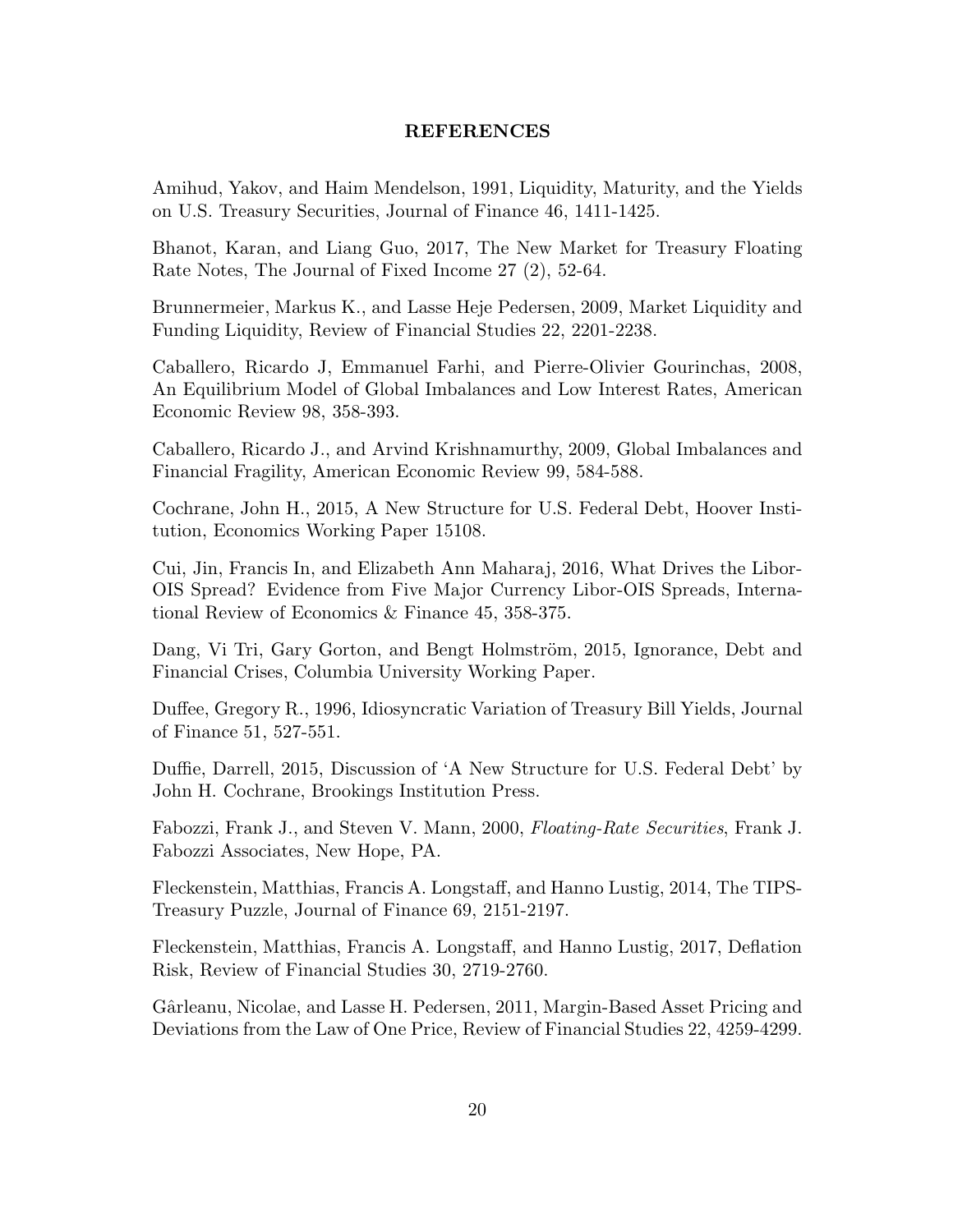## REFERENCES

Amihud, Yakov, and Haim Mendelson, 1991, Liquidity, Maturity, and the Yields on U.S. Treasury Securities, Journal of Finance 46, 1411-1425.

Bhanot, Karan, and Liang Guo, 2017, The New Market for Treasury Floating Rate Notes, The Journal of Fixed Income 27 (2), 52-64.

Brunnermeier, Markus K., and Lasse Heje Pedersen, 2009, Market Liquidity and Funding Liquidity, Review of Financial Studies 22, 2201-2238.

Caballero, Ricardo J, Emmanuel Farhi, and Pierre-Olivier Gourinchas, 2008, An Equilibrium Model of Global Imbalances and Low Interest Rates, American Economic Review 98, 358-393.

Caballero, Ricardo J., and Arvind Krishnamurthy, 2009, Global Imbalances and Financial Fragility, American Economic Review 99, 584-588.

Cochrane, John H., 2015, A New Structure for U.S. Federal Debt, Hoover Institution, Economics Working Paper 15108.

Cui, Jin, Francis In, and Elizabeth Ann Maharaj, 2016, What Drives the Libor-OIS Spread? Evidence from Five Major Currency Libor-OIS Spreads, International Review of Economics & Finance 45, 358-375.

Dang, Vi Tri, Gary Gorton, and Bengt Holmström, 2015, Ignorance, Debt and Financial Crises, Columbia University Working Paper.

Duffee, Gregory R., 1996, Idiosyncratic Variation of Treasury Bill Yields, Journal of Finance 51, 527-551.

Duffie, Darrell, 2015, Discussion of 'A New Structure for U.S. Federal Debt' by John H. Cochrane, Brookings Institution Press.

Fabozzi, Frank J., and Steven V. Mann, 2000, *Floating-Rate Securities*, Frank J. Fabozzi Associates, New Hope, PA.

Fleckenstein, Matthias, Francis A. Longstaff, and Hanno Lustig, 2014, The TIPS-Treasury Puzzle, Journal of Finance 69, 2151-2197.

Fleckenstein, Matthias, Francis A. Longstaff, and Hanno Lustig, 2017, Deflation Risk, Review of Financial Studies 30, 2719-2760.

Gârleanu, Nicolae, and Lasse H. Pedersen, 2011, Margin-Based Asset Pricing and Deviations from the Law of One Price, Review of Financial Studies 22, 4259-4299.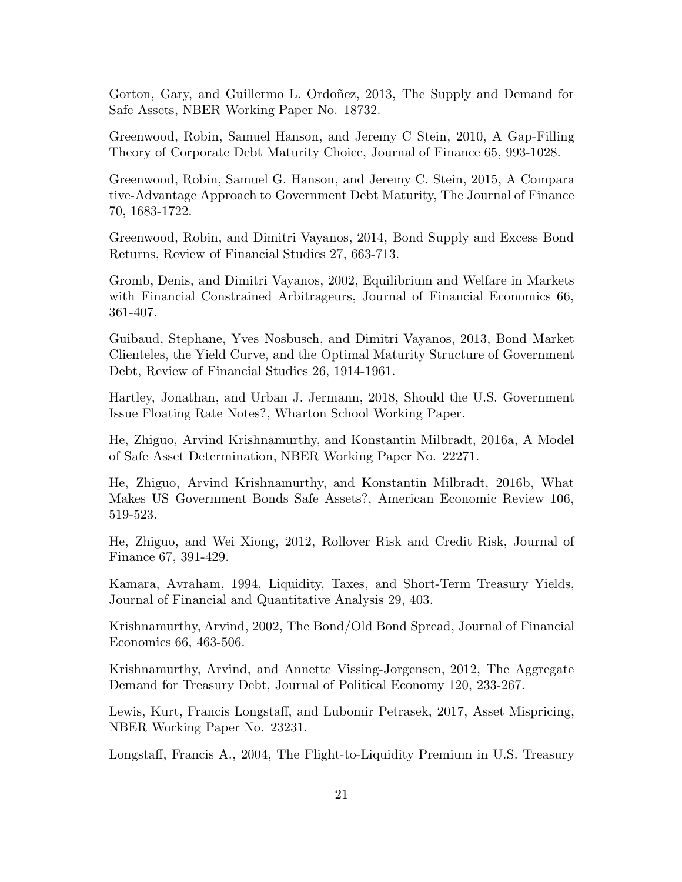Gorton, Gary, and Guillermo L. Ordoñez, 2013, The Supply and Demand for Safe Assets, NBER Working Paper No. 18732.

Greenwood, Robin, Samuel Hanson, and Jeremy C Stein, 2010, A Gap-Filling Theory of Corporate Debt Maturity Choice, Journal of Finance 65, 993-1028.

Greenwood, Robin, Samuel G. Hanson, and Jeremy C. Stein, 2015, A Compara tive-Advantage Approach to Government Debt Maturity, The Journal of Finance 70, 1683-1722.

Greenwood, Robin, and Dimitri Vayanos, 2014, Bond Supply and Excess Bond Returns, Review of Financial Studies 27, 663-713.

Gromb, Denis, and Dimitri Vayanos, 2002, Equilibrium and Welfare in Markets with Financial Constrained Arbitrageurs, Journal of Financial Economics 66, 361-407.

Guibaud, Stephane, Yves Nosbusch, and Dimitri Vayanos, 2013, Bond Market Clienteles, the Yield Curve, and the Optimal Maturity Structure of Government Debt, Review of Financial Studies 26, 1914-1961.

Hartley, Jonathan, and Urban J. Jermann, 2018, Should the U.S. Government Issue Floating Rate Notes?, Wharton School Working Paper.

He, Zhiguo, Arvind Krishnamurthy, and Konstantin Milbradt, 2016a, A Model of Safe Asset Determination, NBER Working Paper No. 22271.

He, Zhiguo, Arvind Krishnamurthy, and Konstantin Milbradt, 2016b, What Makes US Government Bonds Safe Assets?, American Economic Review 106, 519-523.

He, Zhiguo, and Wei Xiong, 2012, Rollover Risk and Credit Risk, Journal of Finance 67, 391-429.

Kamara, Avraham, 1994, Liquidity, Taxes, and Short-Term Treasury Yields, Journal of Financial and Quantitative Analysis 29, 403.

Krishnamurthy, Arvind, 2002, The Bond/Old Bond Spread, Journal of Financial Economics 66, 463-506.

Krishnamurthy, Arvind, and Annette Vissing-Jorgensen, 2012, The Aggregate Demand for Treasury Debt, Journal of Political Economy 120, 233-267.

Lewis, Kurt, Francis Longstaff, and Lubomir Petrasek, 2017, Asset Mispricing, NBER Working Paper No. 23231.

Longstaff, Francis A., 2004, The Flight-to-Liquidity Premium in U.S. Treasury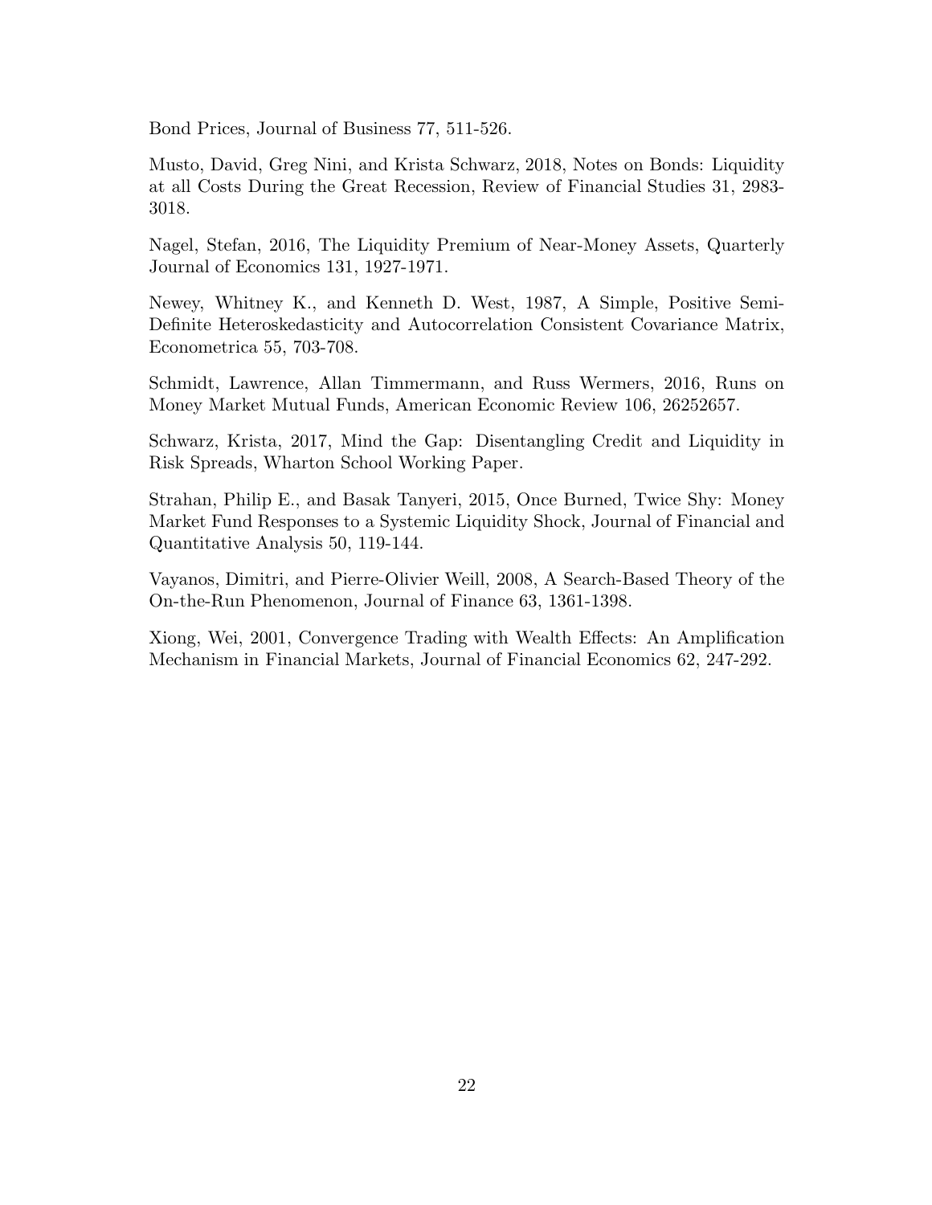Bond Prices, Journal of Business 77, 511-526.

Musto, David, Greg Nini, and Krista Schwarz, 2018, Notes on Bonds: Liquidity at all Costs During the Great Recession, Review of Financial Studies 31, 2983-3018.

Nagel, Stefan, 2016, The Liquidity Premium of Near-Money Assets, Quarterly Journal of Economics 131, 1927-1971.

Newey, Whitney K., and Kenneth D. West, 1987, A Simple, Positive Semi-Definite Heteroskedasticity and Autocorrelation Consistent Covariance Matrix, Econometrica 55, 703-708.

Schmidt, Lawrence, Allan Timmermann, and Russ Wermers, 2016, Runs on Money Market Mutual Funds, American Economic Review 106, 26252657.

Schwarz, Krista, 2017, Mind the Gap: Disentangling Credit and Liquidity in Risk Spreads, Wharton School Working Paper.

Strahan, Philip E., and Basak Tanyeri, 2015, Once Burned, Twice Shy: Money Market Fund Responses to a Systemic Liquidity Shock, Journal of Financial and Quantitative Analysis 50, 119-144.

Vayanos, Dimitri, and Pierre-Olivier Weill, 2008, A Search-Based Theory of the On-the-Run Phenomenon, Journal of Finance 63, 1361-1398.

Xiong, Wei, 2001, Convergence Trading with Wealth Effects: An Amplification Mechanism in Financial Markets, Journal of Financial Economics 62, 247-292.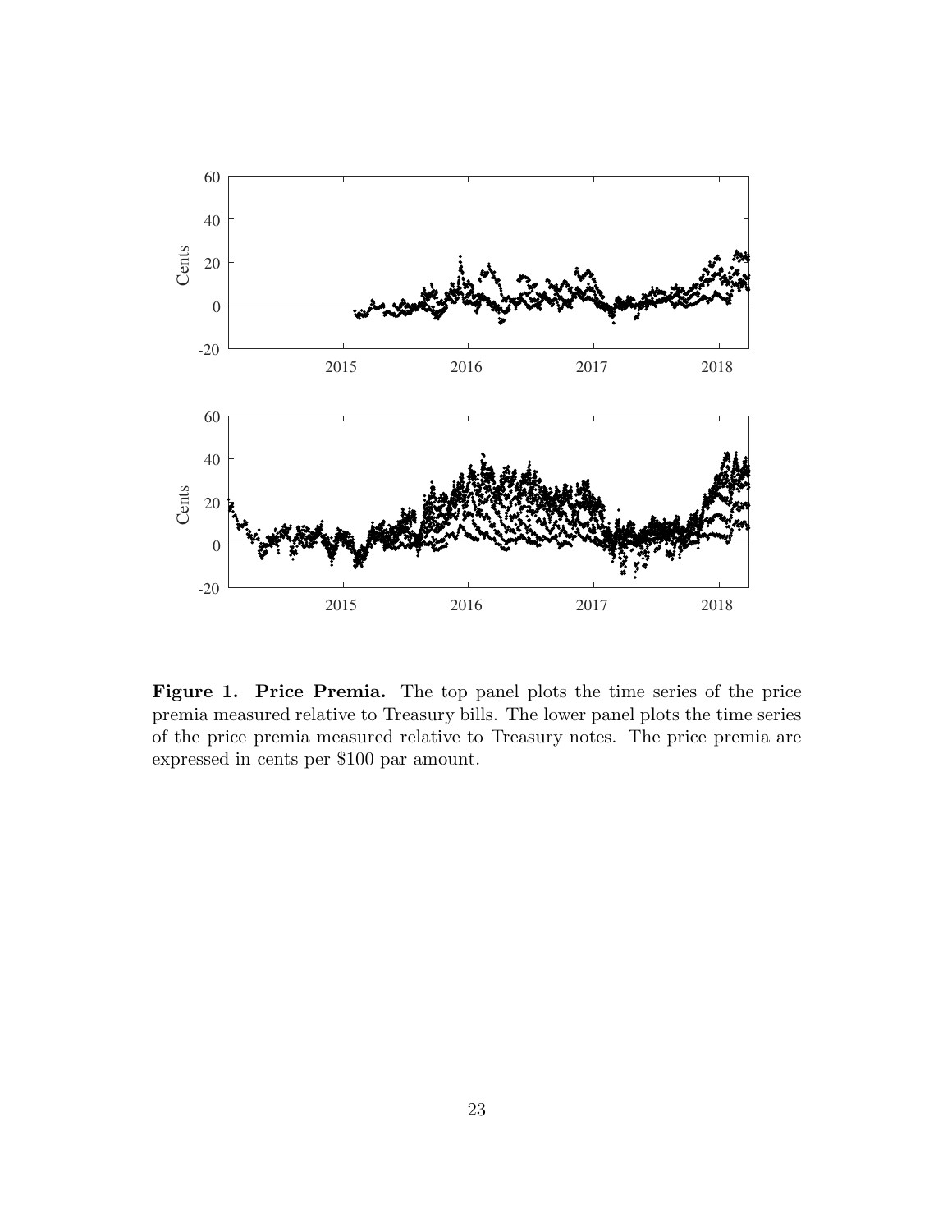**Figure 1. Price Premia.** The top panel plots the time series of the price premia measured relative to Treasury bills. The lower panel plots the time series of the price premia measured relative to Treasury notes. The price premia are expressed in cents per $100 par amount.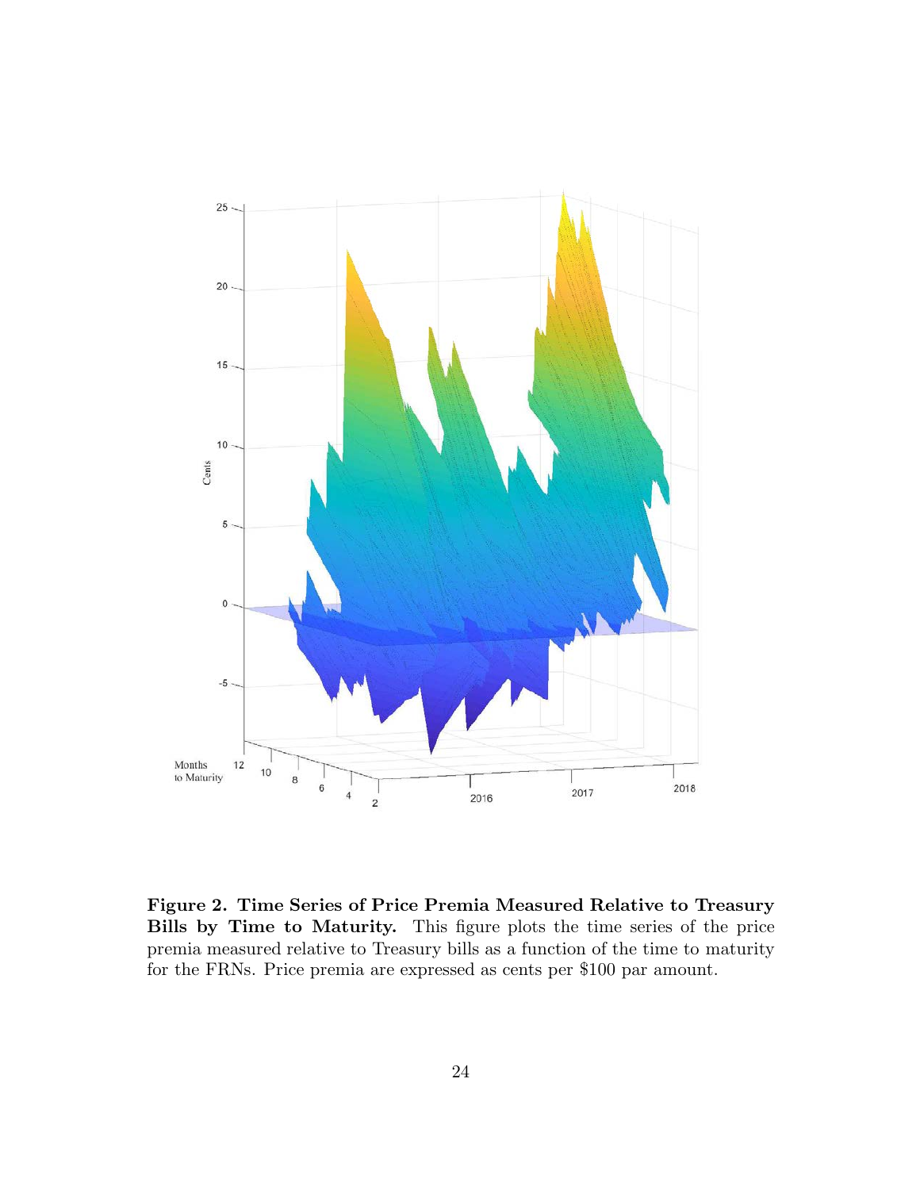**Figure 2. Time Series of Price Premia Measured Relative to Treasury Bills by Time to Maturity.** This figure plots the time series of the price premia measured relative to Treasury bills as a function of the time to maturity for the FRNs. Price premia are expressed as cents per $100 par amount.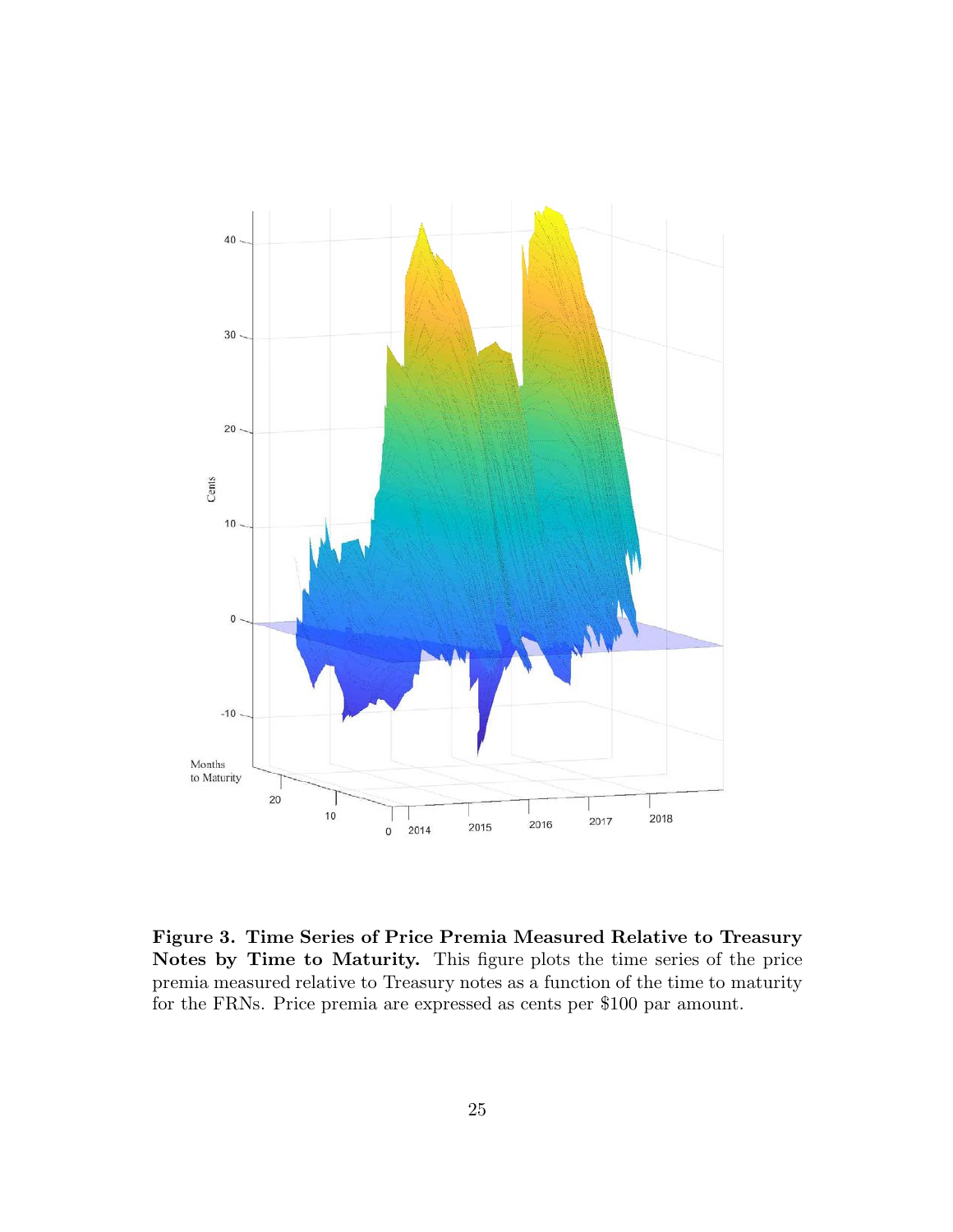**Figure 3. Time Series of Price Premia Measured Relative to Treasury Notes by Time to Maturity.** This figure plots the time series of the price premia measured relative to Treasury notes as a function of the time to maturity for the FRNs. Price premia are expressed as cents per $100 par amount.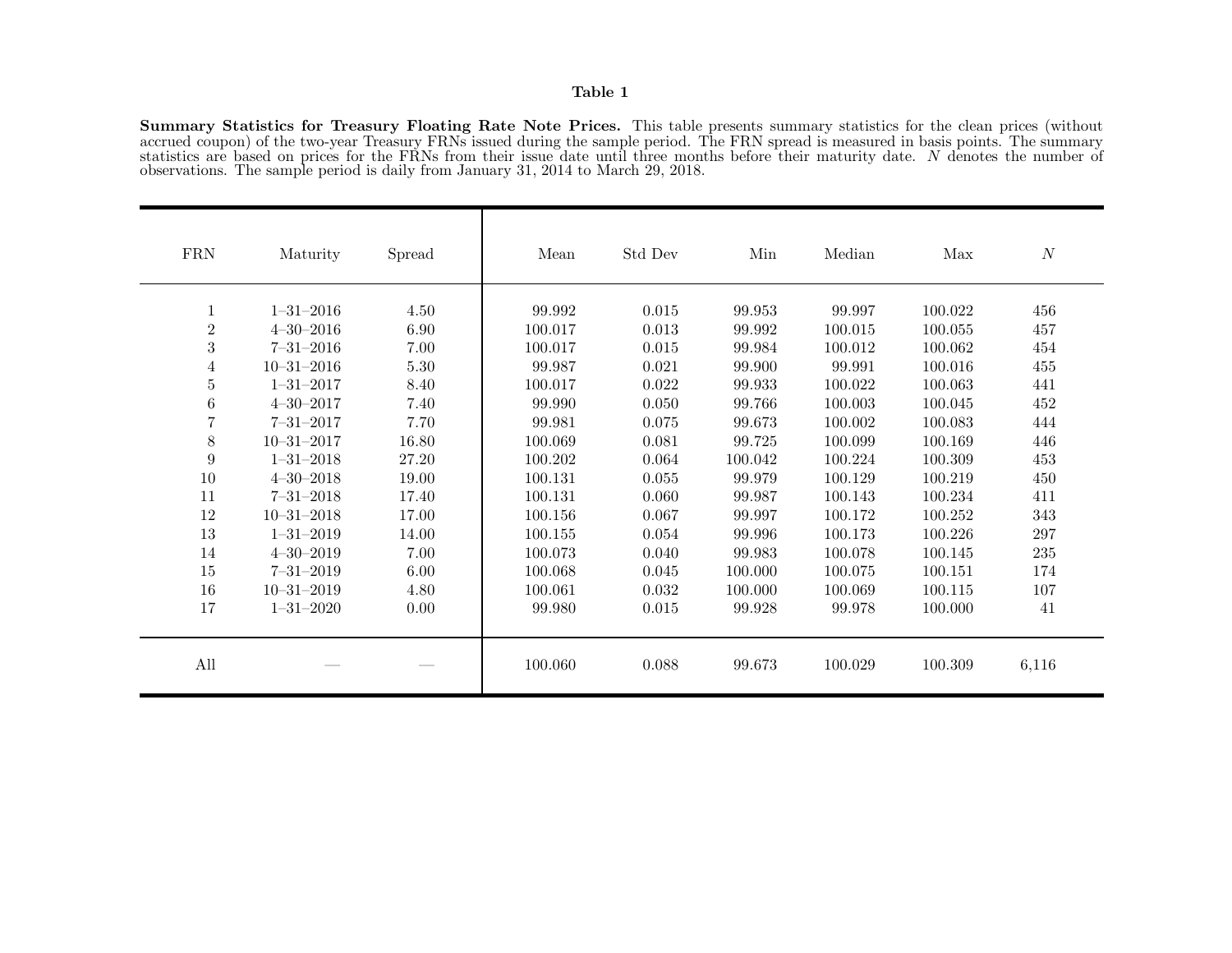**Table 1**

**Summary Statistics for Treasury Floating Rate Note Prices.** This table presents summary statistics for the clean prices (without accrued coupon) of the two-year Treasury FRNs issued during the sample period. The FRN spread is measured in basis points. The summary statistics are based on prices for the FRNs from their issue date until three months before their maturity date. $N$ denotes the number of observations. The sample period is daily from January 31, 2014 to March 29, 2018.

| FRN | Maturity | Spread | Mean | Std Dev | Min | Median | Max | $N$ |
|---|---|---|---|---|---|---|---|---|
| 1 | 1–31–2016 | 4.50 | 99.992 | 0.015 | 99.953 | 99.997 | 100.022 | 456 |
| 2 | 4–30–2016 | 6.90 | 100.017 | 0.013 | 99.992 | 100.015 | 100.055 | 457 |
| 3 | 7–31–2016 | 7.00 | 100.017 | 0.015 | 99.984 | 100.012 | 100.062 | 454 |
| 4 | 10–31–2016 | 5.30 | 99.987 | 0.021 | 99.900 | 99.991 | 100.016 | 455 |
| 5 | 1–31–2017 | 8.40 | 100.017 | 0.022 | 99.933 | 100.022 | 100.063 | 441 |
| 6 | 4–30–2017 | 7.40 | 99.990 | 0.050 | 99.766 | 100.003 | 100.045 | 452 |
| 7 | 7–31–2017 | 7.70 | 99.981 | 0.075 | 99.673 | 100.002 | 100.083 | 444 |
| 8 | 10–31–2017 | 16.80 | 100.069 | 0.081 | 99.725 | 100.099 | 100.169 | 446 |
| 9 | 1–31–2018 | 27.20 | 100.202 | 0.064 | 100.042 | 100.224 | 100.309 | 453 |
| 10 | 4–30–2018 | 19.00 | 100.131 | 0.055 | 99.979 | 100.129 | 100.219 | 450 |
| 11 | 7–31–2018 | 17.40 | 100.131 | 0.060 | 99.987 | 100.143 | 100.234 | 411 |
| 12 | 10–31–2018 | 17.00 | 100.156 | 0.067 | 99.997 | 100.172 | 100.252 | 343 |
| 13 | 1–31–2019 | 14.00 | 100.155 | 0.054 | 99.996 | 100.173 | 100.226 | 297 |
| 14 | 4–30–2019 | 7.00 | 100.073 | 0.040 | 99.983 | 100.078 | 100.145 | 235 |
| 15 | 7–31–2019 | 6.00 | 100.068 | 0.045 | 100.000 | 100.075 | 100.151 | 174 |
| 16 | 10–31–2019 | 4.80 | 100.061 | 0.032 | 100.000 | 100.069 | 100.115 | 107 |
| 17 | 1–31–2020 | 0.00 | 99.980 | 0.015 | 99.928 | 99.978 | 100.000 | 41 |
| All | — | — | 100.060 | 0.088 | 99.673 | 100.029 | 100.309 | 6,116 |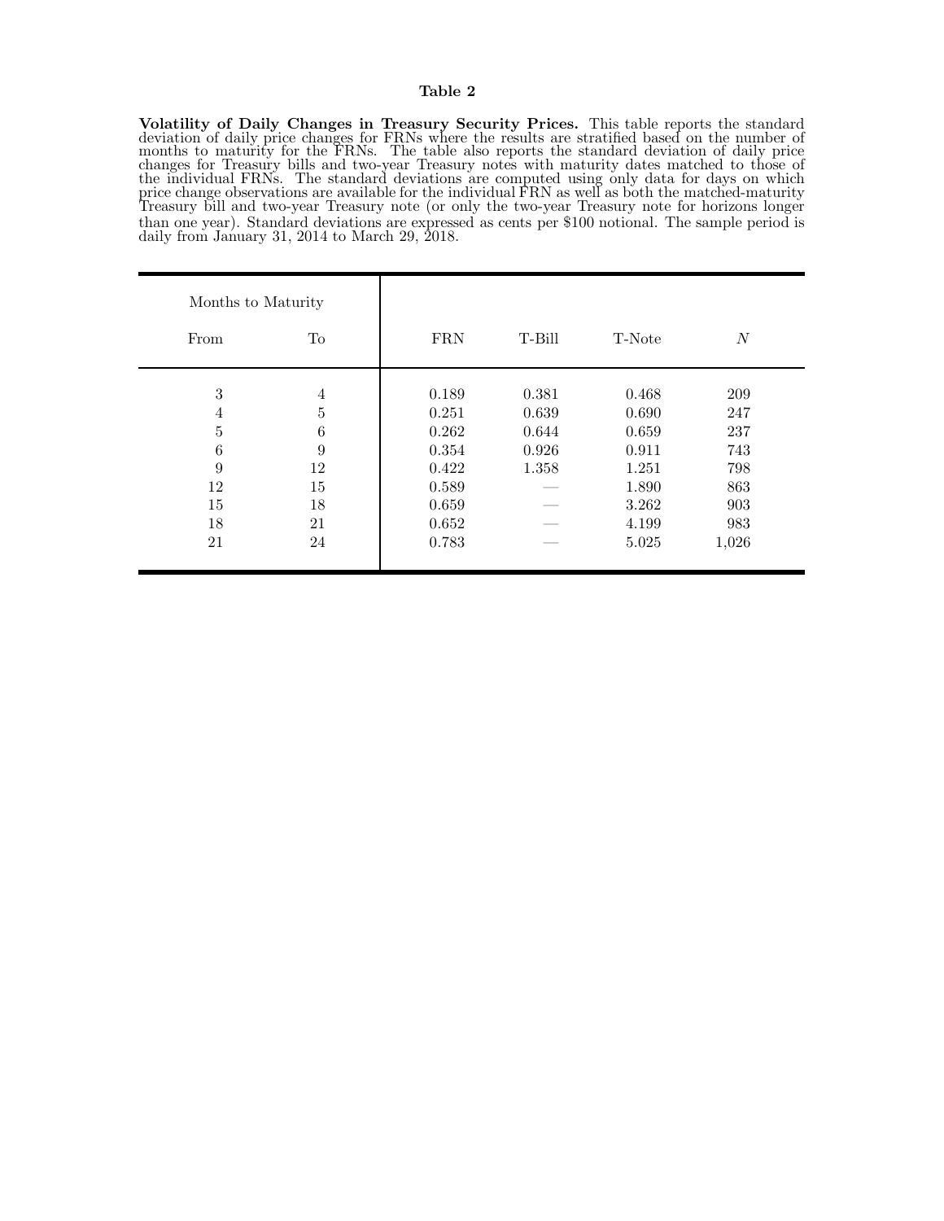**Table 2**

**Volatility of Daily Changes in Treasury Security Prices.** This table reports the standard deviation of daily price changes for FRNs where the results are stratified based on the number of months to maturity for the FRNs. The table also reports the standard deviation of daily price changes for Treasury bills and two-year Treasury notes with maturity dates matched to those of the individual FRNs. The standard deviations are computed using only data for days on which price change observations are available for the individual FRN as well as both the matched-maturity Treasury bill and two-year Treasury note (or only the two-year Treasury note for horizons longer than one year). Standard deviations are expressed as cents per $100 notional. The sample period is daily from January 31, 2014 to March 29, 2018.

| Months to Maturity | | | | | |
|---|---|---|---|---|---|
| From | To | FRN | T-Bill | T-Note | $N$ |
| 3 | 4 | 0.189 | 0.381 | 0.468 | 209 |
| 4 | 5 | 0.251 | 0.639 | 0.690 | 247 |
| 5 | 6 | 0.262 | 0.644 | 0.659 | 237 |
| 6 | 9 | 0.354 | 0.926 | 0.911 | 743 |
| 9 | 12 | 0.422 | 1.358 | 1.251 | 798 |
| 12 | 15 | 0.589 | — | 1.890 | 863 |
| 15 | 18 | 0.659 | — | 3.262 | 903 |
| 18 | 21 | 0.652 | — | 4.199 | 983 |
| 21 | 24 | 0.783 | — | 5.025 | 1,026 |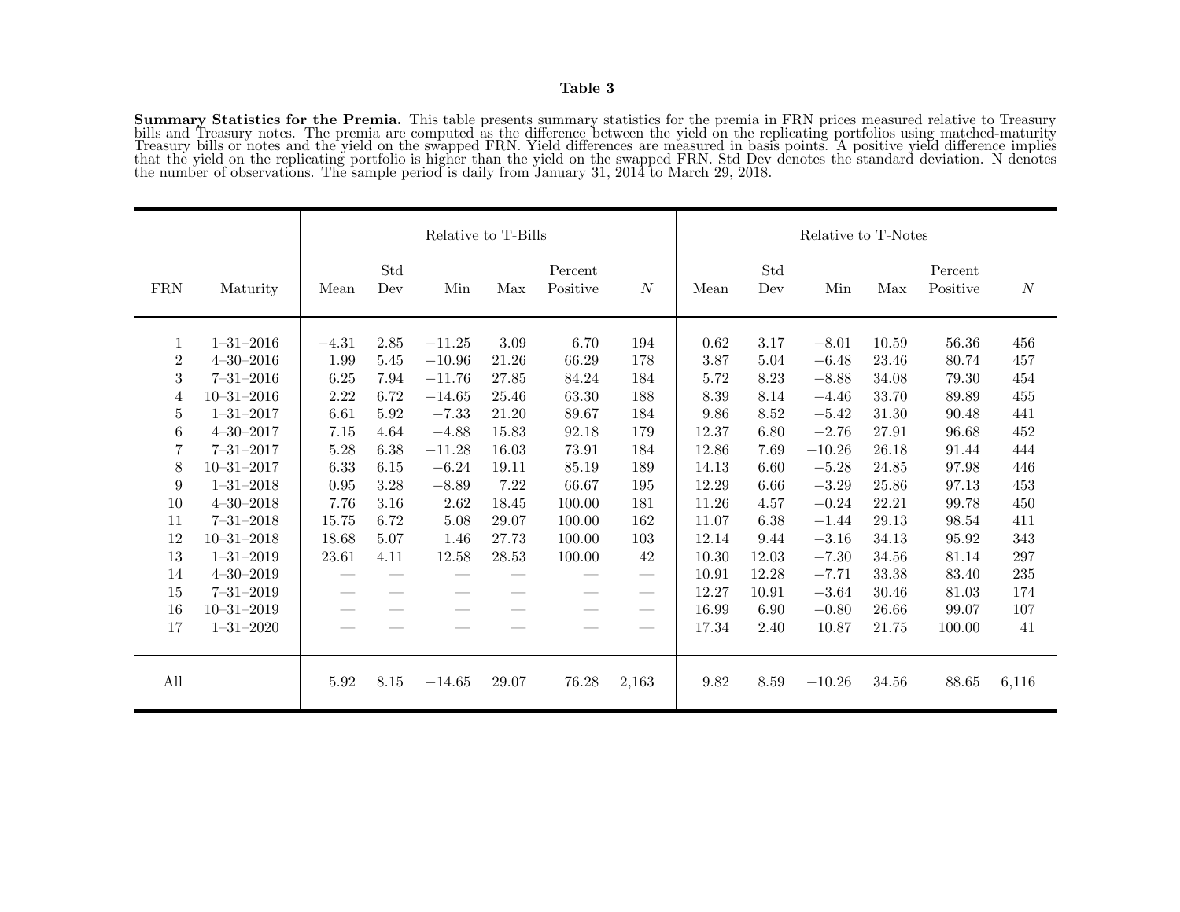**Table 3**

**Summary Statistics for the Premia.** This table presents summary statistics for the premia in FRN prices measured relative to Treasury bills and Treasury notes. The premia are computed as the difference between the yield on the replicating portfolios using matched-maturity Treasury bills or notes and the yield on the swapped FRN. Yield differences are measured in basis points. A positive yield difference implies that the yield on the replicating portfolio is higher than the yield on the swapped FRN. Std Dev denotes the standard deviation. N denotes the number of observations. The sample period is daily from January 31, 2014 to March 29, 2018.

| | | Relative to T-Bills | | | | | | Relative to T-Notes | | | | | |
|---|---|---|---|---|---|---|---|---|---|---|---|---|---|
| FRN | Maturity | Mean | Std Dev | Min | Max | Percent Positive | $N$ | Mean | Std Dev | Min | Max | Percent Positive | $N$ |
| 1 | 1–31–2016 | −4.31 | 2.85 | −11.25 | 3.09 | 6.70 | 194 | 0.62 | 3.17 | −8.01 | 10.59 | 56.36 | 456 |
| 2 | 4–30–2016 | 1.99 | 5.45 | −10.96 | 21.26 | 66.29 | 178 | 3.87 | 5.04 | −6.48 | 23.46 | 80.74 | 457 |
| 3 | 7–31–2016 | 6.25 | 7.94 | −11.76 | 27.85 | 84.24 | 184 | 5.72 | 8.23 | −8.88 | 34.08 | 79.30 | 454 |
| 4 | 10–31–2016 | 2.22 | 6.72 | −14.65 | 25.46 | 63.30 | 188 | 8.39 | 8.14 | −4.46 | 33.70 | 89.89 | 455 |
| 5 | 1–31–2017 | 6.61 | 5.92 | −7.33 | 21.20 | 89.67 | 184 | 9.86 | 8.52 | −5.42 | 31.30 | 90.48 | 441 |
| 6 | 4–30–2017 | 7.15 | 4.64 | −4.88 | 15.83 | 92.18 | 179 | 12.37 | 6.80 | −2.76 | 27.91 | 96.68 | 452 |
| 7 | 7–31–2017 | 5.28 | 6.38 | −11.28 | 16.03 | 73.91 | 184 | 12.86 | 7.69 | −10.26 | 26.18 | 91.44 | 444 |
| 8 | 10–31–2017 | 6.33 | 6.15 | −6.24 | 19.11 | 85.19 | 189 | 14.13 | 6.60 | −5.28 | 24.85 | 97.98 | 446 |
| 9 | 1–31–2018 | 0.95 | 3.28 | −8.89 | 7.22 | 66.67 | 195 | 12.29 | 6.66 | −3.29 | 25.86 | 97.13 | 453 |
| 10 | 4–30–2018 | 7.76 | 3.16 | 2.62 | 18.45 | 100.00 | 181 | 11.26 | 4.57 | −0.24 | 22.21 | 99.78 | 450 |
| 11 | 7–31–2018 | 15.75 | 6.72 | 5.08 | 29.07 | 100.00 | 162 | 11.07 | 6.38 | −1.44 | 29.13 | 98.54 | 411 |
| 12 | 10–31–2018 | 18.68 | 5.07 | 1.46 | 27.73 | 100.00 | 103 | 12.14 | 9.44 | −3.16 | 34.13 | 95.92 | 343 |
| 13 | 1–31–2019 | 23.61 | 4.11 | 12.58 | 28.53 | 100.00 | 42 | 10.30 | 12.03 | −7.30 | 34.56 | 81.14 | 297 |
| 14 | 4–30–2019 | — | — | — | — | — | — | 10.91 | 12.28 | −7.71 | 33.38 | 83.40 | 235 |
| 15 | 7–31–2019 | — | — | — | — | — | — | 12.27 | 10.91 | −3.64 | 30.46 | 81.03 | 174 |
| 16 | 10–31–2019 | — | — | — | — | — | — | 16.99 | 6.90 | −0.80 | 26.66 | 99.07 | 107 |
| 17 | 1–31–2020 | — | — | — | — | — | — | 17.34 | 2.40 | 10.87 | 21.75 | 100.00 | 41 |
| All | | 5.92 | 8.15 | −14.65 | 29.07 | 76.28 | 2,163 | 9.82 | 8.59 | −10.26 | 34.56 | 88.65 | 6,116 |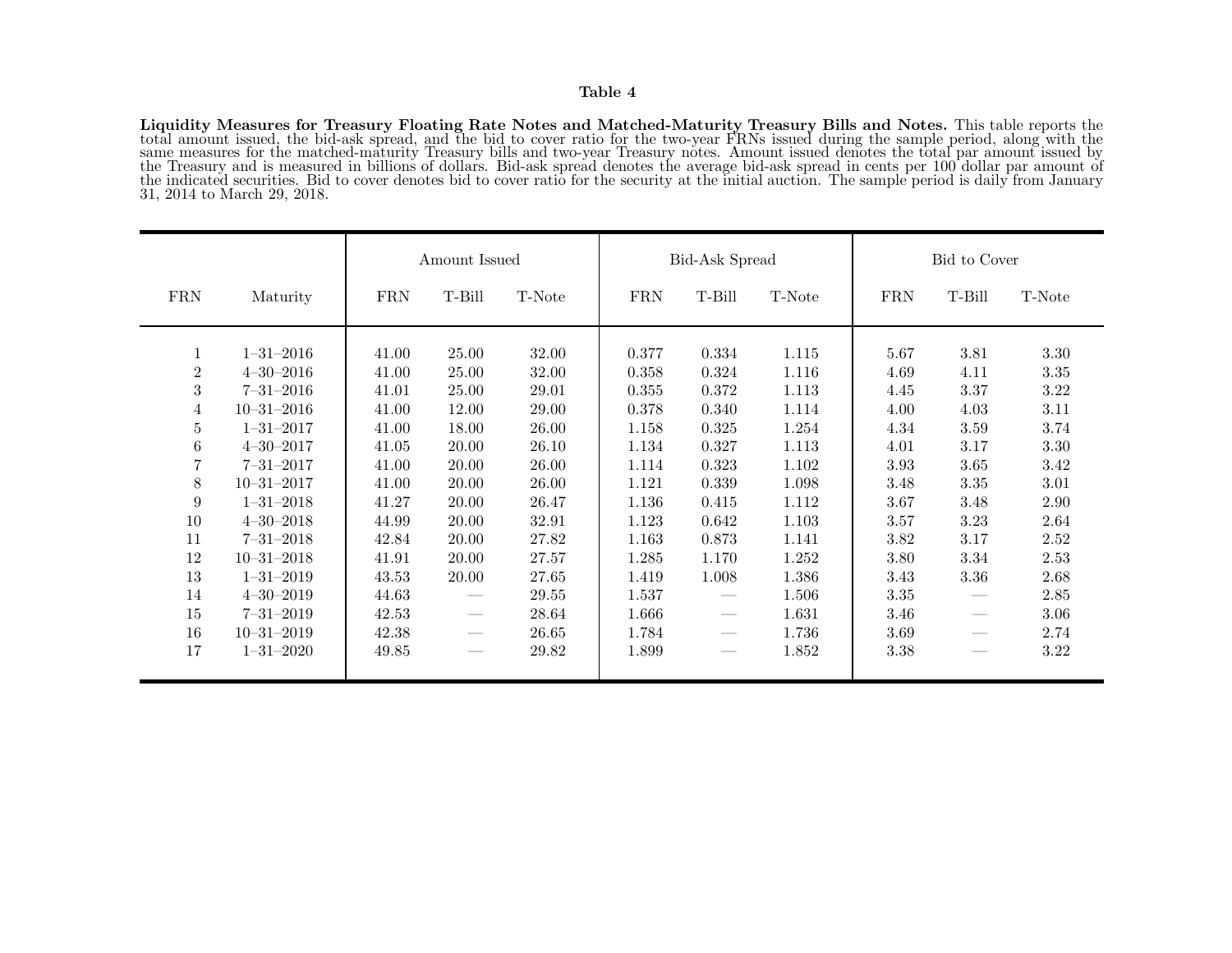**Table 4**

**Liquidity Measures for Treasury Floating Rate Notes and Matched-Maturity Treasury Bills and Notes.** This table reports the total amount issued, the bid-ask spread, and the bid to cover ratio for the two-year FRNs issued during the sample period, along with the same measures for the matched-maturity Treasury bills and two-year Treasury notes. Amount issued denotes the total par amount issued by the Treasury and is measured in billions of dollars. Bid-ask spread denotes the average bid-ask spread in cents per 100 dollar par amount of the indicated securities. Bid to cover denotes bid to cover ratio for the security at the initial auction. The sample period is daily from January 31, 2014 to March 29, 2018.

| | | Amount Issued | | | Bid-Ask Spread | | | Bid to Cover | | |
|---|---|---|---|---|---|---|---|---|---|---|
| FRN | Maturity | FRN | T-Bill | T-Note | FRN | T-Bill | T-Note | FRN | T-Bill | T-Note |
| 1 | 1–31–2016 | 41.00 | 25.00 | 32.00 | 0.377 | 0.334 | 1.115 | 5.67 | 3.81 | 3.30 |
| 2 | 4–30–2016 | 41.00 | 25.00 | 32.00 | 0.358 | 0.324 | 1.116 | 4.69 | 4.11 | 3.35 |
| 3 | 7–31–2016 | 41.01 | 25.00 | 29.01 | 0.355 | 0.372 | 1.113 | 4.45 | 3.37 | 3.22 |
| 4 | 10–31–2016 | 41.00 | 12.00 | 29.00 | 0.378 | 0.340 | 1.114 | 4.00 | 4.03 | 3.11 |
| 5 | 1–31–2017 | 41.00 | 18.00 | 26.00 | 1.158 | 0.325 | 1.254 | 4.34 | 3.59 | 3.74 |
| 6 | 4–30–2017 | 41.05 | 20.00 | 26.10 | 1.134 | 0.327 | 1.113 | 4.01 | 3.17 | 3.30 |
| 7 | 7–31–2017 | 41.00 | 20.00 | 26.00 | 1.114 | 0.323 | 1.102 | 3.93 | 3.65 | 3.42 |
| 8 | 10–31–2017 | 41.00 | 20.00 | 26.00 | 1.121 | 0.339 | 1.098 | 3.48 | 3.35 | 3.01 |
| 9 | 1–31–2018 | 41.27 | 20.00 | 26.47 | 1.136 | 0.415 | 1.112 | 3.67 | 3.48 | 2.90 |
| 10 | 4–30–2018 | 44.99 | 20.00 | 32.91 | 1.123 | 0.642 | 1.103 | 3.57 | 3.23 | 2.64 |
| 11 | 7–31–2018 | 42.84 | 20.00 | 27.82 | 1.163 | 0.873 | 1.141 | 3.82 | 3.17 | 2.52 |
| 12 | 10–31–2018 | 41.91 | 20.00 | 27.57 | 1.285 | 1.170 | 1.252 | 3.80 | 3.34 | 2.53 |
| 13 | 1–31–2019 | 43.53 | 20.00 | 27.65 | 1.419 | 1.008 | 1.386 | 3.43 | 3.36 | 2.68 |
| 14 | 4–30–2019 | 44.63 | — | 29.55 | 1.537 | — | 1.506 | 3.35 | — | 2.85 |
| 15 | 7–31–2019 | 42.53 | — | 28.64 | 1.666 | — | 1.631 | 3.46 | — | 3.06 |
| 16 | 10–31–2019 | 42.38 | — | 26.65 | 1.784 | — | 1.736 | 3.69 | — | 2.74 |
| 17 | 1–31–2020 | 49.85 | — | 29.82 | 1.899 | — | 1.852 | 3.38 | — | 3.22 |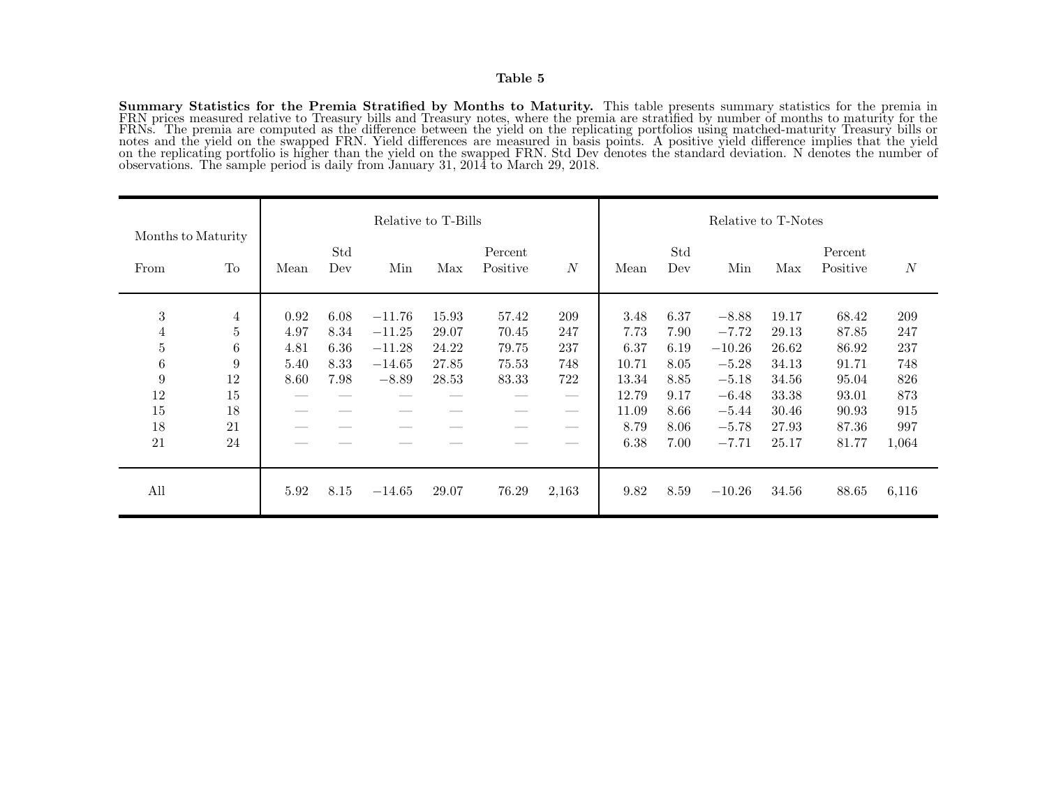**Table 5**

**Summary Statistics for the Premia Stratified by Months to Maturity.** This table presents summary statistics for the premia in FRN prices measured relative to Treasury bills and Treasury notes, where the premia are stratified by number of months to maturity for the FRNs. The premia are computed as the difference between the yield on the replicating portfolios using matched-maturity Treasury bills or notes and the yield on the swapped FRN. Yield differences are measured in basis points. A positive yield difference implies that the yield on the replicating portfolio is higher than the yield on the swapped FRN. Std Dev denotes the standard deviation. N denotes the number of observations. The sample period is daily from January 31, 2014 to March 29, 2018.

| Months to Maturity | | Relative to T-Bills | | | | | | Relative to T-Notes | | | | | |
|---|---|---|---|---|---|---|---|---|---|---|---|---|---|
| From | To | Mean | Std Dev | Min | Max | Percent Positive | $N$ | Mean | Std Dev | Min | Max | Percent Positive | $N$ |
| 3 | 4 | 0.92 | 6.08 | −11.76 | 15.93 | 57.42 | 209 | 3.48 | 6.37 | −8.88 | 19.17 | 68.42 | 209 |
| 4 | 5 | 4.97 | 8.34 | −11.25 | 29.07 | 70.45 | 247 | 7.73 | 7.90 | −7.72 | 29.13 | 87.85 | 247 |
| 5 | 6 | 4.81 | 6.36 | −11.28 | 24.22 | 79.75 | 237 | 6.37 | 6.19 | −10.26 | 26.62 | 86.92 | 237 |
| 6 | 9 | 5.40 | 8.33 | −14.65 | 27.85 | 75.53 | 748 | 10.71 | 8.05 | −5.28 | 34.13 | 91.71 | 748 |
| 9 | 12 | 8.60 | 7.98 | −8.89 | 28.53 | 83.33 | 722 | 13.34 | 8.85 | −5.18 | 34.56 | 95.04 | 826 |
| 12 | 15 | — | — | — | — | — | — | 12.79 | 9.17 | −6.48 | 33.38 | 93.01 | 873 |
| 15 | 18 | — | — | — | — | — | — | 11.09 | 8.66 | −5.44 | 30.46 | 90.93 | 915 |
| 18 | 21 | — | — | — | — | — | — | 8.79 | 8.06 | −5.78 | 27.93 | 87.36 | 997 |
| 21 | 24 | — | — | — | — | — | — | 6.38 | 7.00 | −7.71 | 25.17 | 81.77 | 1,064 |
| All | | 5.92 | 8.15 | −14.65 | 29.07 | 76.29 | 2,163 | 9.82 | 8.59 | −10.26 | 34.56 | 88.65 | 6,116 |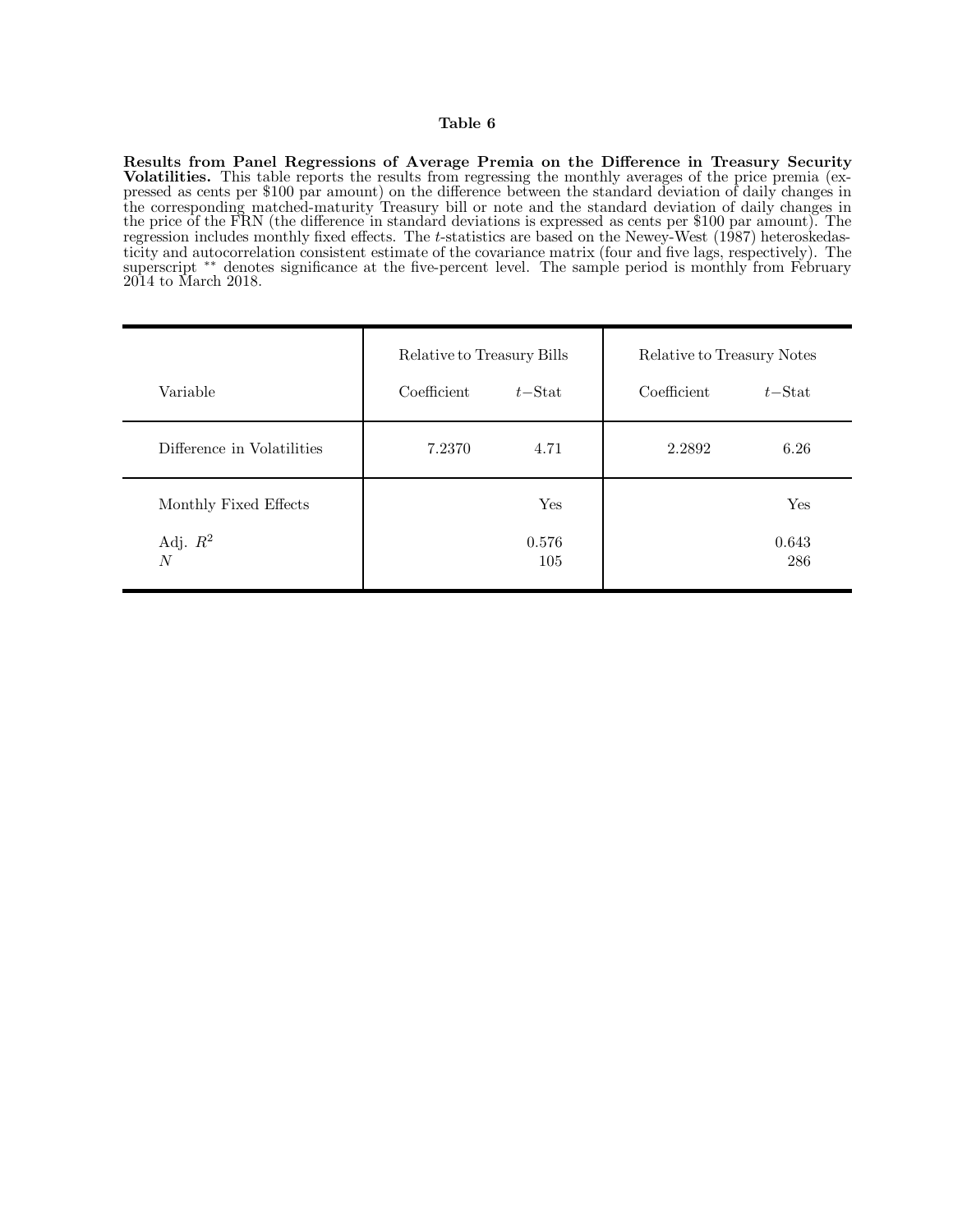**Table 6**

**Results from Panel Regressions of Average Premia on the Difference in Treasury Security Volatilities.** This table reports the results from regressing the monthly averages of the price premia (expressed as cents per \$100 par amount) on the difference between the standard deviation of daily changes in the corresponding matched-maturity Treasury bill or note and the standard deviation of daily changes in the price of the FRN (the difference in standard deviations is expressed as cents per \$100 par amount). The regression includes monthly fixed effects. The $t$-statistics are based on the Newey-West (1987) heteroskedasticity and autocorrelation consistent estimate of the covariance matrix (four and five lags, respectively). The superscript ** denotes significance at the five-percent level. The sample period is monthly from February 2014 to March 2018.

| | Relative to Treasury Bills | | Relative to Treasury Notes | |
|---|---|---|---|---|
| Variable | Coefficient | $t-$Stat | Coefficient | $t-$Stat |
| Difference in Volatilities | 7.2370 | 4.71 | 2.2892 | 6.26 |
| Monthly Fixed Effects | | Yes | | Yes |
| Adj. $R^2$ | | 0.576 | | 0.643 |
| $N$ | | 105 | | 286 |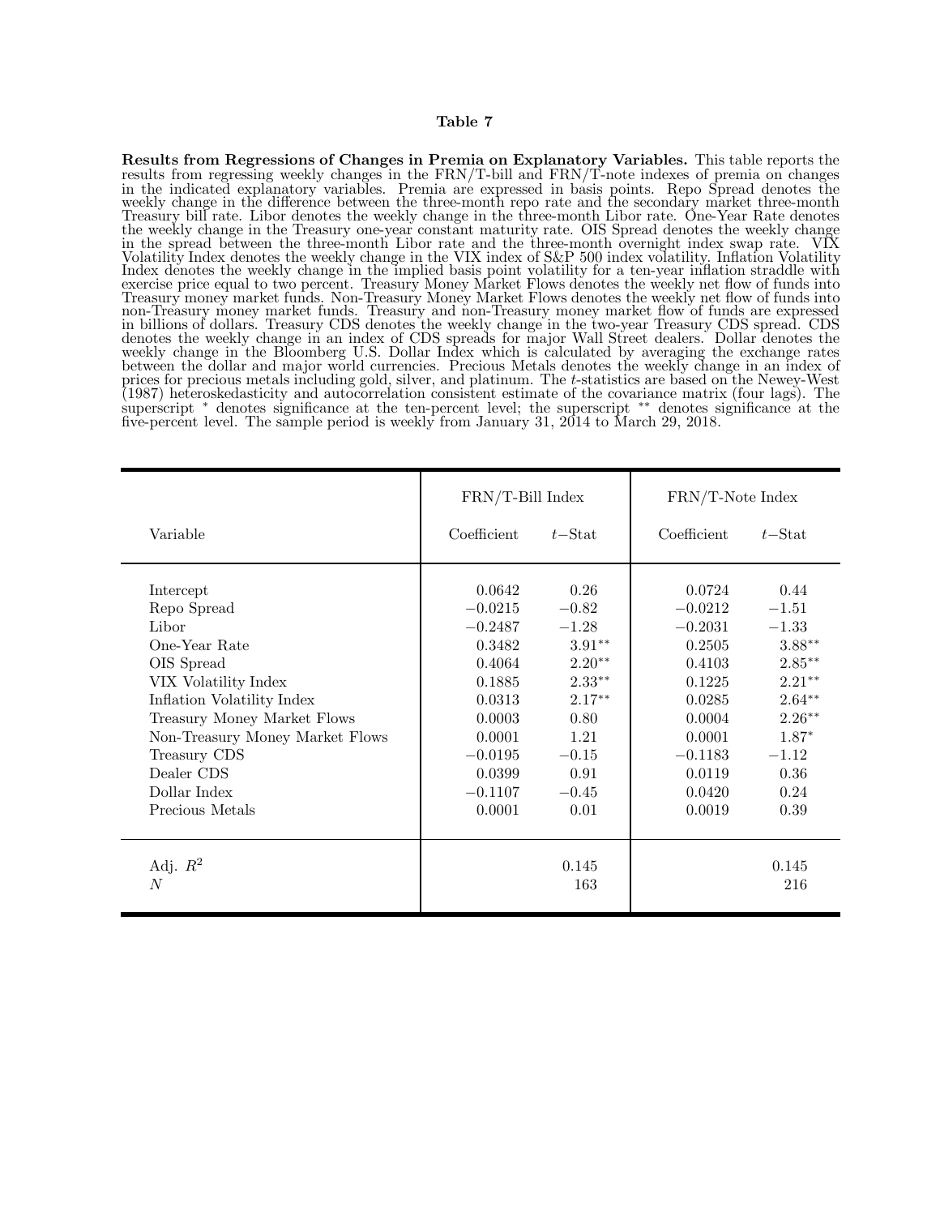**Table 7**

**Results from Regressions of Changes in Premia on Explanatory Variables.** This table reports the results from regressing weekly changes in the FRN/T-bill and FRN/T-note indexes of premia on changes in the indicated explanatory variables. Premia are expressed in basis points. Repo Spread denotes the weekly change in the difference between the three-month repo rate and the secondary market three-month Treasury bill rate. Libor denotes the weekly change in the three-month Libor rate. One-Year Rate denotes the weekly change in the Treasury one-year constant maturity rate. OIS Spread denotes the weekly change in the spread between the three-month Libor rate and the three-month overnight index swap rate. VIX Volatility Index denotes the weekly change in the VIX index of S&P 500 index volatility. Inflation Volatility Index denotes the weekly change in the implied basis point volatility for a ten-year inflation straddle with exercise price equal to two percent. Treasury Money Market Flows denotes the weekly net flow of funds into Treasury money market funds. Non-Treasury Money Market Flows denotes the weekly net flow of funds into non-Treasury money market funds. Treasury and non-Treasury money market flow of funds are expressed in billions of dollars. Treasury CDS denotes the weekly change in the two-year Treasury CDS spread. CDS denotes the weekly change in an index of CDS spreads for major Wall Street dealers. Dollar denotes the weekly change in the Bloomberg U.S. Dollar Index which is calculated by averaging the exchange rates between the dollar and major world currencies. Precious Metals denotes the weekly change in an index of prices for precious metals including gold, silver, and platinum. The $t$-statistics are based on the Newey-West (1987) heteroskedasticity and autocorrelation consistent estimate of the covariance matrix (four lags). The superscript $^{*}$ denotes significance at the ten-percent level; the superscript $^{**}$ denotes significance at the five-percent level. The sample period is weekly from January 31, 2014 to March 29, 2018.

| | FRN/T-Bill Index | | FRN/T-Note Index | |
|---|---|---|---|---|
| Variable | Coefficient | $t$−Stat | Coefficient | $t$−Stat |
| Intercept | 0.0642 | 0.26 | 0.0724 | 0.44 |
| Repo Spread | −0.0215 | −0.82 | −0.0212 | −1.51 |
| Libor | −0.2487 | −1.28 | −0.2031 | −1.33 |
| One-Year Rate | 0.3482 | $3.91^{**}$ | 0.2505 | $3.88^{**}$ |
| OIS Spread | 0.4064 | $2.20^{**}$ | 0.4103 | $2.85^{**}$ |
| VIX Volatility Index | 0.1885 | $2.33^{**}$ | 0.1225 | $2.21^{**}$ |
| Inflation Volatility Index | 0.0313 | $2.17^{**}$ | 0.0285 | $2.64^{**}$ |
| Treasury Money Market Flows | 0.0003 | 0.80 | 0.0004 | $2.26^{**}$ |
| Non-Treasury Money Market Flows | 0.0001 | 1.21 | 0.0001 | $1.87^{*}$ |
| Treasury CDS | −0.0195 | −0.15 | −0.1183 | −1.12 |
| Dealer CDS | 0.0399 | 0.91 | 0.0119 | 0.36 |
| Dollar Index | −0.1107 | −0.45 | 0.0420 | 0.24 |
| Precious Metals | 0.0001 | 0.01 | 0.0019 | 0.39 |
| Adj. $R^2$ | | 0.145 | | 0.145 |
| $N$ | | 163 | | 216 |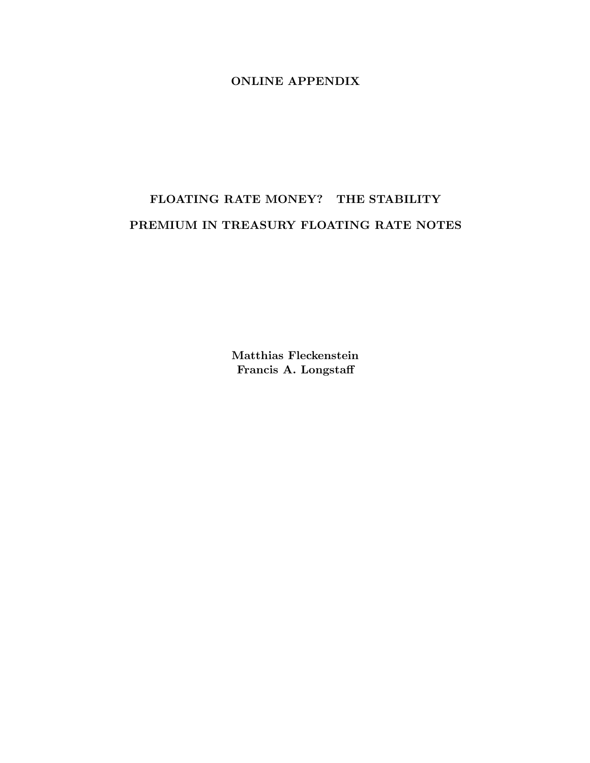**ONLINE APPENDIX**

# FLOATING RATE MONEY? THE STABILITY PREMIUM IN TREASURY FLOATING RATE NOTES

**Matthias Fleckenstein**
**Francis A. Longstaff**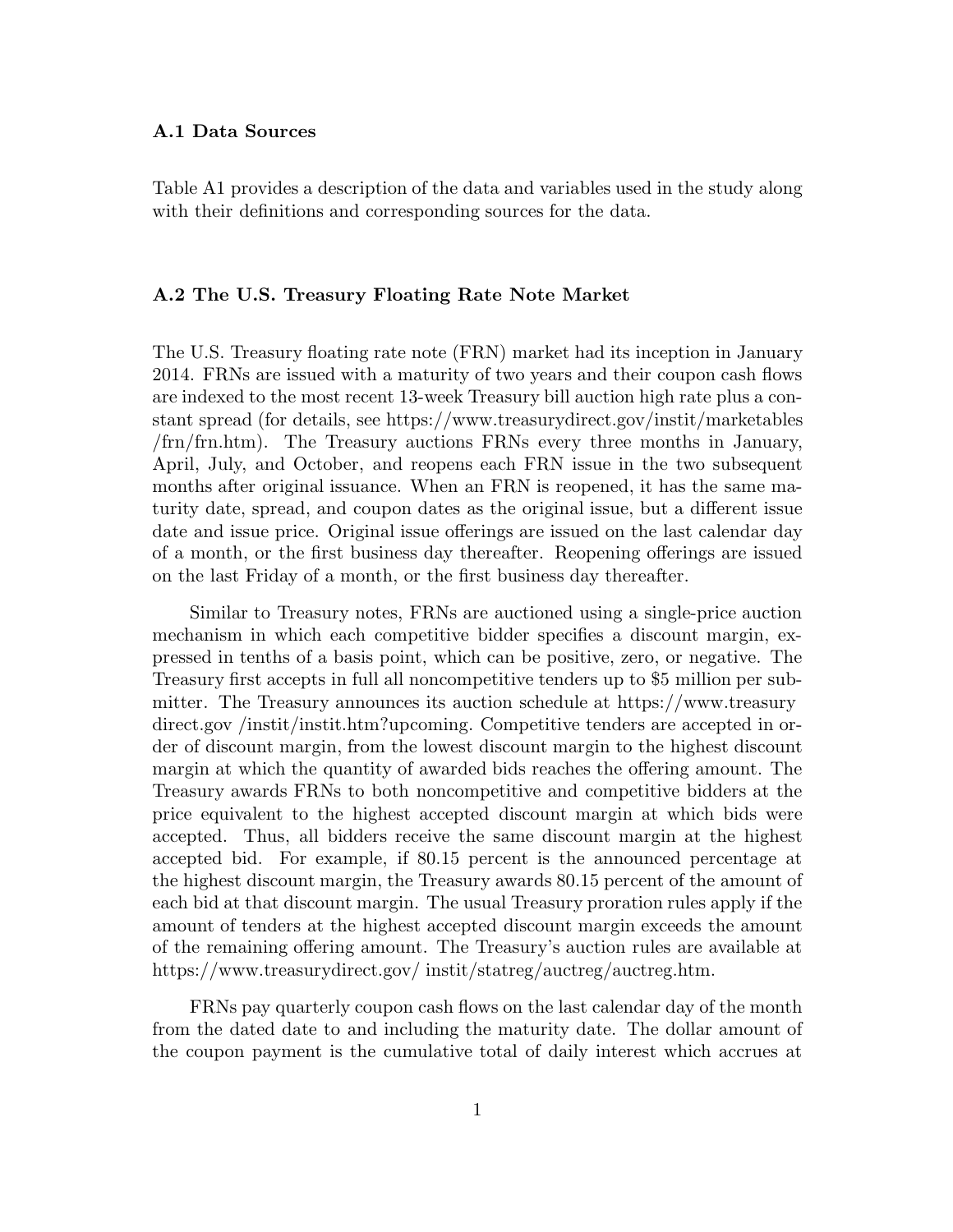### A.1 Data Sources

Table A1 provides a description of the data and variables used in the study along with their definitions and corresponding sources for the data.

### A.2 The U.S. Treasury Floating Rate Note Market

The U.S. Treasury floating rate note (FRN) market had its inception in January 2014. FRNs are issued with a maturity of two years and their coupon cash flows are indexed to the most recent 13-week Treasury bill auction high rate plus a constant spread (for details, see https://www.treasurydirect.gov/instit/marketables /frn/frn.htm). The Treasury auctions FRNs every three months in January, April, July, and October, and reopens each FRN issue in the two subsequent months after original issuance. When an FRN is reopened, it has the same maturity date, spread, and coupon dates as the original issue, but a different issue date and issue price. Original issue offerings are issued on the last calendar day of a month, or the first business day thereafter. Reopening offerings are issued on the last Friday of a month, or the first business day thereafter.

Similar to Treasury notes, FRNs are auctioned using a single-price auction mechanism in which each competitive bidder specifies a discount margin, expressed in tenths of a basis point, which can be positive, zero, or negative. The Treasury first accepts in full all noncompetitive tenders up to $5 million per submitter. The Treasury announces its auction schedule at https://www.treasury direct.gov /instit/instit.htm?upcoming. Competitive tenders are accepted in order of discount margin, from the lowest discount margin to the highest discount margin at which the quantity of awarded bids reaches the offering amount. The Treasury awards FRNs to both noncompetitive and competitive bidders at the price equivalent to the highest accepted discount margin at which bids were accepted. Thus, all bidders receive the same discount margin at the highest accepted bid. For example, if 80.15 percent is the announced percentage at the highest discount margin, the Treasury awards 80.15 percent of the amount of each bid at that discount margin. The usual Treasury proration rules apply if the amount of tenders at the highest accepted discount margin exceeds the amount of the remaining offering amount. The Treasury's auction rules are available at https://www.treasurydirect.gov/ instit/statreg/auctreg/auctreg.htm.

FRNs pay quarterly coupon cash flows on the last calendar day of the month from the dated date to and including the maturity date. The dollar amount of the coupon payment is the cumulative total of daily interest which accrues at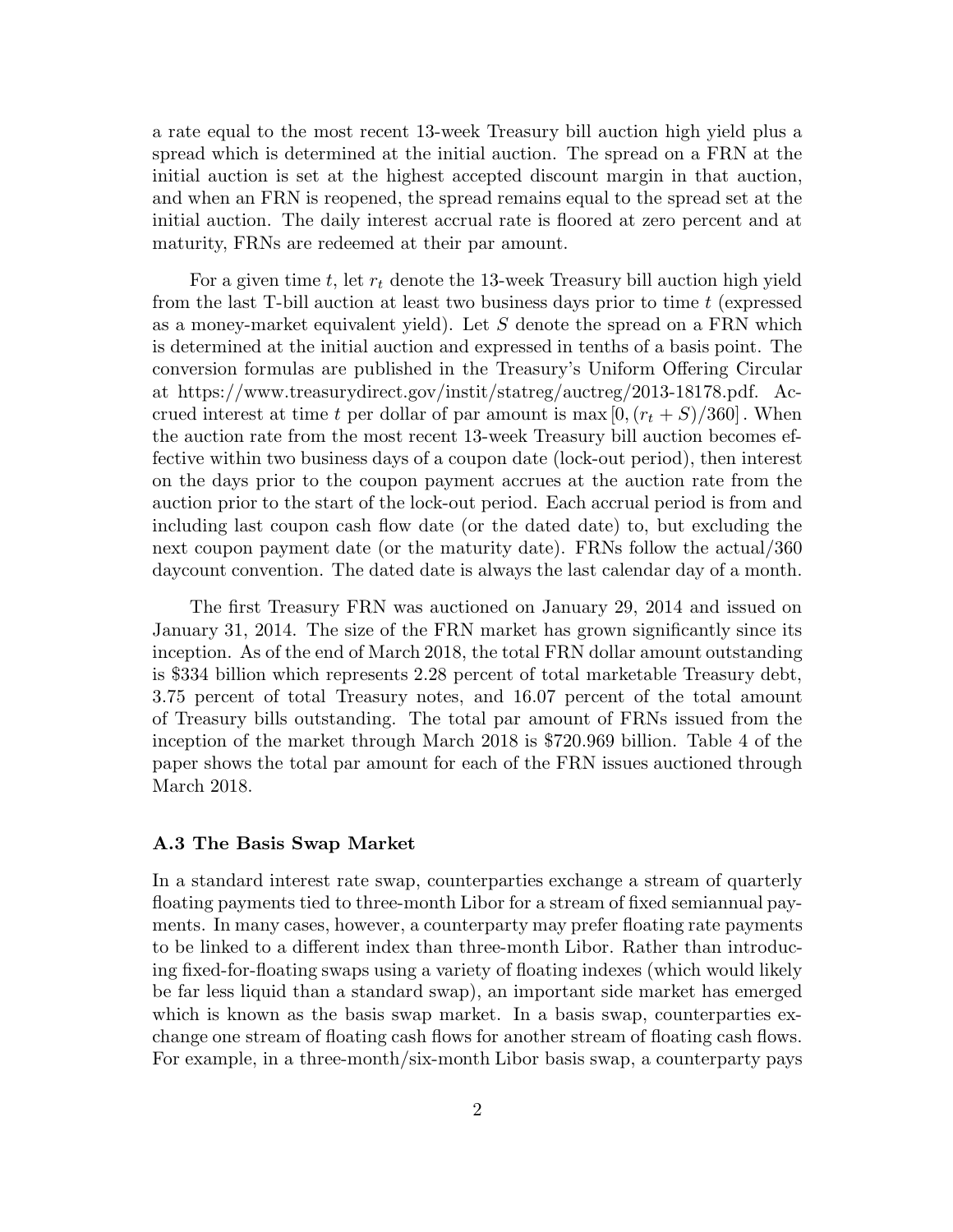a rate equal to the most recent 13-week Treasury bill auction high yield plus a spread which is determined at the initial auction. The spread on a FRN at the initial auction is set at the highest accepted discount margin in that auction, and when an FRN is reopened, the spread remains equal to the spread set at the initial auction. The daily interest accrual rate is floored at zero percent and at maturity, FRNs are redeemed at their par amount.

For a given time $t$, let $r_t$ denote the 13-week Treasury bill auction high yield from the last T-bill auction at least two business days prior to time $t$ (expressed as a money-market equivalent yield). Let $S$ denote the spread on a FRN which is determined at the initial auction and expressed in tenths of a basis point. The conversion formulas are published in the Treasury's Uniform Offering Circular at https://www.treasurydirect.gov/instit/statreg/auctreg/2013-18178.pdf. Accrued interest at time $t$ per dollar of par amount is $\max\left[0, (r_t + S)/360\right]$. When the auction rate from the most recent 13-week Treasury bill auction becomes effective within two business days of a coupon date (lock-out period), then interest on the days prior to the coupon payment accrues at the auction rate from the auction prior to the start of the lock-out period. Each accrual period is from and including last coupon cash flow date (or the dated date) to, but excluding the next coupon payment date (or the maturity date). FRNs follow the actual/360 daycount convention. The dated date is always the last calendar day of a month.

The first Treasury FRN was auctioned on January 29, 2014 and issued on January 31, 2014. The size of the FRN market has grown significantly since its inception. As of the end of March 2018, the total FRN dollar amount outstanding is \$334 billion which represents 2.28 percent of total marketable Treasury debt, 3.75 percent of total Treasury notes, and 16.07 percent of the total amount of Treasury bills outstanding. The total par amount of FRNs issued from the inception of the market through March 2018 is \$720.969 billion. Table 4 of the paper shows the total par amount for each of the FRN issues auctioned through March 2018.

### A.3 The Basis Swap Market

In a standard interest rate swap, counterparties exchange a stream of quarterly floating payments tied to three-month Libor for a stream of fixed semiannual payments. In many cases, however, a counterparty may prefer floating rate payments to be linked to a different index than three-month Libor. Rather than introducing fixed-for-floating swaps using a variety of floating indexes (which would likely be far less liquid than a standard swap), an important side market has emerged which is known as the basis swap market. In a basis swap, counterparties exchange one stream of floating cash flows for another stream of floating cash flows. For example, in a three-month/six-month Libor basis swap, a counterparty pays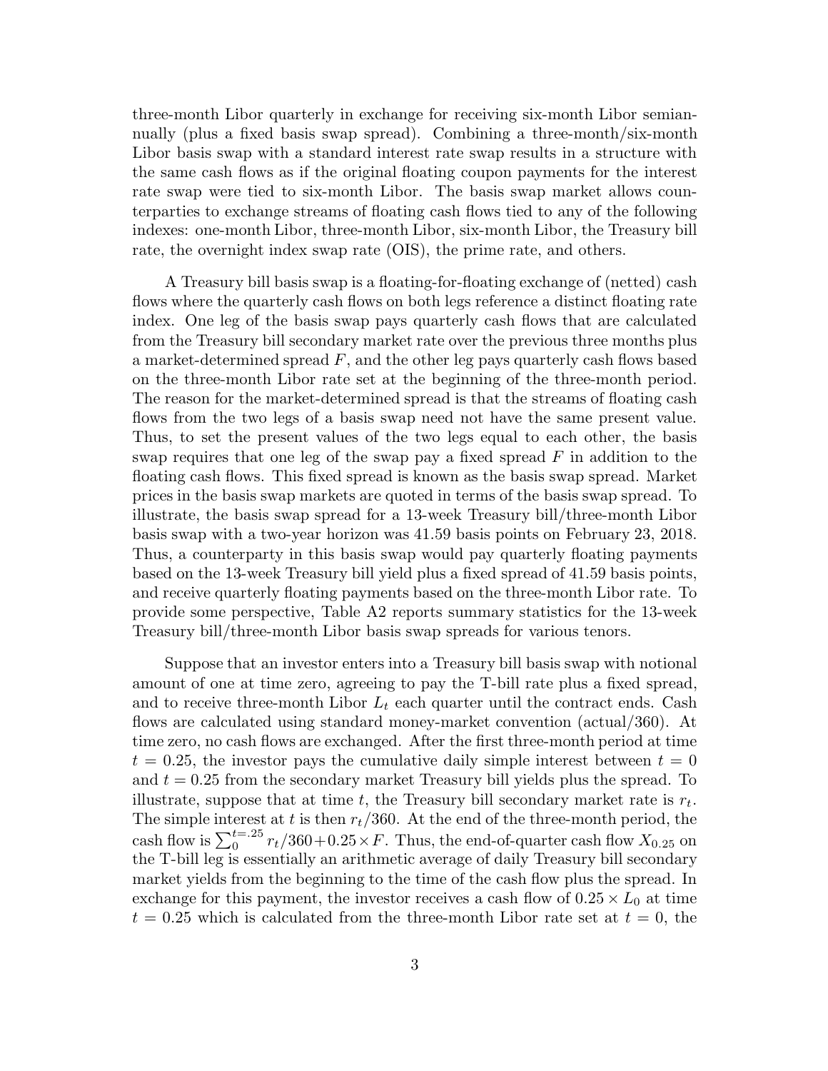three-month Libor quarterly in exchange for receiving six-month Libor semiannually (plus a fixed basis swap spread). Combining a three-month/six-month Libor basis swap with a standard interest rate swap results in a structure with the same cash flows as if the original floating coupon payments for the interest rate swap were tied to six-month Libor. The basis swap market allows counterparties to exchange streams of floating cash flows tied to any of the following indexes: one-month Libor, three-month Libor, six-month Libor, the Treasury bill rate, the overnight index swap rate (OIS), the prime rate, and others.

A Treasury bill basis swap is a floating-for-floating exchange of (netted) cash flows where the quarterly cash flows on both legs reference a distinct floating rate index. One leg of the basis swap pays quarterly cash flows that are calculated from the Treasury bill secondary market rate over the previous three months plus a market-determined spread $F$, and the other leg pays quarterly cash flows based on the three-month Libor rate set at the beginning of the three-month period. The reason for the market-determined spread is that the streams of floating cash flows from the two legs of a basis swap need not have the same present value. Thus, to set the present values of the two legs equal to each other, the basis swap requires that one leg of the swap pay a fixed spread $F$ in addition to the floating cash flows. This fixed spread is known as the basis swap spread. Market prices in the basis swap markets are quoted in terms of the basis swap spread. To illustrate, the basis swap spread for a 13-week Treasury bill/three-month Libor basis swap with a two-year horizon was 41.59 basis points on February 23, 2018. Thus, a counterparty in this basis swap would pay quarterly floating payments based on the 13-week Treasury bill yield plus a fixed spread of 41.59 basis points, and receive quarterly floating payments based on the three-month Libor rate. To provide some perspective, Table A2 reports summary statistics for the 13-week Treasury bill/three-month Libor basis swap spreads for various tenors.

Suppose that an investor enters into a Treasury bill basis swap with notional amount of one at time zero, agreeing to pay the T-bill rate plus a fixed spread, and to receive three-month Libor $L_t$ each quarter until the contract ends. Cash flows are calculated using standard money-market convention (actual/360). At time zero, no cash flows are exchanged. After the first three-month period at time $t = 0.25$, the investor pays the cumulative daily simple interest between $t = 0$ and $t = 0.25$ from the secondary market Treasury bill yields plus the spread. To illustrate, suppose that at time $t$, the Treasury bill secondary market rate is $r_t$. The simple interest at $t$ is then $r_t/360$. At the end of the three-month period, the cash flow is $\sum_0^{t=.25} r_t/360 + 0.25 \times F$. Thus, the end-of-quarter cash flow $X_{0.25}$ on the T-bill leg is essentially an arithmetic average of daily Treasury bill secondary market yields from the beginning to the time of the cash flow plus the spread. In exchange for this payment, the investor receives a cash flow of $0.25 \times L_0$ at time $t = 0.25$ which is calculated from the three-month Libor rate set at $t = 0$, the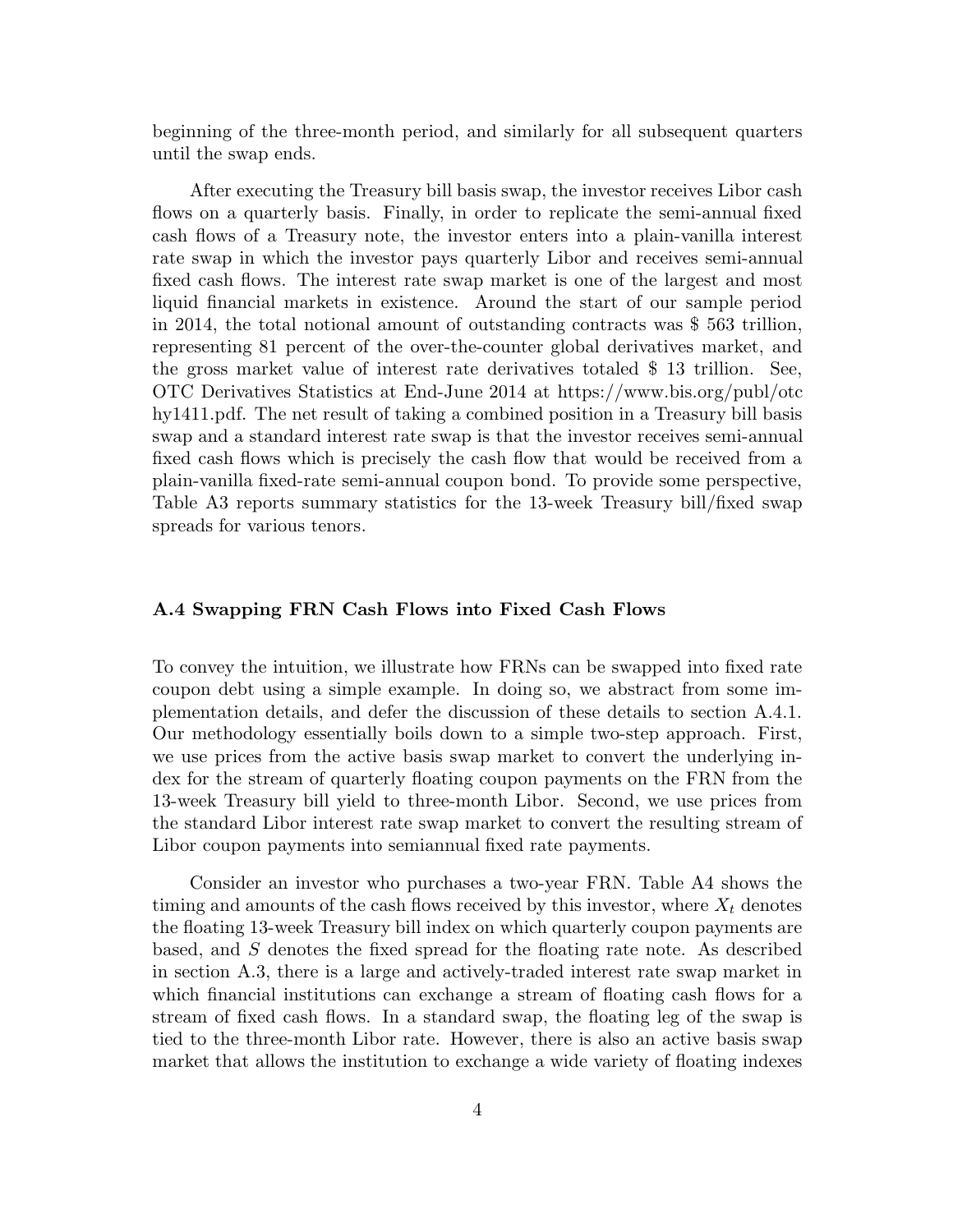beginning of the three-month period, and similarly for all subsequent quarters until the swap ends.

After executing the Treasury bill basis swap, the investor receives Libor cash flows on a quarterly basis. Finally, in order to replicate the semi-annual fixed cash flows of a Treasury note, the investor enters into a plain-vanilla interest rate swap in which the investor pays quarterly Libor and receives semi-annual fixed cash flows. The interest rate swap market is one of the largest and most liquid financial markets in existence. Around the start of our sample period in 2014, the total notional amount of outstanding contracts was $ 563 trillion, representing 81 percent of the over-the-counter global derivatives market, and the gross market value of interest rate derivatives totaled $ 13 trillion. See, OTC Derivatives Statistics at End-June 2014 at https://www.bis.org/publ/otc hy1411.pdf. The net result of taking a combined position in a Treasury bill basis swap and a standard interest rate swap is that the investor receives semi-annual fixed cash flows which is precisely the cash flow that would be received from a plain-vanilla fixed-rate semi-annual coupon bond. To provide some perspective, Table A3 reports summary statistics for the 13-week Treasury bill/fixed swap spreads for various tenors.

### A.4 Swapping FRN Cash Flows into Fixed Cash Flows

To convey the intuition, we illustrate how FRNs can be swapped into fixed rate coupon debt using a simple example. In doing so, we abstract from some implementation details, and defer the discussion of these details to section A.4.1. Our methodology essentially boils down to a simple two-step approach. First, we use prices from the active basis swap market to convert the underlying index for the stream of quarterly floating coupon payments on the FRN from the 13-week Treasury bill yield to three-month Libor. Second, we use prices from the standard Libor interest rate swap market to convert the resulting stream of Libor coupon payments into semiannual fixed rate payments.

Consider an investor who purchases a two-year FRN. Table A4 shows the timing and amounts of the cash flows received by this investor, where $X_t$ denotes the floating 13-week Treasury bill index on which quarterly coupon payments are based, and $S$ denotes the fixed spread for the floating rate note. As described in section A.3, there is a large and actively-traded interest rate swap market in which financial institutions can exchange a stream of floating cash flows for a stream of fixed cash flows. In a standard swap, the floating leg of the swap is tied to the three-month Libor rate. However, there is also an active basis swap market that allows the institution to exchange a wide variety of floating indexes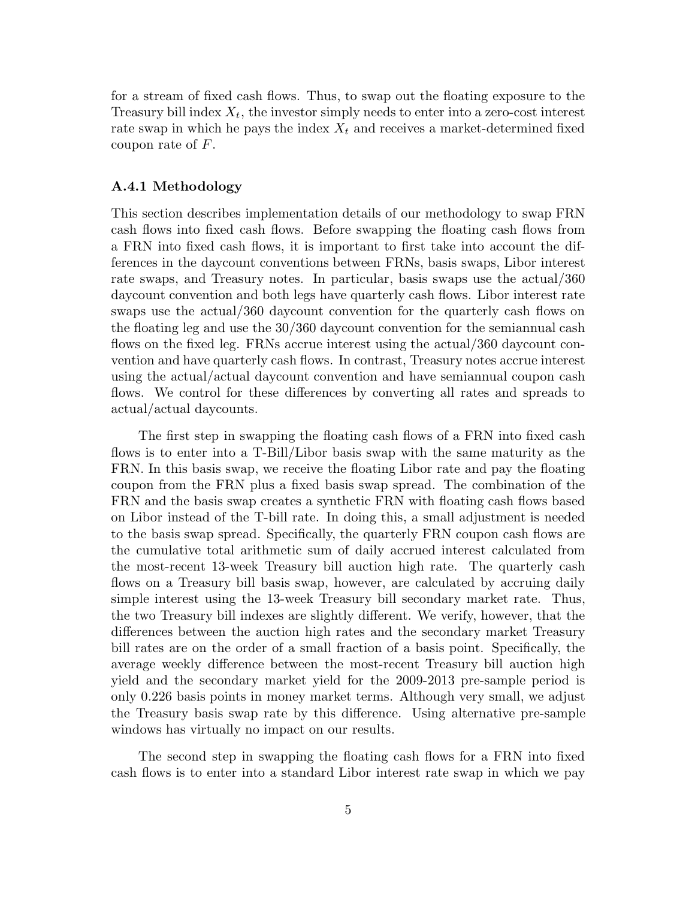for a stream of fixed cash flows. Thus, to swap out the floating exposure to the Treasury bill index $X_t$, the investor simply needs to enter into a zero-cost interest rate swap in which he pays the index $X_t$ and receives a market-determined fixed coupon rate of $F$.

### A.4.1 Methodology

This section describes implementation details of our methodology to swap FRN cash flows into fixed cash flows. Before swapping the floating cash flows from a FRN into fixed cash flows, it is important to first take into account the differences in the daycount conventions between FRNs, basis swaps, Libor interest rate swaps, and Treasury notes. In particular, basis swaps use the actual/360 daycount convention and both legs have quarterly cash flows. Libor interest rate swaps use the actual/360 daycount convention for the quarterly cash flows on the floating leg and use the 30/360 daycount convention for the semiannual cash flows on the fixed leg. FRNs accrue interest using the actual/360 daycount convention and have quarterly cash flows. In contrast, Treasury notes accrue interest using the actual/actual daycount convention and have semiannual coupon cash flows. We control for these differences by converting all rates and spreads to actual/actual daycounts.

The first step in swapping the floating cash flows of a FRN into fixed cash flows is to enter into a T-Bill/Libor basis swap with the same maturity as the FRN. In this basis swap, we receive the floating Libor rate and pay the floating coupon from the FRN plus a fixed basis swap spread. The combination of the FRN and the basis swap creates a synthetic FRN with floating cash flows based on Libor instead of the T-bill rate. In doing this, a small adjustment is needed to the basis swap spread. Specifically, the quarterly FRN coupon cash flows are the cumulative total arithmetic sum of daily accrued interest calculated from the most-recent 13-week Treasury bill auction high rate. The quarterly cash flows on a Treasury bill basis swap, however, are calculated by accruing daily simple interest using the 13-week Treasury bill secondary market rate. Thus, the two Treasury bill indexes are slightly different. We verify, however, that the differences between the auction high rates and the secondary market Treasury bill rates are on the order of a small fraction of a basis point. Specifically, the average weekly difference between the most-recent Treasury bill auction high yield and the secondary market yield for the 2009-2013 pre-sample period is only 0.226 basis points in money market terms. Although very small, we adjust the Treasury basis swap rate by this difference. Using alternative pre-sample windows has virtually no impact on our results.

The second step in swapping the floating cash flows for a FRN into fixed cash flows is to enter into a standard Libor interest rate swap in which we pay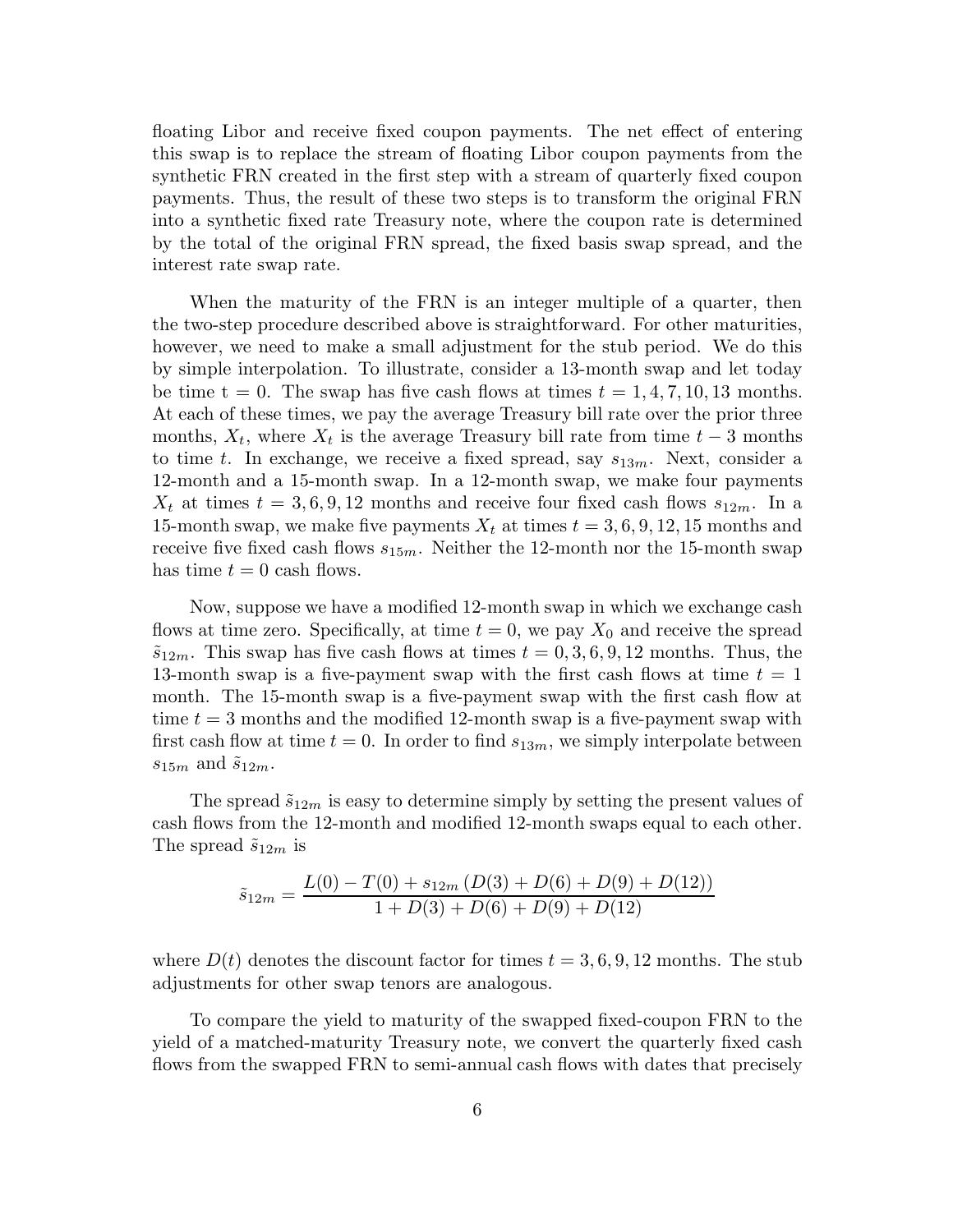floating Libor and receive fixed coupon payments. The net effect of entering this swap is to replace the stream of floating Libor coupon payments from the synthetic FRN created in the first step with a stream of quarterly fixed coupon payments. Thus, the result of these two steps is to transform the original FRN into a synthetic fixed rate Treasury note, where the coupon rate is determined by the total of the original FRN spread, the fixed basis swap spread, and the interest rate swap rate.

When the maturity of the FRN is an integer multiple of a quarter, then the two-step procedure described above is straightforward. For other maturities, however, we need to make a small adjustment for the stub period. We do this by simple interpolation. To illustrate, consider a 13-month swap and let today be time t = 0. The swap has five cash flows at times $t = 1, 4, 7, 10, 13$ months. At each of these times, we pay the average Treasury bill rate over the prior three months, $X_t$, where $X_t$ is the average Treasury bill rate from time $t - 3$ months to time $t$. In exchange, we receive a fixed spread, say $s_{13m}$. Next, consider a 12-month and a 15-month swap. In a 12-month swap, we make four payments $X_t$ at times $t = 3, 6, 9, 12$ months and receive four fixed cash flows $s_{12m}$. In a 15-month swap, we make five payments $X_t$ at times $t = 3, 6, 9, 12, 15$ months and receive five fixed cash flows $s_{15m}$. Neither the 12-month nor the 15-month swap has time $t = 0$ cash flows.

Now, suppose we have a modified 12-month swap in which we exchange cash flows at time zero. Specifically, at time $t = 0$, we pay $X_0$ and receive the spread $\tilde{s}_{12m}$. This swap has five cash flows at times $t = 0, 3, 6, 9, 12$ months. Thus, the 13-month swap is a five-payment swap with the first cash flows at time $t = 1$ month. The 15-month swap is a five-payment swap with the first cash flow at time $t = 3$ months and the modified 12-month swap is a five-payment swap with first cash flow at time $t = 0$. In order to find $s_{13m}$, we simply interpolate between $s_{15m}$ and $\tilde{s}_{12m}$.

The spread $\tilde{s}_{12m}$ is easy to determine simply by setting the present values of cash flows from the 12-month and modified 12-month swaps equal to each other. The spread $\tilde{s}_{12m}$ is

$$\tilde{s}_{12m} = \frac{L(0) - T(0) + s_{12m}\,(D(3) + D(6) + D(9) + D(12))}{1 + D(3) + D(6) + D(9) + D(12)}$$

where $D(t)$ denotes the discount factor for times $t = 3, 6, 9, 12$ months. The stub adjustments for other swap tenors are analogous.

To compare the yield to maturity of the swapped fixed-coupon FRN to the yield of a matched-maturity Treasury note, we convert the quarterly fixed cash flows from the swapped FRN to semi-annual cash flows with dates that precisely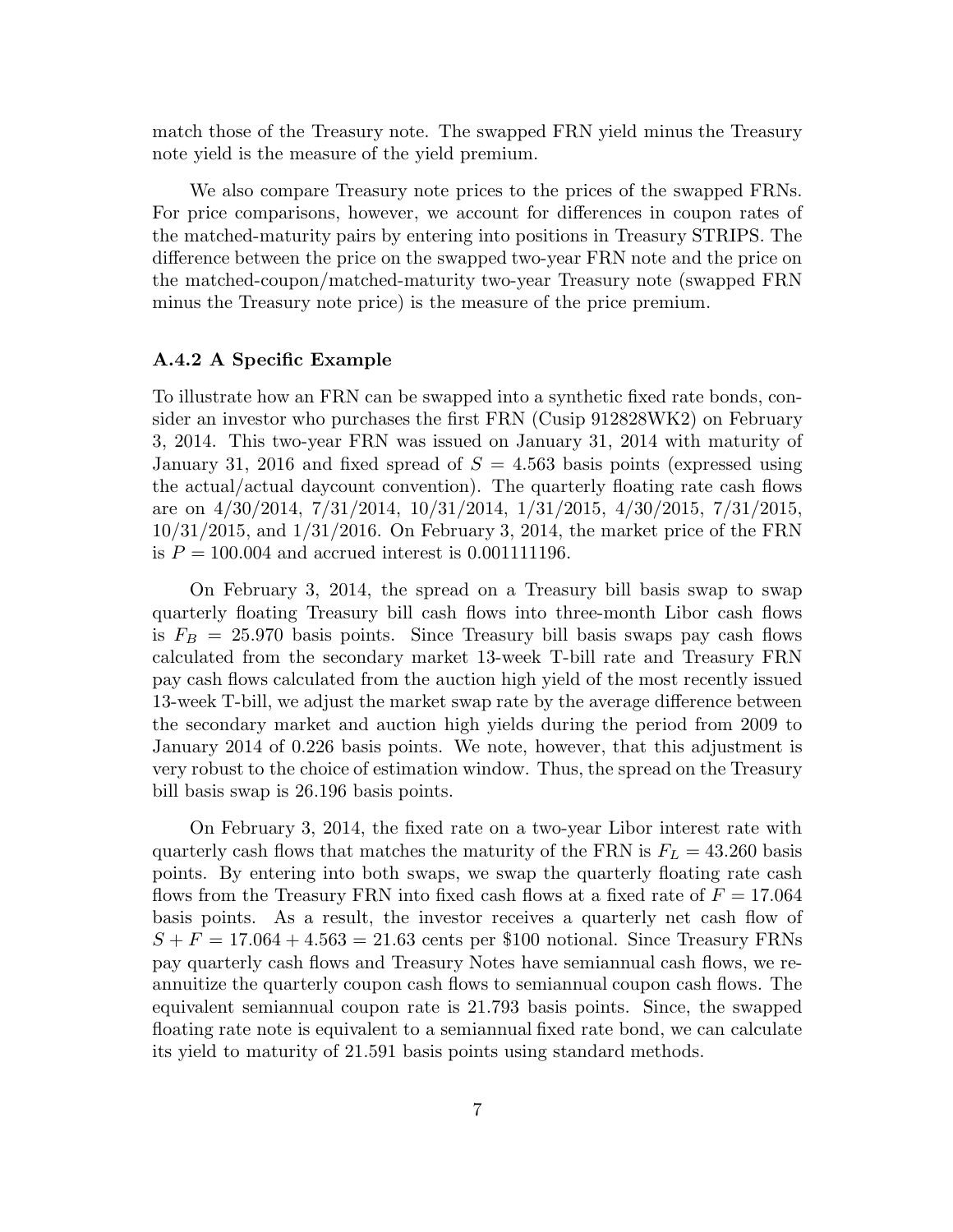match those of the Treasury note. The swapped FRN yield minus the Treasury note yield is the measure of the yield premium.

We also compare Treasury note prices to the prices of the swapped FRNs. For price comparisons, however, we account for differences in coupon rates of the matched-maturity pairs by entering into positions in Treasury STRIPS. The difference between the price on the swapped two-year FRN note and the price on the matched-coupon/matched-maturity two-year Treasury note (swapped FRN minus the Treasury note price) is the measure of the price premium.

### A.4.2 A Specific Example

To illustrate how an FRN can be swapped into a synthetic fixed rate bonds, consider an investor who purchases the first FRN (Cusip 912828WK2) on February 3, 2014. This two-year FRN was issued on January 31, 2014 with maturity of January 31, 2016 and fixed spread of $S = 4.563$ basis points (expressed using the actual/actual daycount convention). The quarterly floating rate cash flows are on 4/30/2014, 7/31/2014, 10/31/2014, 1/31/2015, 4/30/2015, 7/31/2015, 10/31/2015, and 1/31/2016. On February 3, 2014, the market price of the FRN is $P = 100.004$ and accrued interest is 0.001111196.

On February 3, 2014, the spread on a Treasury bill basis swap to swap quarterly floating Treasury bill cash flows into three-month Libor cash flows is $F_B = 25.970$ basis points. Since Treasury bill basis swaps pay cash flows calculated from the secondary market 13-week T-bill rate and Treasury FRN pay cash flows calculated from the auction high yield of the most recently issued 13-week T-bill, we adjust the market swap rate by the average difference between the secondary market and auction high yields during the period from 2009 to January 2014 of 0.226 basis points. We note, however, that this adjustment is very robust to the choice of estimation window. Thus, the spread on the Treasury bill basis swap is 26.196 basis points.

On February 3, 2014, the fixed rate on a two-year Libor interest rate with quarterly cash flows that matches the maturity of the FRN is $F_L = 43.260$ basis points. By entering into both swaps, we swap the quarterly floating rate cash flows from the Treasury FRN into fixed cash flows at a fixed rate of $F = 17.064$ basis points. As a result, the investor receives a quarterly net cash flow of $S + F = 17.064 + 4.563 = 21.63$ cents per \$100 notional. Since Treasury FRNs pay quarterly cash flows and Treasury Notes have semiannual cash flows, we re-annuitize the quarterly coupon cash flows to semiannual coupon cash flows. The equivalent semiannual coupon rate is 21.793 basis points. Since, the swapped floating rate note is equivalent to a semiannual fixed rate bond, we can calculate its yield to maturity of 21.591 basis points using standard methods.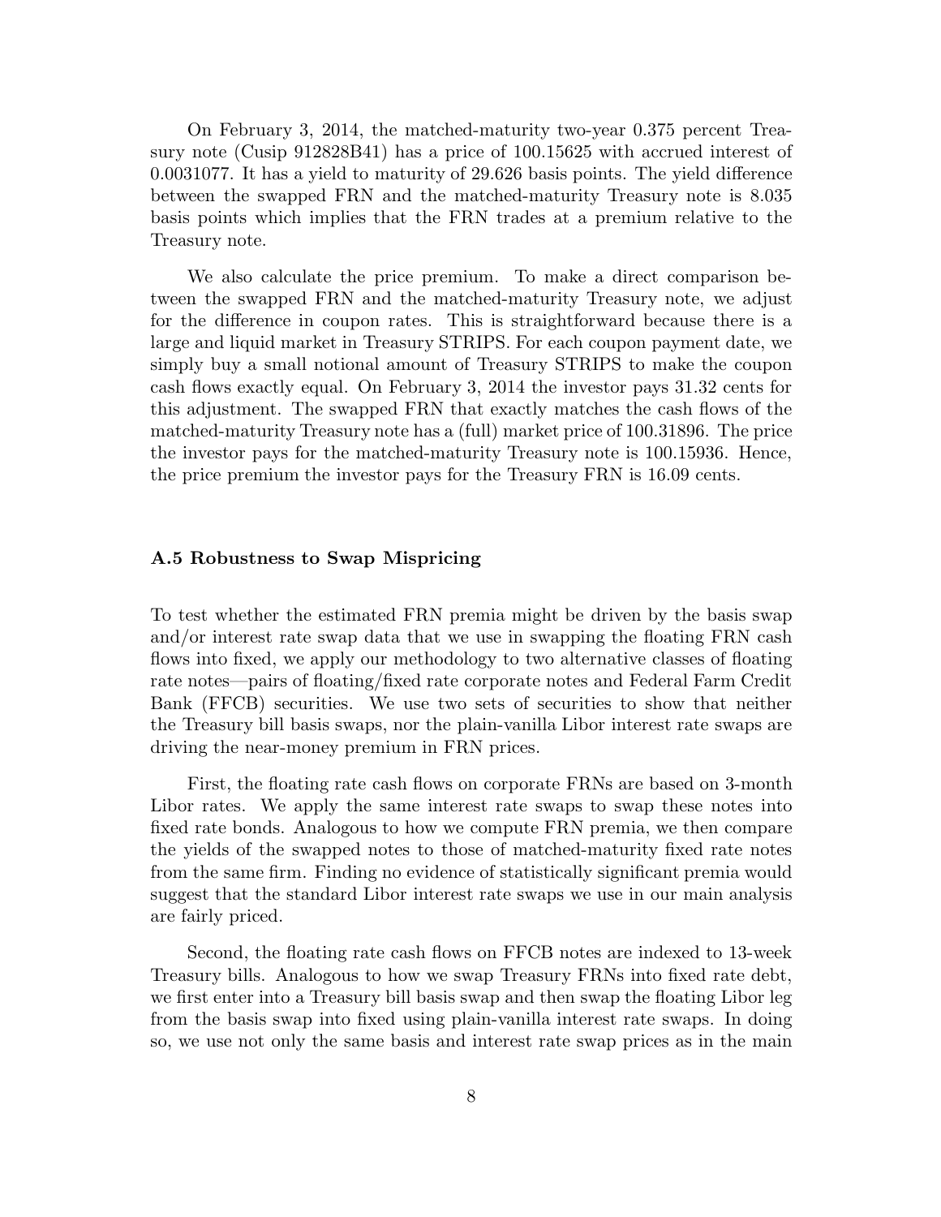On February 3, 2014, the matched-maturity two-year 0.375 percent Treasury note (Cusip 912828B41) has a price of 100.15625 with accrued interest of 0.0031077. It has a yield to maturity of 29.626 basis points. The yield difference between the swapped FRN and the matched-maturity Treasury note is 8.035 basis points which implies that the FRN trades at a premium relative to the Treasury note.

We also calculate the price premium. To make a direct comparison between the swapped FRN and the matched-maturity Treasury note, we adjust for the difference in coupon rates. This is straightforward because there is a large and liquid market in Treasury STRIPS. For each coupon payment date, we simply buy a small notional amount of Treasury STRIPS to make the coupon cash flows exactly equal. On February 3, 2014 the investor pays 31.32 cents for this adjustment. The swapped FRN that exactly matches the cash flows of the matched-maturity Treasury note has a (full) market price of 100.31896. The price the investor pays for the matched-maturity Treasury note is 100.15936. Hence, the price premium the investor pays for the Treasury FRN is 16.09 cents.

### A.5 Robustness to Swap Mispricing

To test whether the estimated FRN premia might be driven by the basis swap and/or interest rate swap data that we use in swapping the floating FRN cash flows into fixed, we apply our methodology to two alternative classes of floating rate notes—pairs of floating/fixed rate corporate notes and Federal Farm Credit Bank (FFCB) securities. We use two sets of securities to show that neither the Treasury bill basis swaps, nor the plain-vanilla Libor interest rate swaps are driving the near-money premium in FRN prices.

First, the floating rate cash flows on corporate FRNs are based on 3-month Libor rates. We apply the same interest rate swaps to swap these notes into fixed rate bonds. Analogous to how we compute FRN premia, we then compare the yields of the swapped notes to those of matched-maturity fixed rate notes from the same firm. Finding no evidence of statistically significant premia would suggest that the standard Libor interest rate swaps we use in our main analysis are fairly priced.

Second, the floating rate cash flows on FFCB notes are indexed to 13-week Treasury bills. Analogous to how we swap Treasury FRNs into fixed rate debt, we first enter into a Treasury bill basis swap and then swap the floating Libor leg from the basis swap into fixed using plain-vanilla interest rate swaps. In doing so, we use not only the same basis and interest rate swap prices as in the main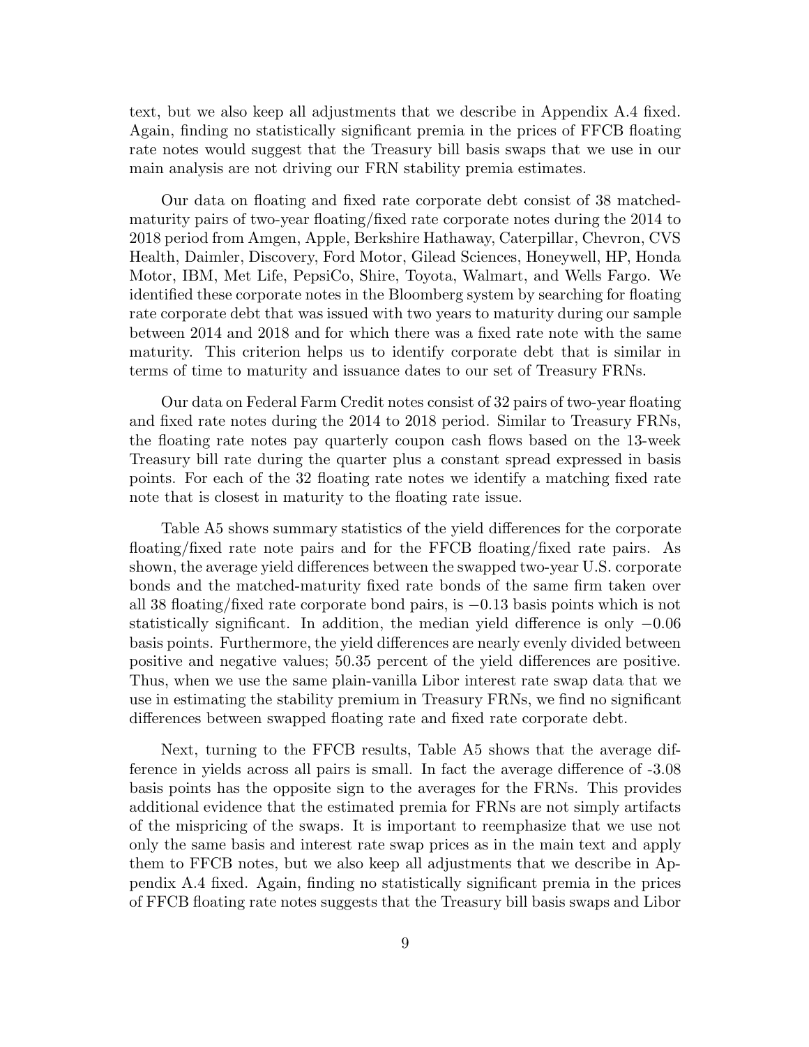text, but we also keep all adjustments that we describe in Appendix A.4 fixed. Again, finding no statistically significant premia in the prices of FFCB floating rate notes would suggest that the Treasury bill basis swaps that we use in our main analysis are not driving our FRN stability premia estimates.

Our data on floating and fixed rate corporate debt consist of 38 matched-maturity pairs of two-year floating/fixed rate corporate notes during the 2014 to 2018 period from Amgen, Apple, Berkshire Hathaway, Caterpillar, Chevron, CVS Health, Daimler, Discovery, Ford Motor, Gilead Sciences, Honeywell, HP, Honda Motor, IBM, Met Life, PepsiCo, Shire, Toyota, Walmart, and Wells Fargo. We identified these corporate notes in the Bloomberg system by searching for floating rate corporate debt that was issued with two years to maturity during our sample between 2014 and 2018 and for which there was a fixed rate note with the same maturity. This criterion helps us to identify corporate debt that is similar in terms of time to maturity and issuance dates to our set of Treasury FRNs.

Our data on Federal Farm Credit notes consist of 32 pairs of two-year floating and fixed rate notes during the 2014 to 2018 period. Similar to Treasury FRNs, the floating rate notes pay quarterly coupon cash flows based on the 13-week Treasury bill rate during the quarter plus a constant spread expressed in basis points. For each of the 32 floating rate notes we identify a matching fixed rate note that is closest in maturity to the floating rate issue.

Table A5 shows summary statistics of the yield differences for the corporate floating/fixed rate note pairs and for the FFCB floating/fixed rate pairs. As shown, the average yield differences between the swapped two-year U.S. corporate bonds and the matched-maturity fixed rate bonds of the same firm taken over all 38 floating/fixed rate corporate bond pairs, is $-0.13$ basis points which is not statistically significant. In addition, the median yield difference is only $-0.06$ basis points. Furthermore, the yield differences are nearly evenly divided between positive and negative values; 50.35 percent of the yield differences are positive. Thus, when we use the same plain-vanilla Libor interest rate swap data that we use in estimating the stability premium in Treasury FRNs, we find no significant differences between swapped floating rate and fixed rate corporate debt.

Next, turning to the FFCB results, Table A5 shows that the average difference in yields across all pairs is small. In fact the average difference of -3.08 basis points has the opposite sign to the averages for the FRNs. This provides additional evidence that the estimated premia for FRNs are not simply artifacts of the mispricing of the swaps. It is important to reemphasize that we use not only the same basis and interest rate swap prices as in the main text and apply them to FFCB notes, but we also keep all adjustments that we describe in Appendix A.4 fixed. Again, finding no statistically significant premia in the prices of FFCB floating rate notes suggests that the Treasury bill basis swaps and Libor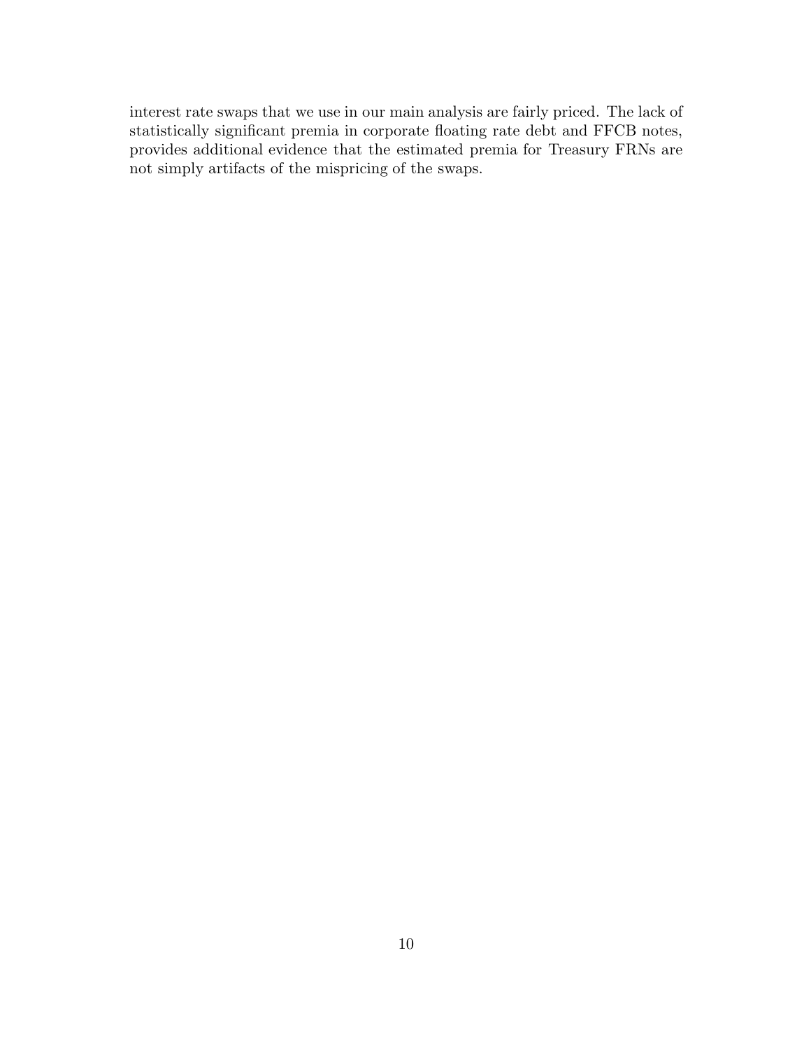interest rate swaps that we use in our main analysis are fairly priced. The lack of statistically significant premia in corporate floating rate debt and FFCB notes, provides additional evidence that the estimated premia for Treasury FRNs are not simply artifacts of the mispricing of the swaps.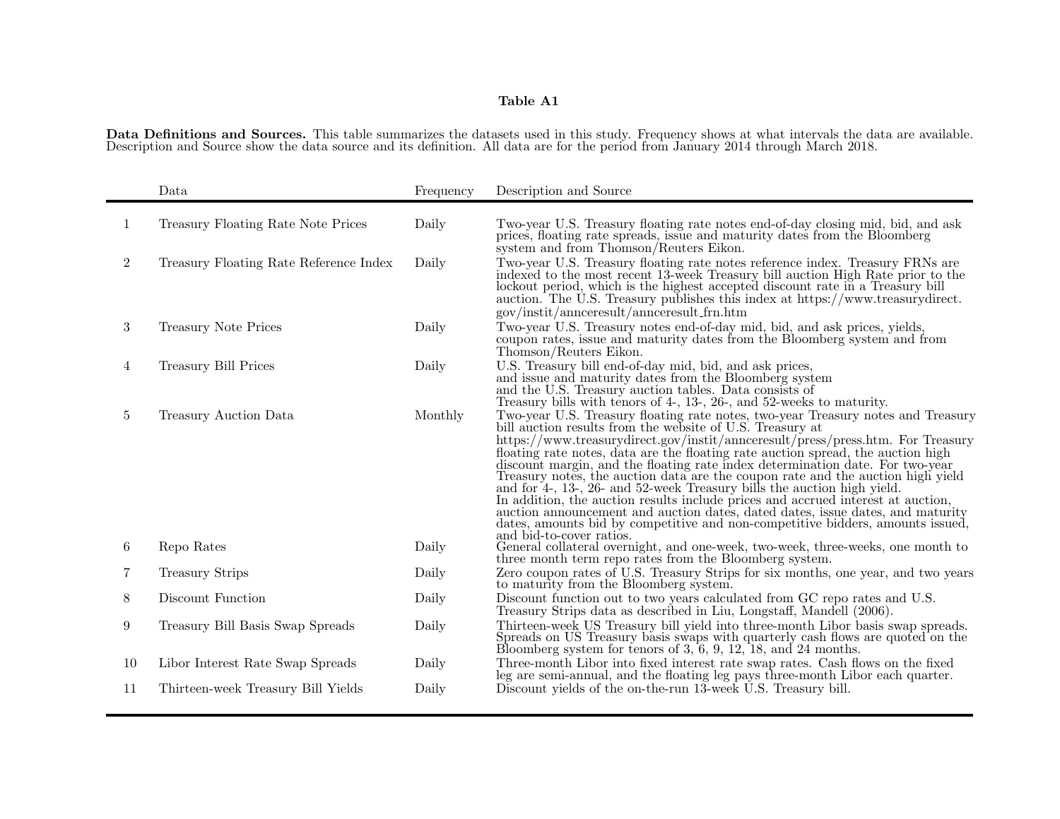**Table A1**

**Data Definitions and Sources.** This table summarizes the datasets used in this study. Frequency shows at what intervals the data are available. Description and Source show the data source and its definition. All data are for the period from January 2014 through March 2018.

| | Data | Frequency | Description and Source |
|---|---|---|---|
| 1 | Treasury Floating Rate Note Prices | Daily | Two-year U.S. Treasury floating rate notes end-of-day closing mid, bid, and ask prices, floating rate spreads, issue and maturity dates from the Bloomberg system and from Thomson/Reuters Eikon. |
| 2 | Treasury Floating Rate Reference Index | Daily | Two-year U.S. Treasury floating rate notes reference index. Treasury FRNs are indexed to the most recent 13-week Treasury bill auction High Rate prior to the lockout period, which is the highest accepted discount rate in a Treasury bill auction. The U.S. Treasury publishes this index at https://www.treasurydirect.gov/instit/annceresult/annceresult_frn.htm |
| 3 | Treasury Note Prices | Daily | Two-year U.S. Treasury notes end-of-day mid, bid, and ask prices, yields, coupon rates, issue and maturity dates from the Bloomberg system and from Thomson/Reuters Eikon. |
| 4 | Treasury Bill Prices | Daily | U.S. Treasury bill end-of-day mid, bid, and ask prices, and issue and maturity dates from the Bloomberg system and the U.S. Treasury auction tables. Data consists of Treasury bills with tenors of 4-, 13-, 26-, and 52-weeks to maturity. |
| 5 | Treasury Auction Data | Monthly | Two-year U.S. Treasury floating rate notes, two-year Treasury notes and Treasury bill auction results from the website of U.S. Treasury at https://www.treasurydirect.gov/instit/annceresult/press/press.htm. For Treasury floating rate notes, data are the floating rate auction spread, the auction high discount margin, and the floating rate index determination date. For two-year Treasury notes, the auction data are the coupon rate and the auction high yield and for 4-, 13-, 26- and 52-week Treasury bills the auction high yield. In addition, the auction results include prices and accrued interest at auction, auction announcement and auction dates, dated dates, issue dates, and maturity dates, amounts bid by competitive and non-competitive bidders, amounts issued, and bid-to-cover ratios. |
| 6 | Repo Rates | Daily | General collateral overnight, and one-week, two-week, three-weeks, one month to three month term repo rates from the Bloomberg system. |
| 7 | Treasury Strips | Daily | Zero coupon rates of U.S. Treasury Strips for six months, one year, and two years to maturity from the Bloomberg system. |
| 8 | Discount Function | Daily | Discount function out to two years calculated from GC repo rates and U.S. Treasury Strips data as described in Liu, Longstaff, Mandell (2006). |
| 9 | Treasury Bill Basis Swap Spreads | Daily | Thirteen-week US Treasury bill yield into three-month Libor basis swap spreads. Spreads on US Treasury basis swaps with quarterly cash flows are quoted on the Bloomberg system for tenors of 3, 6, 9, 12, 18, and 24 months. |
| 10 | Libor Interest Rate Swap Spreads | Daily | Three-month Libor into fixed interest rate swap rates. Cash flows on the fixed leg are semi-annual, and the floating leg pays three-month Libor each quarter. |
| 11 | Thirteen-week Treasury Bill Yields | Daily | Discount yields of the on-the-run 13-week U.S. Treasury bill. |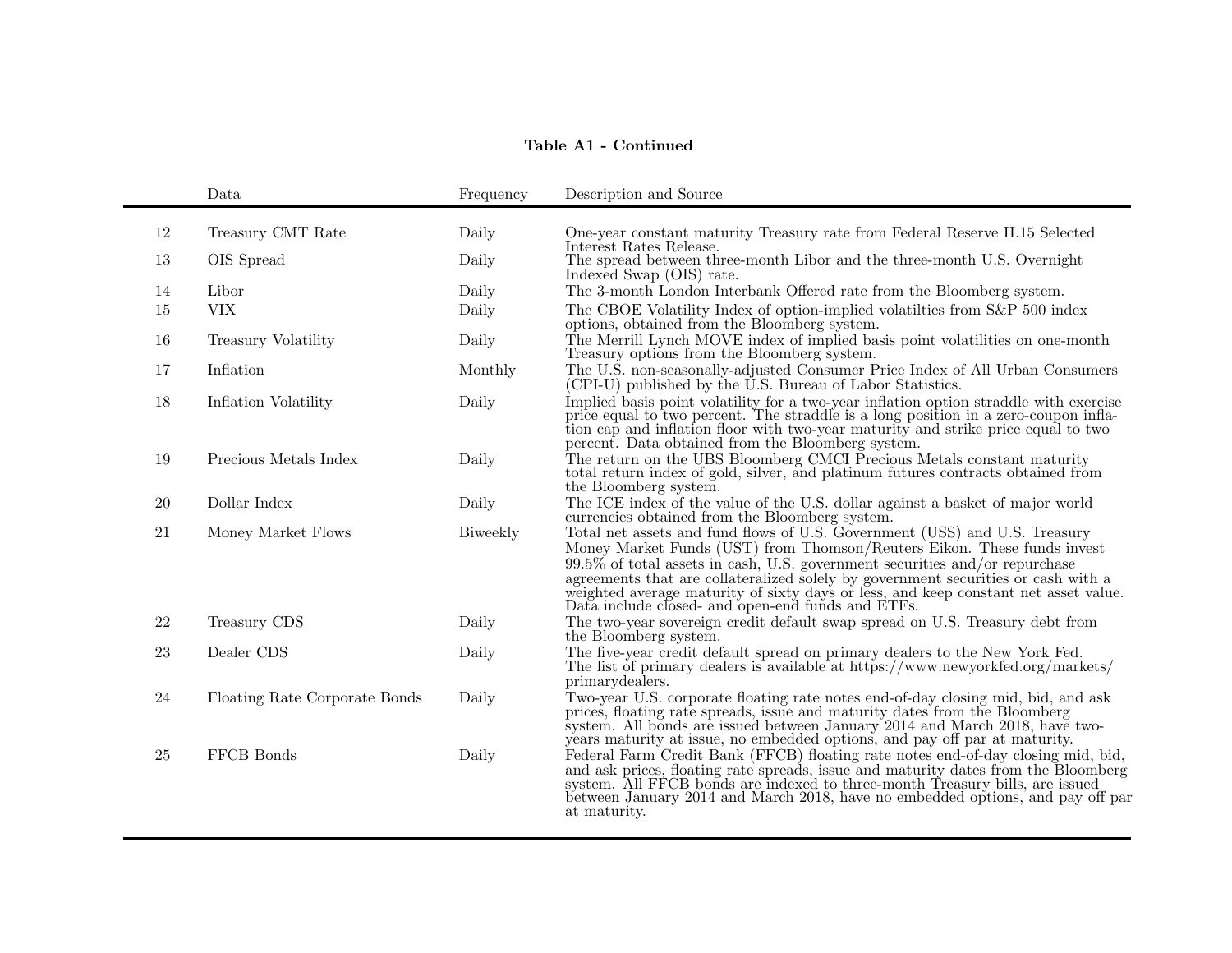**Table A1 - Continued**

| | Data | Frequency | Description and Source |
|---|---|---|---|
| 12 | Treasury CMT Rate | Daily | One-year constant maturity Treasury rate from Federal Reserve H.15 Selected Interest Rates Release. |
| 13 | OIS Spread | Daily | The spread between three-month Libor and the three-month U.S. Overnight Indexed Swap (OIS) rate. |
| 14 | Libor | Daily | The 3-month London Interbank Offered rate from the Bloomberg system. |
| 15 | VIX | Daily | The CBOE Volatility Index of option-implied volatilties from S&P 500 index options, obtained from the Bloomberg system. |
| 16 | Treasury Volatility | Daily | The Merrill Lynch MOVE index of implied basis point volatilities on one-month Treasury options from the Bloomberg system. |
| 17 | Inflation | Monthly | The U.S. non-seasonally-adjusted Consumer Price Index of All Urban Consumers (CPI-U) published by the U.S. Bureau of Labor Statistics. |
| 18 | Inflation Volatility | Daily | Implied basis point volatility for a two-year inflation option straddle with exercise price equal to two percent. The straddle is a long position in a zero-coupon inflation cap and inflation floor with two-year maturity and strike price equal to two percent. Data obtained from the Bloomberg system. |
| 19 | Precious Metals Index | Daily | The return on the UBS Bloomberg CMCI Precious Metals constant maturity total return index of gold, silver, and platinum futures contracts obtained from the Bloomberg system. |
| 20 | Dollar Index | Daily | The ICE index of the value of the U.S. dollar against a basket of major world currencies obtained from the Bloomberg system. |
| 21 | Money Market Flows | Biweekly | Total net assets and fund flows of U.S. Government (USS) and U.S. Treasury Money Market Funds (UST) from Thomson/Reuters Eikon. These funds invest 99.5% of total assets in cash, U.S. government securities and/or repurchase agreements that are collateralized solely by government securities or cash with a weighted average maturity of sixty days or less, and keep constant net asset value. Data include closed- and open-end funds and ETFs. |
| 22 | Treasury CDS | Daily | The two-year sovereign credit default swap spread on U.S. Treasury debt from the Bloomberg system. |
| 23 | Dealer CDS | Daily | The five-year credit default spread on primary dealers to the New York Fed. The list of primary dealers is available at https://www.newyorkfed.org/markets/primarydealers. |
| 24 | Floating Rate Corporate Bonds | Daily | Two-year U.S. corporate floating rate notes end-of-day closing mid, bid, and ask prices, floating rate spreads, issue and maturity dates from the Bloomberg system. All bonds are issued between January 2014 and March 2018, have two-years maturity at issue, no embedded options, and pay off par at maturity. |
| 25 | FFCB Bonds | Daily | Federal Farm Credit Bank (FFCB) floating rate notes end-of-day closing mid, bid, and ask prices, floating rate spreads, issue and maturity dates from the Bloomberg system. All FFCB bonds are indexed to three-month Treasury bills, are issued between January 2014 and March 2018, have no embedded options, and pay off par at maturity. |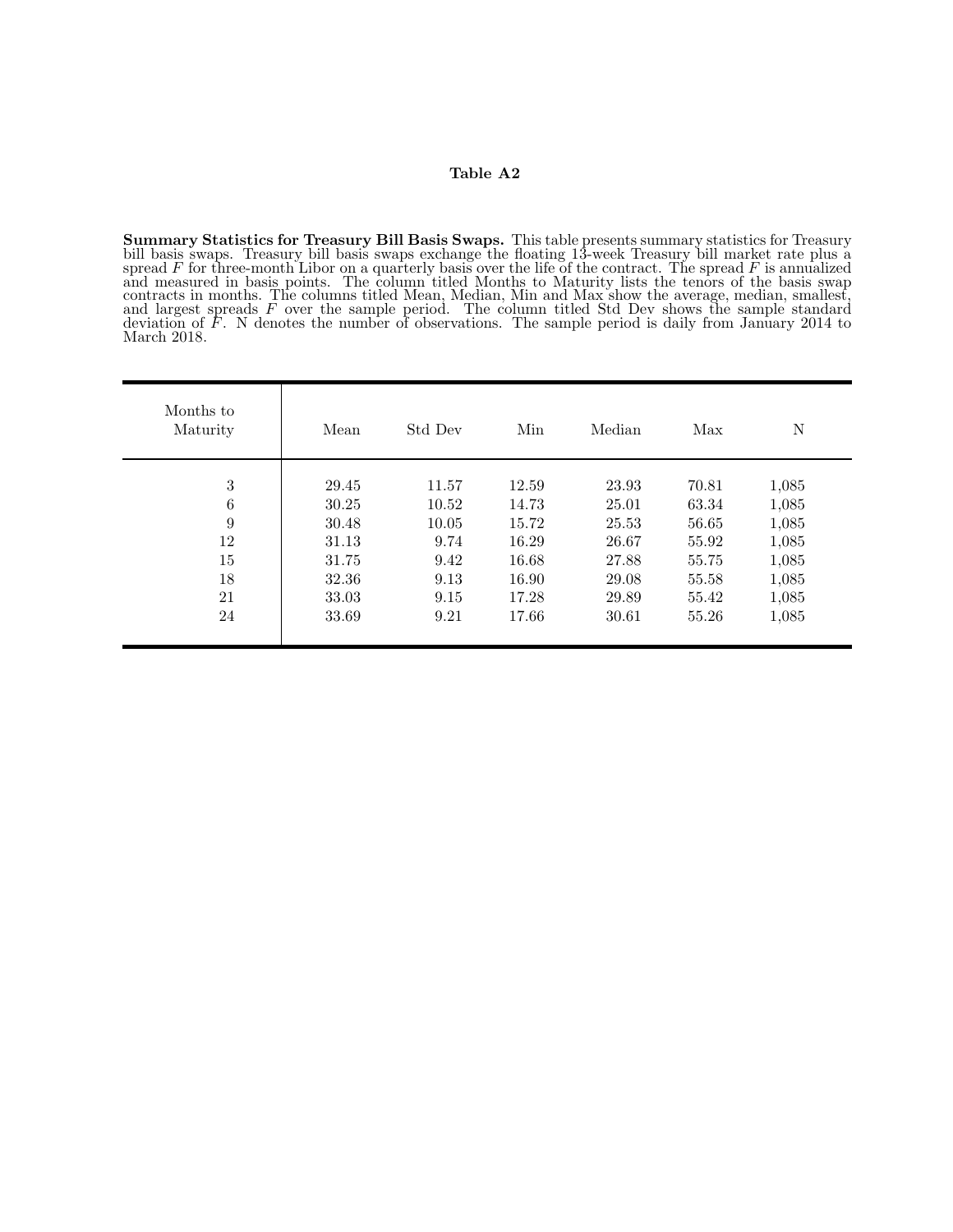**Table A2**

**Summary Statistics for Treasury Bill Basis Swaps.** This table presents summary statistics for Treasury bill basis swaps. Treasury bill basis swaps exchange the floating 13-week Treasury bill market rate plus a spread $F$ for three-month Libor on a quarterly basis over the life of the contract. The spread $F$ is annualized and measured in basis points. The column titled Months to Maturity lists the tenors of the basis swap contracts in months. The columns titled Mean, Median, Min and Max show the average, median, smallest, and largest spreads $F$ over the sample period. The column titled Std Dev shows the sample standard deviation of $F$. N denotes the number of observations. The sample period is daily from January 2014 to March 2018.

| Months to Maturity | Mean | Std Dev | Min | Median | Max | N |
|---|---|---|---|---|---|---|
| 3 | 29.45 | 11.57 | 12.59 | 23.93 | 70.81 | 1,085 |
| 6 | 30.25 | 10.52 | 14.73 | 25.01 | 63.34 | 1,085 |
| 9 | 30.48 | 10.05 | 15.72 | 25.53 | 56.65 | 1,085 |
| 12 | 31.13 | 9.74 | 16.29 | 26.67 | 55.92 | 1,085 |
| 15 | 31.75 | 9.42 | 16.68 | 27.88 | 55.75 | 1,085 |
| 18 | 32.36 | 9.13 | 16.90 | 29.08 | 55.58 | 1,085 |
| 21 | 33.03 | 9.15 | 17.28 | 29.89 | 55.42 | 1,085 |
| 24 | 33.69 | 9.21 | 17.66 | 30.61 | 55.26 | 1,085 |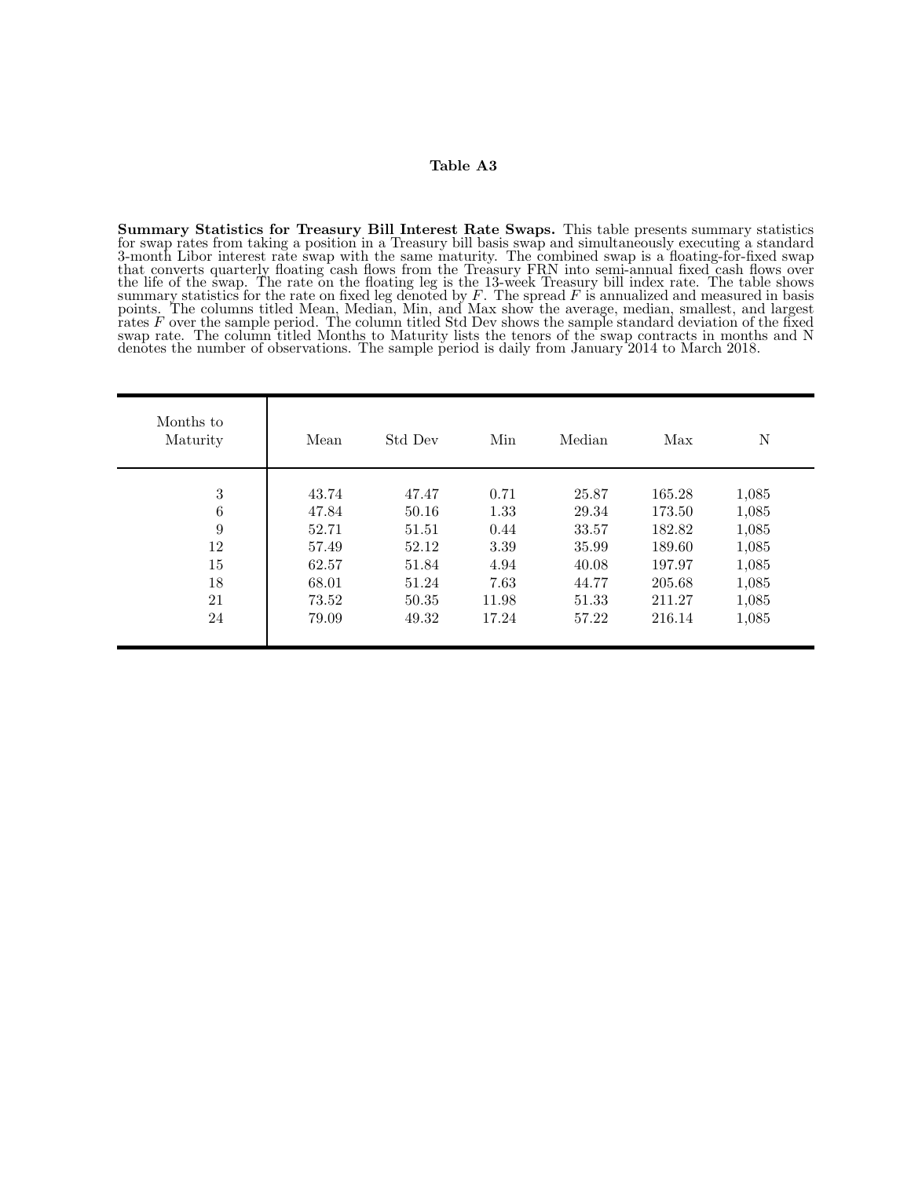**Table A3**

**Summary Statistics for Treasury Bill Interest Rate Swaps.** This table presents summary statistics for swap rates from taking a position in a Treasury bill basis swap and simultaneously executing a standard 3-month Libor interest rate swap with the same maturity. The combined swap is a floating-for-fixed swap that converts quarterly floating cash flows from the Treasury FRN into semi-annual fixed cash flows over the life of the swap. The rate on the floating leg is the 13-week Treasury bill index rate. The table shows summary statistics for the rate on fixed leg denoted by $F$. The spread $F$ is annualized and measured in basis points. The columns titled Mean, Median, Min, and Max show the average, median, smallest, and largest rates $F$ over the sample period. The column titled Std Dev shows the sample standard deviation of the fixed swap rate. The column titled Months to Maturity lists the tenors of the swap contracts in months and N denotes the number of observations. The sample period is daily from January 2014 to March 2018.

| Months to Maturity | Mean | Std Dev | Min | Median | Max | N |
|---|---|---|---|---|---|---|
| 3 | 43.74 | 47.47 | 0.71 | 25.87 | 165.28 | 1,085 |
| 6 | 47.84 | 50.16 | 1.33 | 29.34 | 173.50 | 1,085 |
| 9 | 52.71 | 51.51 | 0.44 | 33.57 | 182.82 | 1,085 |
| 12 | 57.49 | 52.12 | 3.39 | 35.99 | 189.60 | 1,085 |
| 15 | 62.57 | 51.84 | 4.94 | 40.08 | 197.97 | 1,085 |
| 18 | 68.01 | 51.24 | 7.63 | 44.77 | 205.68 | 1,085 |
| 21 | 73.52 | 50.35 | 11.98 | 51.33 | 211.27 | 1,085 |
| 24 | 79.09 | 49.32 | 17.24 | 57.22 | 216.14 | 1,085 |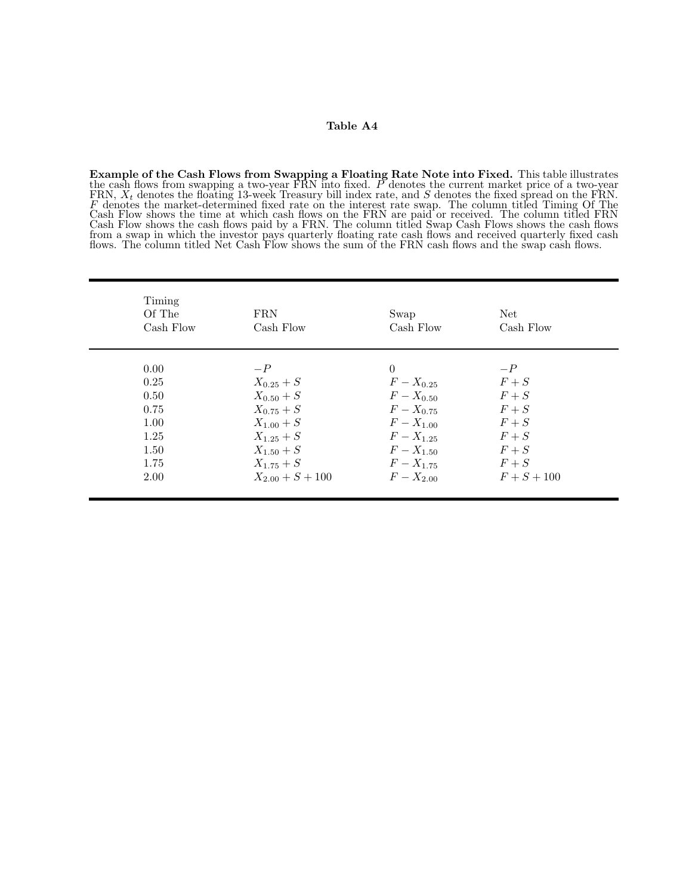# Table A4

**Example of the Cash Flows from Swapping a Floating Rate Note into Fixed.** This table illustrates the cash flows from swapping a two-year FRN into fixed. $P$ denotes the current market price of a two-year FRN, $X_t$ denotes the floating 13-week Treasury bill index rate, and $S$ denotes the fixed spread on the FRN. $F$ denotes the market-determined fixed rate on the interest rate swap. The column titled Timing Of The Cash Flow shows the time at which cash flows on the FRN are paid or received. The column titled FRN Cash Flow shows the cash flows paid by a FRN. The column titled Swap Cash Flows shows the cash flows from a swap in which the investor pays quarterly floating rate cash flows and received quarterly fixed cash flows. The column titled Net Cash Flow shows the sum of the FRN cash flows and the swap cash flows.

| Timing Of The Cash Flow | FRN Cash Flow | Swap Cash Flow | Net Cash Flow |
|---|---|---|---|
| 0.00 | $-P$ | $0$ | $-P$ |
| 0.25 | $X_{0.25} + S$ | $F - X_{0.25}$ | $F + S$ |
| 0.50 | $X_{0.50} + S$ | $F - X_{0.50}$ | $F + S$ |
| 0.75 | $X_{0.75} + S$ | $F - X_{0.75}$ | $F + S$ |
| 1.00 | $X_{1.00} + S$ | $F - X_{1.00}$ | $F + S$ |
| 1.25 | $X_{1.25} + S$ | $F - X_{1.25}$ | $F + S$ |
| 1.50 | $X_{1.50} + S$ | $F - X_{1.50}$ | $F + S$ |
| 1.75 | $X_{1.75} + S$ | $F - X_{1.75}$ | $F + S$ |
| 2.00 | $X_{2.00} + S + 100$ | $F - X_{2.00}$ | $F + S + 100$ |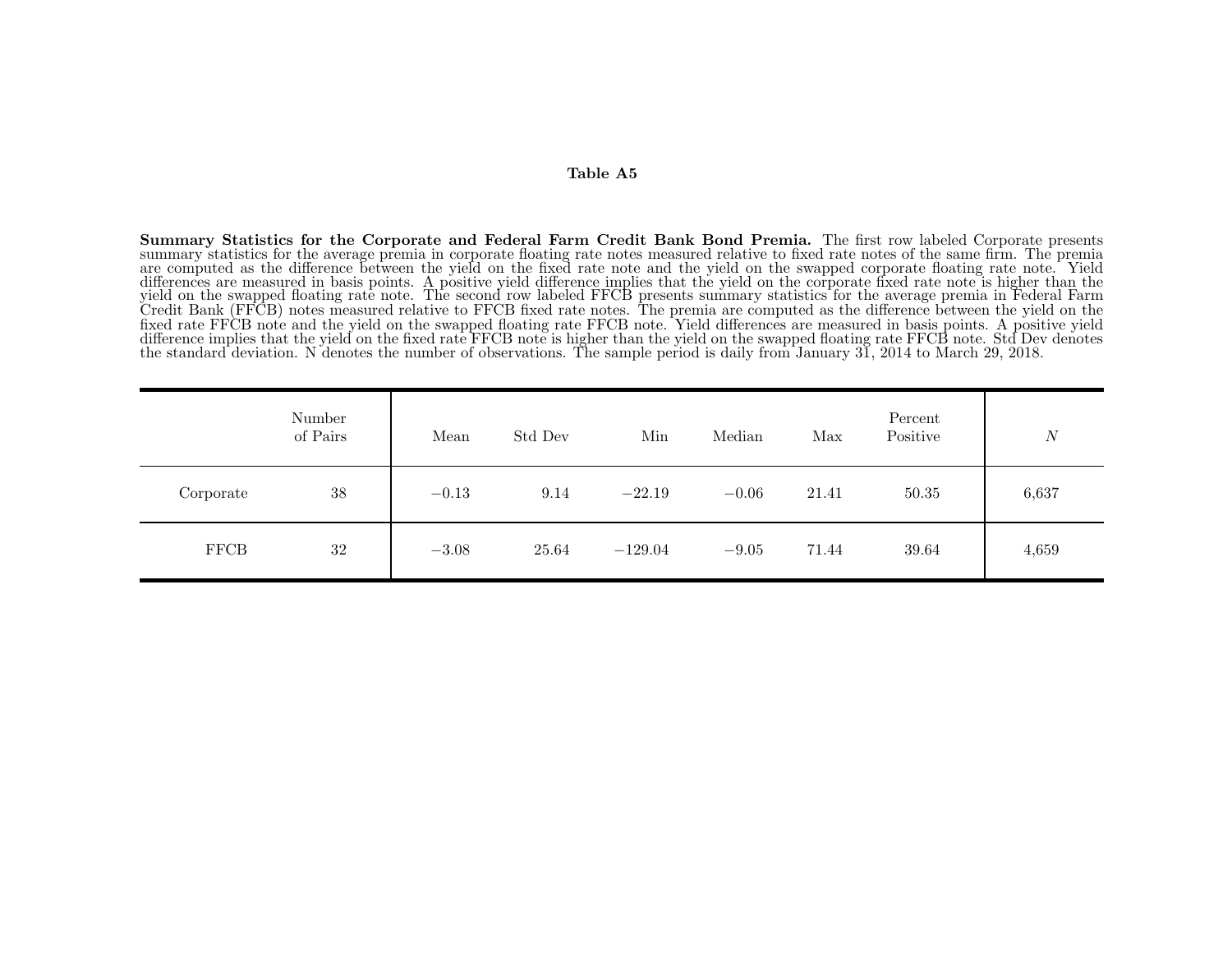**Table A5**

**Summary Statistics for the Corporate and Federal Farm Credit Bank Bond Premia.** The first row labeled Corporate presents summary statistics for the average premia in corporate floating rate notes measured relative to fixed rate notes of the same firm. The premia are computed as the difference between the yield on the fixed rate note and the yield on the swapped corporate floating rate note. Yield differences are measured in basis points. A positive yield difference implies that the yield on the corporate fixed rate note is higher than the yield on the swapped floating rate note. The second row labeled FFCB presents summary statistics for the average premia in Federal Farm Credit Bank (FFCB) notes measured relative to FFCB fixed rate notes. The premia are computed as the difference between the yield on the fixed rate FFCB note and the yield on the swapped floating rate FFCB note. Yield differences are measured in basis points. A positive yield difference implies that the yield on the fixed rate FFCB note is higher than the yield on the swapped floating rate FFCB note. Std Dev denotes the standard deviation. N denotes the number of observations. The sample period is daily from January 31, 2014 to March 29, 2018.

| | Number of Pairs | Mean | Std Dev | Min | Median | Max | Percent Positive | $N$ |
|---|---|---|---|---|---|---|---|---|
| Corporate | 38 | −0.13 | 9.14 | −22.19 | −0.06 | 21.41 | 50.35 | 6,637 |
| FFCB | 32 | −3.08 | 25.64 | −129.04 | −9.05 | 71.44 | 39.64 | 4,659 |